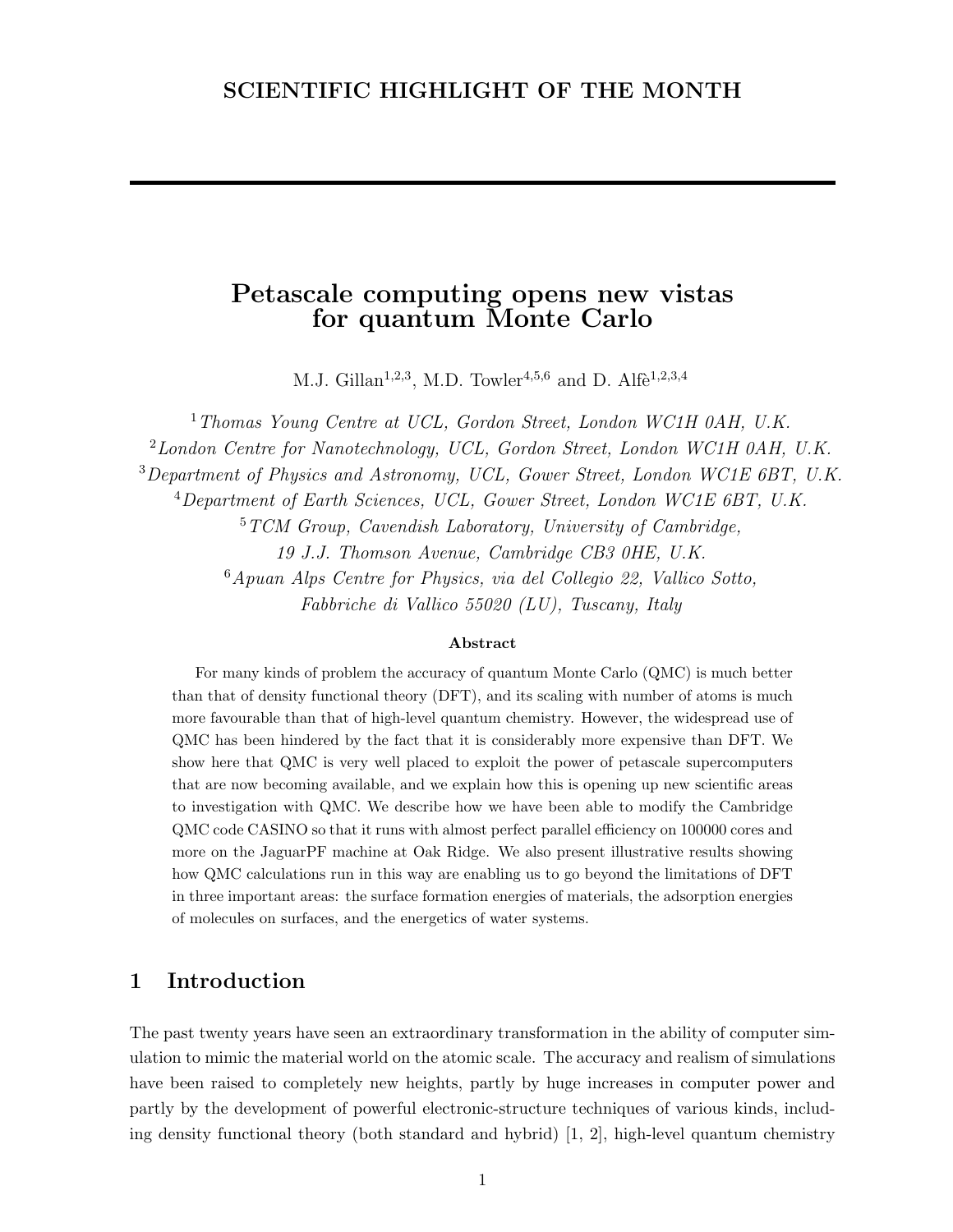# SCIENTIFIC HIGHLIGHT OF THE MONTH

---

# Petascale computing opens new vistas for quantum Monte Carlo

M.J. Gillan[1,2,3], M.D. Towler[4,5,6] and D. Alfè[1,2,3,4]

[1] *Thomas Young Centre at UCL, Gordon Street, London WC1H 0AH, U.K.*
[2] *London Centre for Nanotechnology, UCL, Gordon Street, London WC1H 0AH, U.K.*
[3] *Department of Physics and Astronomy, UCL, Gower Street, London WC1E 6BT, U.K.*
[4] *Department of Earth Sciences, UCL, Gower Street, London WC1E 6BT, U.K.*
[5] *TCM Group, Cavendish Laboratory, University of Cambridge, 19 J.J. Thomson Avenue, Cambridge CB3 0HE, U.K.*
[6] *Apuan Alps Centre for Physics, via del Collegio 22, Vallico Sotto, Fabbriche di Vallico 55020 (LU), Tuscany, Italy*

**Abstract**

For many kinds of problem the accuracy of quantum Monte Carlo (QMC) is much better than that of density functional theory (DFT), and its scaling with number of atoms is much more favourable than that of high-level quantum chemistry. However, the widespread use of QMC has been hindered by the fact that it is considerably more expensive than DFT. We show here that QMC is very well placed to exploit the power of petascale supercomputers that are now becoming available, and we explain how this is opening up new scientific areas to investigation with QMC. We describe how we have been able to modify the Cambridge QMC code CASINO so that it runs with almost perfect parallel efficiency on 100000 cores and more on the JaguarPF machine at Oak Ridge. We also present illustrative results showing how QMC calculations run in this way are enabling us to go beyond the limitations of DFT in three important areas: the surface formation energies of materials, the adsorption energies of molecules on surfaces, and the energetics of water systems.

## 1 Introduction

The past twenty years have seen an extraordinary transformation in the ability of computer simulation to mimic the material world on the atomic scale. The accuracy and realism of simulations have been raised to completely new heights, partly by huge increases in computer power and partly by the development of powerful electronic-structure techniques of various kinds, including density functional theory (both standard and hybrid) [1, 2], high-level quantum chemistry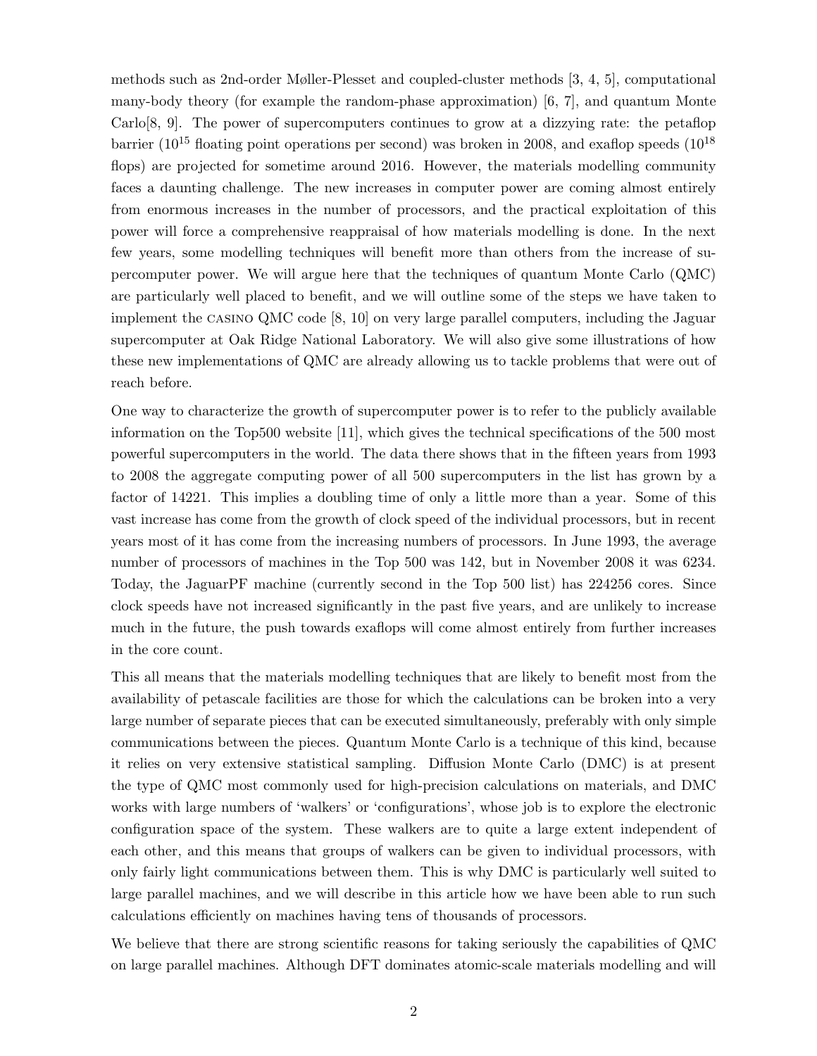methods such as 2nd-order Møller-Plesset and coupled-cluster methods [3, 4, 5], computational many-body theory (for example the random-phase approximation) [6, 7], and quantum Monte Carlo[8, 9]. The power of supercomputers continues to grow at a dizzying rate: the petaflop barrier ($10^{15}$ floating point operations per second) was broken in 2008, and exaflop speeds ($10^{18}$ flops) are projected for sometime around 2016. However, the materials modelling community faces a daunting challenge. The new increases in computer power are coming almost entirely from enormous increases in the number of processors, and the practical exploitation of this power will force a comprehensive reappraisal of how materials modelling is done. In the next few years, some modelling techniques will benefit more than others from the increase of supercomputer power. We will argue here that the techniques of quantum Monte Carlo (QMC) are particularly well placed to benefit, and we will outline some of the steps we have taken to implement the CASINO QMC code [8, 10] on very large parallel computers, including the Jaguar supercomputer at Oak Ridge National Laboratory. We will also give some illustrations of how these new implementations of QMC are already allowing us to tackle problems that were out of reach before.

One way to characterize the growth of supercomputer power is to refer to the publicly available information on the Top500 website [11], which gives the technical specifications of the 500 most powerful supercomputers in the world. The data there shows that in the fifteen years from 1993 to 2008 the aggregate computing power of all 500 supercomputers in the list has grown by a factor of 14221. This implies a doubling time of only a little more than a year. Some of this vast increase has come from the growth of clock speed of the individual processors, but in recent years most of it has come from the increasing numbers of processors. In June 1993, the average number of processors of machines in the Top 500 was 142, but in November 2008 it was 6234. Today, the JaguarPF machine (currently second in the Top 500 list) has 224256 cores. Since clock speeds have not increased significantly in the past five years, and are unlikely to increase much in the future, the push towards exaflops will come almost entirely from further increases in the core count.

This all means that the materials modelling techniques that are likely to benefit most from the availability of petascale facilities are those for which the calculations can be broken into a very large number of separate pieces that can be executed simultaneously, preferably with only simple communications between the pieces. Quantum Monte Carlo is a technique of this kind, because it relies on very extensive statistical sampling. Diffusion Monte Carlo (DMC) is at present the type of QMC most commonly used for high-precision calculations on materials, and DMC works with large numbers of 'walkers' or 'configurations', whose job is to explore the electronic configuration space of the system. These walkers are to quite a large extent independent of each other, and this means that groups of walkers can be given to individual processors, with only fairly light communications between them. This is why DMC is particularly well suited to large parallel machines, and we will describe in this article how we have been able to run such calculations efficiently on machines having tens of thousands of processors.

We believe that there are strong scientific reasons for taking seriously the capabilities of QMC on large parallel machines. Although DFT dominates atomic-scale materials modelling and will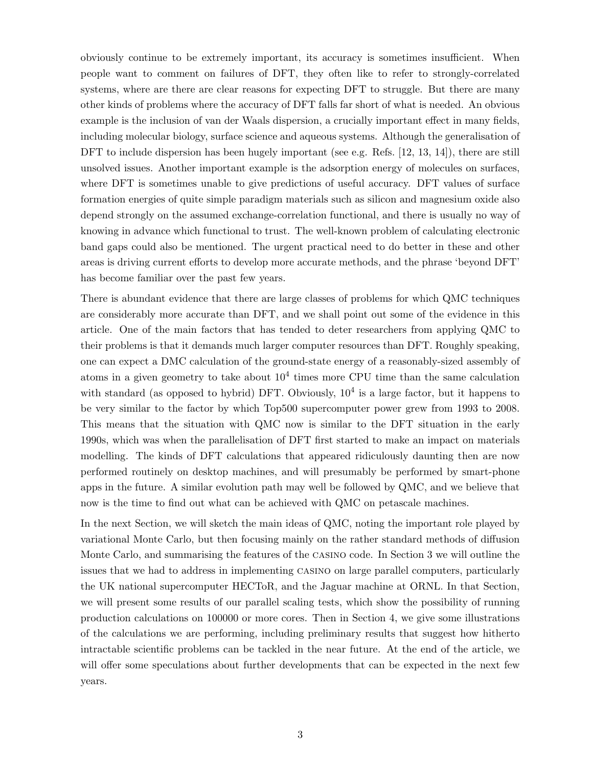obviously continue to be extremely important, its accuracy is sometimes insufficient. When people want to comment on failures of DFT, they often like to refer to strongly-correlated systems, where are there are clear reasons for expecting DFT to struggle. But there are many other kinds of problems where the accuracy of DFT falls far short of what is needed. An obvious example is the inclusion of van der Waals dispersion, a crucially important effect in many fields, including molecular biology, surface science and aqueous systems. Although the generalisation of DFT to include dispersion has been hugely important (see e.g. Refs. [12, 13, 14]), there are still unsolved issues. Another important example is the adsorption energy of molecules on surfaces, where DFT is sometimes unable to give predictions of useful accuracy. DFT values of surface formation energies of quite simple paradigm materials such as silicon and magnesium oxide also depend strongly on the assumed exchange-correlation functional, and there is usually no way of knowing in advance which functional to trust. The well-known problem of calculating electronic band gaps could also be mentioned. The urgent practical need to do better in these and other areas is driving current efforts to develop more accurate methods, and the phrase 'beyond DFT' has become familiar over the past few years.

There is abundant evidence that there are large classes of problems for which QMC techniques are considerably more accurate than DFT, and we shall point out some of the evidence in this article. One of the main factors that has tended to deter researchers from applying QMC to their problems is that it demands much larger computer resources than DFT. Roughly speaking, one can expect a DMC calculation of the ground-state energy of a reasonably-sized assembly of atoms in a given geometry to take about $10^4$ times more CPU time than the same calculation with standard (as opposed to hybrid) DFT. Obviously, $10^4$ is a large factor, but it happens to be very similar to the factor by which Top500 supercomputer power grew from 1993 to 2008. This means that the situation with QMC now is similar to the DFT situation in the early 1990s, which was when the parallelisation of DFT first started to make an impact on materials modelling. The kinds of DFT calculations that appeared ridiculously daunting then are now performed routinely on desktop machines, and will presumably be performed by smart-phone apps in the future. A similar evolution path may well be followed by QMC, and we believe that now is the time to find out what can be achieved with QMC on petascale machines.

In the next Section, we will sketch the main ideas of QMC, noting the important role played by variational Monte Carlo, but then focusing mainly on the rather standard methods of diffusion Monte Carlo, and summarising the features of the CASINO code. In Section 3 we will outline the issues that we had to address in implementing CASINO on large parallel computers, particularly the UK national supercomputer HECToR, and the Jaguar machine at ORNL. In that Section, we will present some results of our parallel scaling tests, which show the possibility of running production calculations on 100000 or more cores. Then in Section 4, we give some illustrations of the calculations we are performing, including preliminary results that suggest how hitherto intractable scientific problems can be tackled in the near future. At the end of the article, we will offer some speculations about further developments that can be expected in the next few years.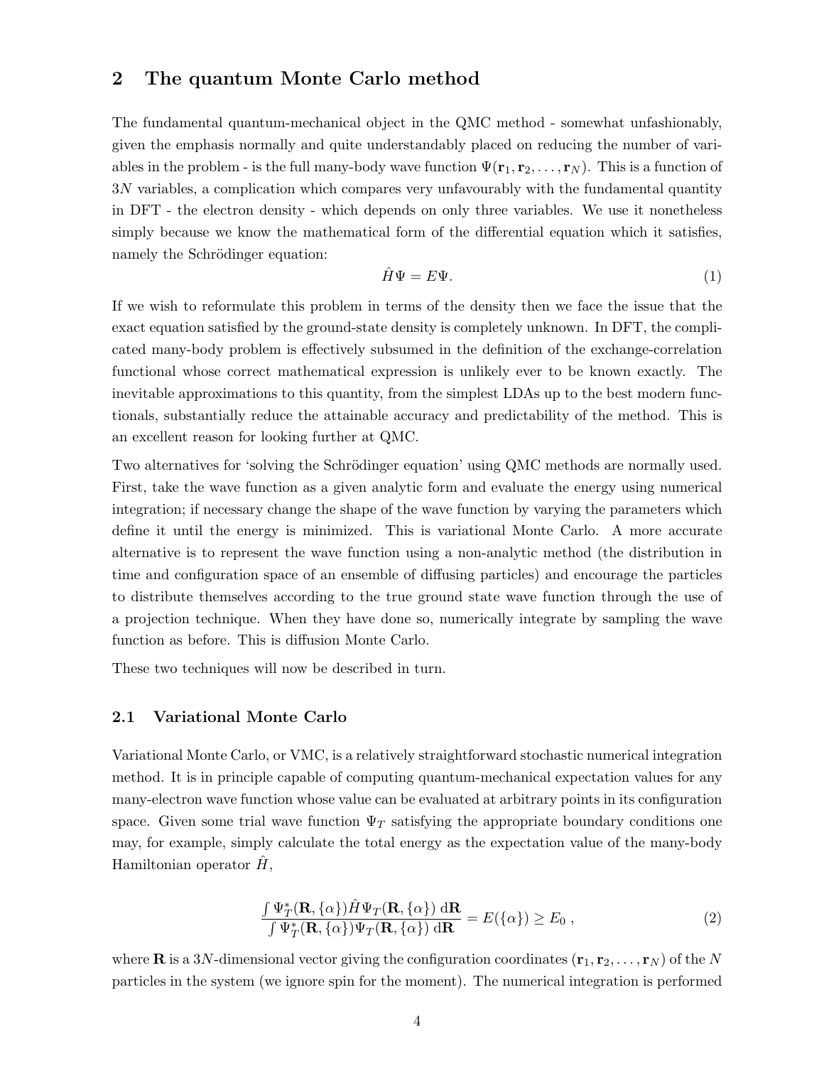## 2 The quantum Monte Carlo method

The fundamental quantum-mechanical object in the QMC method - somewhat unfashionably, given the emphasis normally and quite understandably placed on reducing the number of variables in the problem - is the full many-body wave function $\Psi(\mathbf{r}_1, \mathbf{r}_2, \ldots, \mathbf{r}_N)$. This is a function of $3N$ variables, a complication which compares very unfavourably with the fundamental quantity in DFT - the electron density - which depends on only three variables. We use it nonetheless simply because we know the mathematical form of the differential equation which it satisfies, namely the Schrödinger equation:

$$\hat{H}\Psi = E\Psi. \tag{1}$$

If we wish to reformulate this problem in terms of the density then we face the issue that the exact equation satisfied by the ground-state density is completely unknown. In DFT, the complicated many-body problem is effectively subsumed in the definition of the exchange-correlation functional whose correct mathematical expression is unlikely ever to be known exactly. The inevitable approximations to this quantity, from the simplest LDAs up to the best modern functionals, substantially reduce the attainable accuracy and predictability of the method. This is an excellent reason for looking further at QMC.

Two alternatives for 'solving the Schrödinger equation' using QMC methods are normally used. First, take the wave function as a given analytic form and evaluate the energy using numerical integration; if necessary change the shape of the wave function by varying the parameters which define it until the energy is minimized. This is variational Monte Carlo. A more accurate alternative is to represent the wave function using a non-analytic method (the distribution in time and configuration space of an ensemble of diffusing particles) and encourage the particles to distribute themselves according to the true ground state wave function through the use of a projection technique. When they have done so, numerically integrate by sampling the wave function as before. This is diffusion Monte Carlo.

These two techniques will now be described in turn.

### 2.1 Variational Monte Carlo

Variational Monte Carlo, or VMC, is a relatively straightforward stochastic numerical integration method. It is in principle capable of computing quantum-mechanical expectation values for any many-electron wave function whose value can be evaluated at arbitrary points in its configuration space. Given some trial wave function $\Psi_T$ satisfying the appropriate boundary conditions one may, for example, simply calculate the total energy as the expectation value of the many-body Hamiltonian operator $\hat{H}$,

$$\frac{\int \Psi_T^*(\mathbf{R}, \{\alpha\}) \hat{H} \Psi_T(\mathbf{R}, \{\alpha\}) \, \mathrm{d}\mathbf{R}}{\int \Psi_T^*(\mathbf{R}, \{\alpha\}) \Psi_T(\mathbf{R}, \{\alpha\}) \, \mathrm{d}\mathbf{R}} = E(\{\alpha\}) \geq E_0 \, , \tag{2}$$

where $\mathbf{R}$ is a $3N$-dimensional vector giving the configuration coordinates $(\mathbf{r}_1, \mathbf{r}_2, \ldots, \mathbf{r}_N)$ of the $N$ particles in the system (we ignore spin for the moment). The numerical integration is performed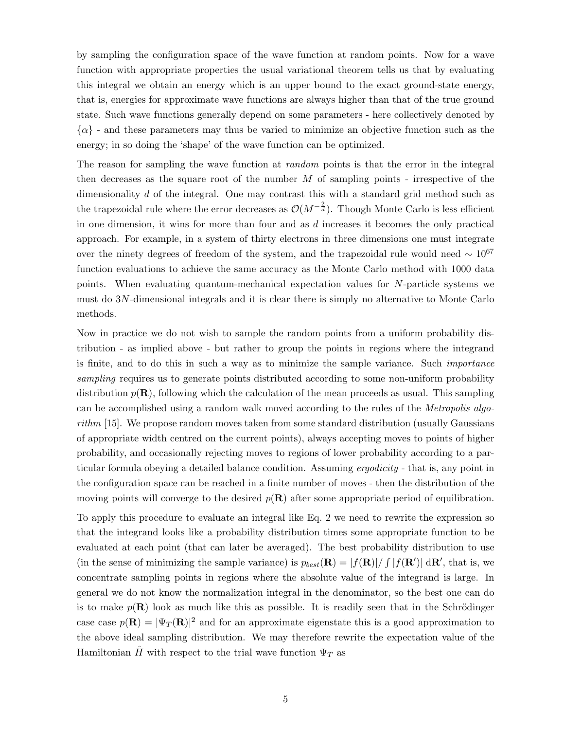by sampling the configuration space of the wave function at random points. Now for a wave function with appropriate properties the usual variational theorem tells us that by evaluating this integral we obtain an energy which is an upper bound to the exact ground-state energy, that is, energies for approximate wave functions are always higher than that of the true ground state. Such wave functions generally depend on some parameters - here collectively denoted by $\{\alpha\}$ - and these parameters may thus be varied to minimize an objective function such as the energy; in so doing the 'shape' of the wave function can be optimized.

The reason for sampling the wave function at *random* points is that the error in the integral then decreases as the square root of the number $M$ of sampling points - irrespective of the dimensionality $d$ of the integral. One may contrast this with a standard grid method such as the trapezoidal rule where the error decreases as $\mathcal{O}(M^{-\frac{2}{d}})$. Though Monte Carlo is less efficient in one dimension, it wins for more than four and as $d$ increases it becomes the only practical approach. For example, in a system of thirty electrons in three dimensions one must integrate over the ninety degrees of freedom of the system, and the trapezoidal rule would need $\sim 10^{67}$ function evaluations to achieve the same accuracy as the Monte Carlo method with 1000 data points. When evaluating quantum-mechanical expectation values for $N$-particle systems we must do $3N$-dimensional integrals and it is clear there is simply no alternative to Monte Carlo methods.

Now in practice we do not wish to sample the random points from a uniform probability distribution - as implied above - but rather to group the points in regions where the integrand is finite, and to do this in such a way as to minimize the sample variance. Such *importance sampling* requires us to generate points distributed according to some non-uniform probability distribution $p(\mathbf{R})$, following which the calculation of the mean proceeds as usual. This sampling can be accomplished using a random walk moved according to the rules of the *Metropolis algorithm* [15]. We propose random moves taken from some standard distribution (usually Gaussians of appropriate width centred on the current points), always accepting moves to points of higher probability, and occasionally rejecting moves to regions of lower probability according to a particular formula obeying a detailed balance condition. Assuming *ergodicity* - that is, any point in the configuration space can be reached in a finite number of moves - then the distribution of the moving points will converge to the desired $p(\mathbf{R})$ after some appropriate period of equilibration.

To apply this procedure to evaluate an integral like Eq. 2 we need to rewrite the expression so that the integrand looks like a probability distribution times some appropriate function to be evaluated at each point (that can later be averaged). The best probability distribution to use (in the sense of minimizing the sample variance) is $p_{best}(\mathbf{R}) = |f(\mathbf{R})| / \int |f(\mathbf{R}')| \, \mathrm{d}\mathbf{R}'$, that is, we concentrate sampling points in regions where the absolute value of the integrand is large. In general we do not know the normalization integral in the denominator, so the best one can do is to make $p(\mathbf{R})$ look as much like this as possible. It is readily seen that in the Schrödinger case case $p(\mathbf{R}) = |\Psi_T(\mathbf{R})|^2$ and for an approximate eigenstate this is a good approximation to the above ideal sampling distribution. We may therefore rewrite the expectation value of the Hamiltonian $\hat{H}$ with respect to the trial wave function $\Psi_T$ as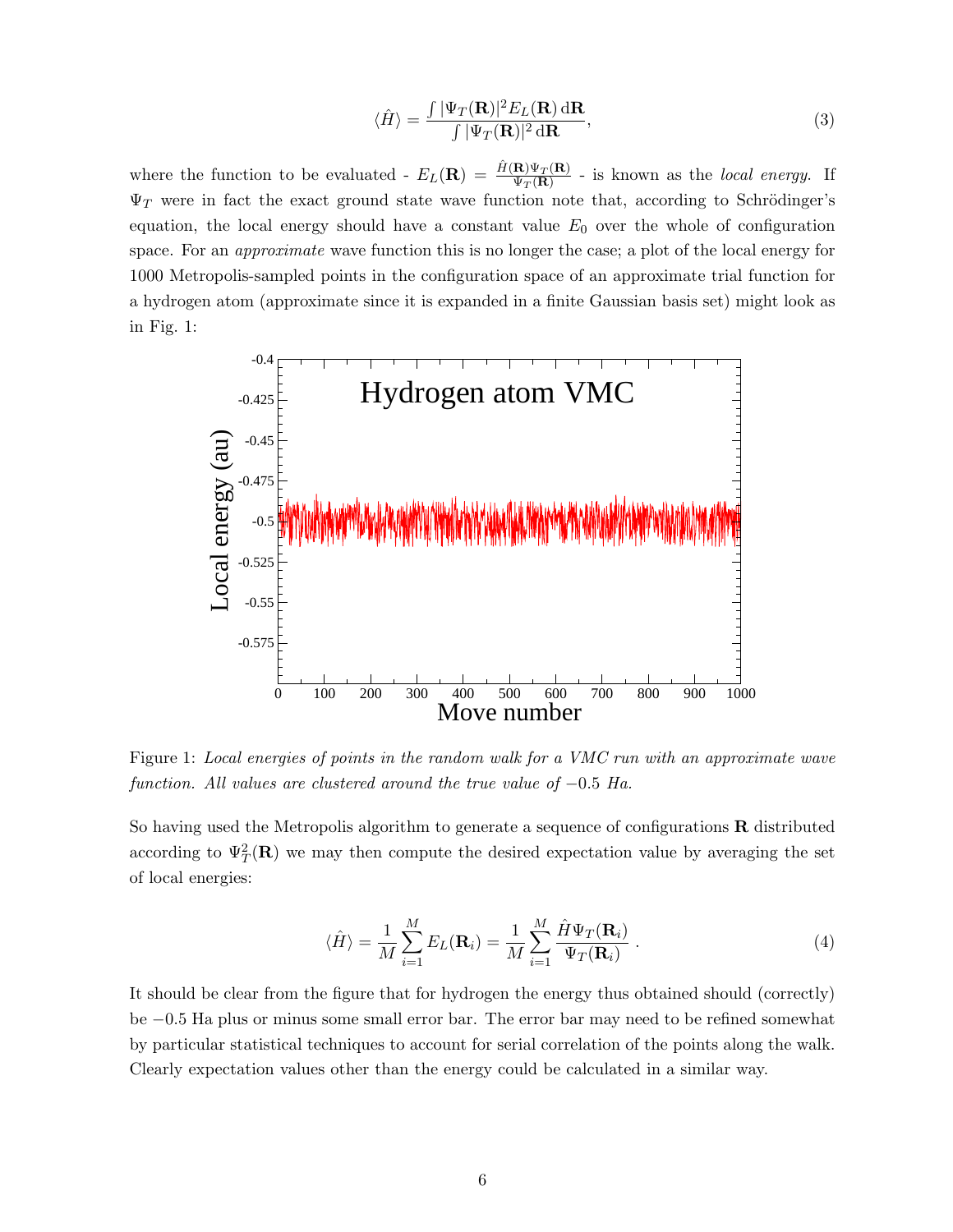$$\langle \hat{H} \rangle = \frac{\int |\Psi_T(\mathbf{R})|^2 E_L(\mathbf{R}) \, d\mathbf{R}}{\int |\Psi_T(\mathbf{R})|^2 \, d\mathbf{R}}, \tag{3}$$

where the function to be evaluated - $E_L(\mathbf{R}) = \frac{\hat{H}(\mathbf{R})\Psi_T(\mathbf{R})}{\Psi_T(\mathbf{R})}$ - is known as the *local energy*. If $\Psi_T$ were in fact the exact ground state wave function note that, according to Schrödinger's equation, the local energy should have a constant value $E_0$ over the whole of configuration space. For an *approximate* wave function this is no longer the case; a plot of the local energy for 1000 Metropolis-sampled points in the configuration space of an approximate trial function for a hydrogen atom (approximate since it is expanded in a finite Gaussian basis set) might look as in Fig. 1:

Figure 1: *Local energies of points in the random walk for a VMC run with an approximate wave function. All values are clustered around the true value of* $-0.5$ *Ha.*

So having used the Metropolis algorithm to generate a sequence of configurations $\mathbf{R}$ distributed according to $\Psi_T^2(\mathbf{R})$ we may then compute the desired expectation value by averaging the set of local energies:

$$\langle \hat{H} \rangle = \frac{1}{M} \sum_{i=1}^{M} E_L(\mathbf{R}_i) = \frac{1}{M} \sum_{i=1}^{M} \frac{\hat{H}\Psi_T(\mathbf{R}_i)}{\Psi_T(\mathbf{R}_i)} \; . \tag{4}$$

It should be clear from the figure that for hydrogen the energy thus obtained should (correctly) be $-0.5$ Ha plus or minus some small error bar. The error bar may need to be refined somewhat by particular statistical techniques to account for serial correlation of the points along the walk. Clearly expectation values other than the energy could be calculated in a similar way.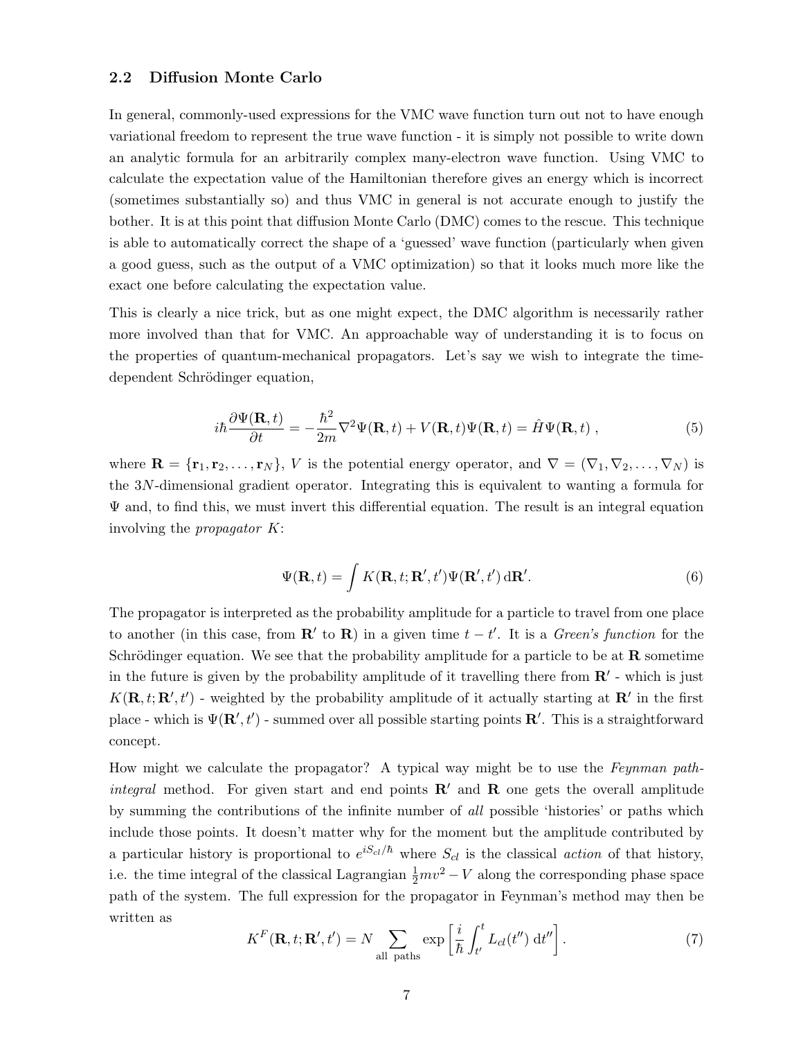### 2.2 Diffusion Monte Carlo

In general, commonly-used expressions for the VMC wave function turn out not to have enough variational freedom to represent the true wave function - it is simply not possible to write down an analytic formula for an arbitrarily complex many-electron wave function. Using VMC to calculate the expectation value of the Hamiltonian therefore gives an energy which is incorrect (sometimes substantially so) and thus VMC in general is not accurate enough to justify the bother. It is at this point that diffusion Monte Carlo (DMC) comes to the rescue. This technique is able to automatically correct the shape of a 'guessed' wave function (particularly when given a good guess, such as the output of a VMC optimization) so that it looks much more like the exact one before calculating the expectation value.

This is clearly a nice trick, but as one might expect, the DMC algorithm is necessarily rather more involved than that for VMC. An approachable way of understanding it is to focus on the properties of quantum-mechanical propagators. Let's say we wish to integrate the time-dependent Schrödinger equation,

$$i\hbar\frac{\partial \Psi(\mathbf{R},t)}{\partial t} = -\frac{\hbar^2}{2m}\nabla^2\Psi(\mathbf{R},t) + V(\mathbf{R},t)\Psi(\mathbf{R},t) = \hat{H}\Psi(\mathbf{R},t)\ , \tag{5}$$

where $\mathbf{R} = \{\mathbf{r}_1, \mathbf{r}_2, \ldots, \mathbf{r}_N\}$, $V$ is the potential energy operator, and $\nabla = (\nabla_1, \nabla_2, \ldots, \nabla_N)$ is the $3N$-dimensional gradient operator. Integrating this is equivalent to wanting a formula for $\Psi$ and, to find this, we must invert this differential equation. The result is an integral equation involving the *propagator* $K$:

$$\Psi(\mathbf{R},t) = \int K(\mathbf{R},t;\mathbf{R}',t')\Psi(\mathbf{R}',t')\,\mathrm{d}\mathbf{R}'. \tag{6}$$

The propagator is interpreted as the probability amplitude for a particle to travel from one place to another (in this case, from $\mathbf{R}'$ to $\mathbf{R}$) in a given time $t - t'$. It is a *Green's function* for the Schrödinger equation. We see that the probability amplitude for a particle to be at $\mathbf{R}$ sometime in the future is given by the probability amplitude of it travelling there from $\mathbf{R}'$ - which is just $K(\mathbf{R},t;\mathbf{R}',t')$ - weighted by the probability amplitude of it actually starting at $\mathbf{R}'$ in the first place - which is $\Psi(\mathbf{R}',t')$ - summed over all possible starting points $\mathbf{R}'$. This is a straightforward concept.

How might we calculate the propagator? A typical way might be to use the *Feynman path-integral* method. For given start and end points $\mathbf{R}'$ and $\mathbf{R}$ one gets the overall amplitude by summing the contributions of the infinite number of *all* possible 'histories' or paths which include those points. It doesn't matter why for the moment but the amplitude contributed by a particular history is proportional to $e^{iS_{cl}/\hbar}$ where $S_{cl}$ is the classical *action* of that history, i.e. the time integral of the classical Lagrangian $\frac{1}{2}mv^2 - V$ along the corresponding phase space path of the system. The full expression for the propagator in Feynman's method may then be written as

$$K^F(\mathbf{R},t;\mathbf{R}',t') = N\sum_{\text{all paths}} \exp\left[\frac{i}{\hbar}\int_{t'}^{t} L_{cl}(t'')\,\mathrm{d}t''\right]. \tag{7}$$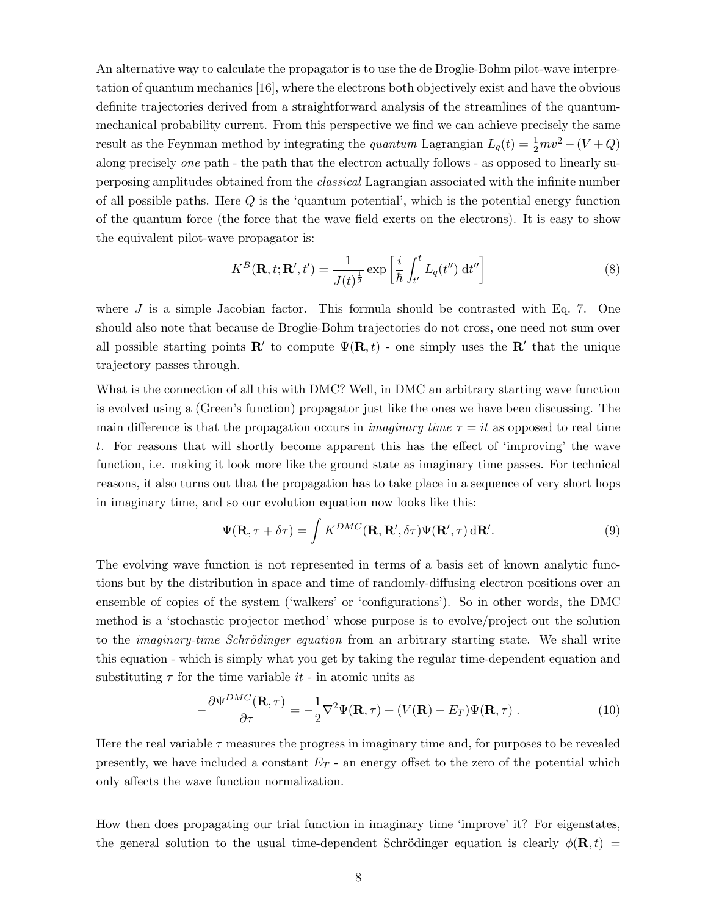An alternative way to calculate the propagator is to use the de Broglie-Bohm pilot-wave interpretation of quantum mechanics [16], where the electrons both objectively exist and have the obvious definite trajectories derived from a straightforward analysis of the streamlines of the quantum-mechanical probability current. From this perspective we find we can achieve precisely the same result as the Feynman method by integrating the *quantum* Lagrangian $L_q(t) = \frac{1}{2}mv^2 - (V + Q)$ along precisely *one* path - the path that the electron actually follows - as opposed to linearly superposing amplitudes obtained from the *classical* Lagrangian associated with the infinite number of all possible paths. Here $Q$ is the 'quantum potential', which is the potential energy function of the quantum force (the force that the wave field exerts on the electrons). It is easy to show the equivalent pilot-wave propagator is:

$$K^B(\mathbf{R}, t; \mathbf{R}', t') = \frac{1}{J(t)^{\frac{1}{2}}} \exp\left[\frac{i}{\hbar}\int_{t'}^{t} L_q(t'')\, \mathrm{d}t''\right] \tag{8}$$

where $J$ is a simple Jacobian factor. This formula should be contrasted with Eq. 7. One should also note that because de Broglie-Bohm trajectories do not cross, one need not sum over all possible starting points $\mathbf{R}'$ to compute $\Psi(\mathbf{R}, t)$ - one simply uses the $\mathbf{R}'$ that the unique trajectory passes through.

What is the connection of all this with DMC? Well, in DMC an arbitrary starting wave function is evolved using a (Green's function) propagator just like the ones we have been discussing. The main difference is that the propagation occurs in *imaginary time* $\tau = it$ as opposed to real time $t$. For reasons that will shortly become apparent this has the effect of 'improving' the wave function, i.e. making it look more like the ground state as imaginary time passes. For technical reasons, it also turns out that the propagation has to take place in a sequence of very short hops in imaginary time, and so our evolution equation now looks like this:

$$\Psi(\mathbf{R}, \tau + \delta\tau) = \int K^{DMC}(\mathbf{R}, \mathbf{R}', \delta\tau)\Psi(\mathbf{R}', \tau)\, \mathrm{d}\mathbf{R}'. \tag{9}$$

The evolving wave function is not represented in terms of a basis set of known analytic functions but by the distribution in space and time of randomly-diffusing electron positions over an ensemble of copies of the system ('walkers' or 'configurations'). So in other words, the DMC method is a 'stochastic projector method' whose purpose is to evolve/project out the solution to the *imaginary-time Schrödinger equation* from an arbitrary starting state. We shall write this equation - which is simply what you get by taking the regular time-dependent equation and substituting $\tau$ for the time variable $it$ - in atomic units as

$$-\frac{\partial \Psi^{DMC}(\mathbf{R}, \tau)}{\partial \tau} = -\frac{1}{2}\nabla^2\Psi(\mathbf{R}, \tau) + (V(\mathbf{R}) - E_T)\Psi(\mathbf{R}, \tau)\,. \tag{10}$$

Here the real variable $\tau$ measures the progress in imaginary time and, for purposes to be revealed presently, we have included a constant $E_T$ - an energy offset to the zero of the potential which only affects the wave function normalization.

How then does propagating our trial function in imaginary time 'improve' it? For eigenstates, the general solution to the usual time-dependent Schrödinger equation is clearly $\phi(\mathbf{R}, t) =$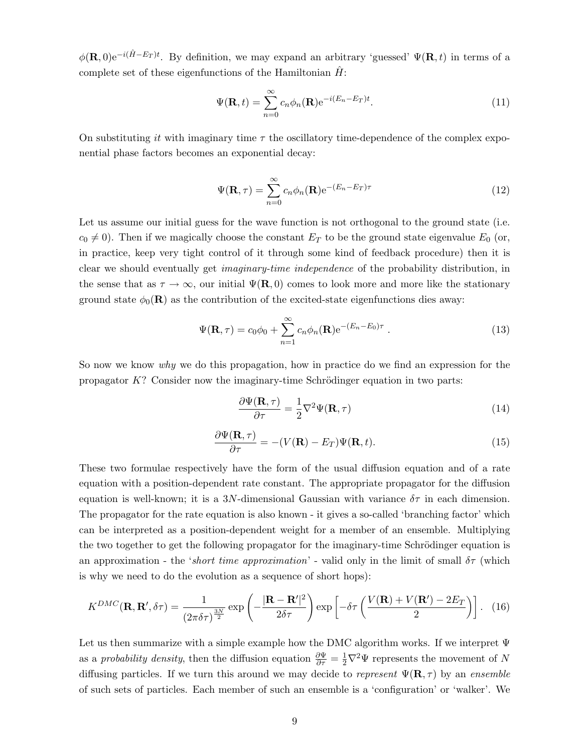$\phi(\mathbf{R}, 0)\mathrm{e}^{-i(\hat{H}-E_T)t}$. By definition, we may expand an arbitrary 'guessed' $\Psi(\mathbf{R}, t)$ in terms of a complete set of these eigenfunctions of the Hamiltonian $\hat{H}$:

$$\Psi(\mathbf{R}, t) = \sum_{n=0}^{\infty} c_n \phi_n(\mathbf{R}) \mathrm{e}^{-i(E_n - E_T)t}. \tag{11}$$

On substituting $it$ with imaginary time $\tau$ the oscillatory time-dependence of the complex exponential phase factors becomes an exponential decay:

$$\Psi(\mathbf{R}, \tau) = \sum_{n=0}^{\infty} c_n \phi_n(\mathbf{R}) \mathrm{e}^{-(E_n - E_T)\tau} \tag{12}$$

Let us assume our initial guess for the wave function is not orthogonal to the ground state (i.e. $c_0 \neq 0$). Then if we magically choose the constant $E_T$ to be the ground state eigenvalue $E_0$ (or, in practice, keep very tight control of it through some kind of feedback procedure) then it is clear we should eventually get *imaginary-time independence* of the probability distribution, in the sense that as $\tau \to \infty$, our initial $\Psi(\mathbf{R}, 0)$ comes to look more and more like the stationary ground state $\phi_0(\mathbf{R})$ as the contribution of the excited-state eigenfunctions dies away:

$$\Psi(\mathbf{R}, \tau) = c_0 \phi_0 + \sum_{n=1}^{\infty} c_n \phi_n(\mathbf{R}) \mathrm{e}^{-(E_n - E_0)\tau} . \tag{13}$$

So now we know *why* we do this propagation, how in practice do we find an expression for the propagator $K$? Consider now the imaginary-time Schrödinger equation in two parts:

$$\frac{\partial \Psi(\mathbf{R}, \tau)}{\partial \tau} = \frac{1}{2} \nabla^2 \Psi(\mathbf{R}, \tau) \tag{14}$$

$$\frac{\partial \Psi(\mathbf{R}, \tau)}{\partial \tau} = -(V(\mathbf{R}) - E_T)\Psi(\mathbf{R}, t). \tag{15}$$

These two formulae respectively have the form of the usual diffusion equation and of a rate equation with a position-dependent rate constant. The appropriate propagator for the diffusion equation is well-known; it is a $3N$-dimensional Gaussian with variance $\delta\tau$ in each dimension. The propagator for the rate equation is also known - it gives a so-called 'branching factor' which can be interpreted as a position-dependent weight for a member of an ensemble. Multiplying the two together to get the following propagator for the imaginary-time Schrödinger equation is an approximation - the '*short time approximation*' - valid only in the limit of small $\delta\tau$ (which is why we need to do the evolution as a sequence of short hops):

$$K^{DMC}(\mathbf{R}, \mathbf{R}', \delta\tau) = \frac{1}{(2\pi\delta\tau)^{\frac{3N}{2}}} \exp\left(-\frac{|\mathbf{R} - \mathbf{R}'|^2}{2\delta\tau}\right) \exp\left[-\delta\tau\left(\frac{V(\mathbf{R}) + V(\mathbf{R}') - 2E_T}{2}\right)\right]. \tag{16}$$

Let us then summarize with a simple example how the DMC algorithm works. If we interpret $\Psi$ as a *probability density*, then the diffusion equation $\frac{\partial \Psi}{\partial \tau} = \frac{1}{2}\nabla^2 \Psi$ represents the movement of $N$ diffusing particles. If we turn this around we may decide to *represent* $\Psi(\mathbf{R}, \tau)$ by an *ensemble* of such sets of particles. Each member of such an ensemble is a 'configuration' or 'walker'. We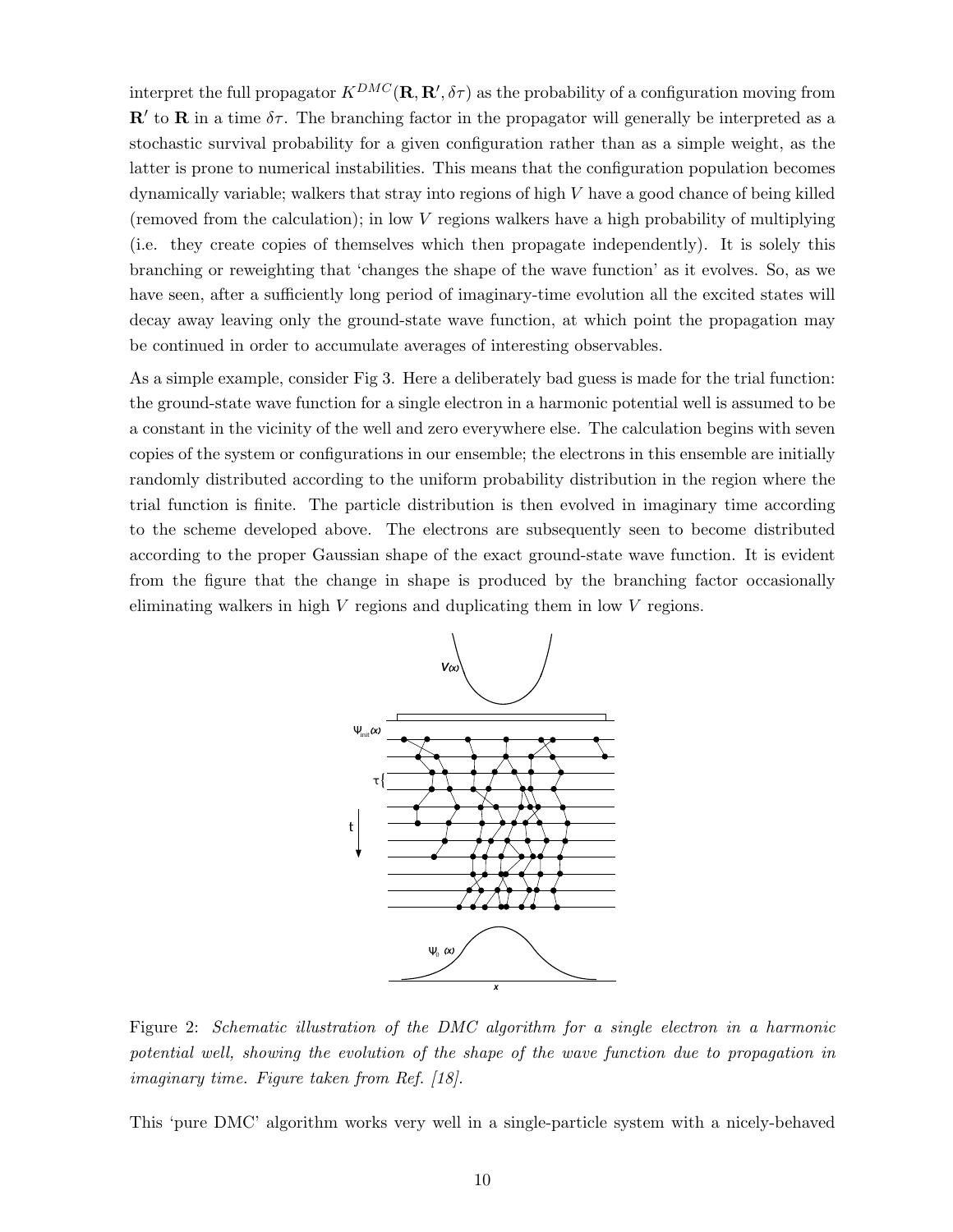interpret the full propagator $K^{DMC}(\mathbf{R}, \mathbf{R}', \delta\tau)$ as the probability of a configuration moving from $\mathbf{R}'$ to $\mathbf{R}$ in a time $\delta\tau$. The branching factor in the propagator will generally be interpreted as a stochastic survival probability for a given configuration rather than as a simple weight, as the latter is prone to numerical instabilities. This means that the configuration population becomes dynamically variable; walkers that stray into regions of high $V$ have a good chance of being killed (removed from the calculation); in low $V$ regions walkers have a high probability of multiplying (i.e. they create copies of themselves which then propagate independently). It is solely this branching or reweighting that 'changes the shape of the wave function' as it evolves. So, as we have seen, after a sufficiently long period of imaginary-time evolution all the excited states will decay away leaving only the ground-state wave function, at which point the propagation may be continued in order to accumulate averages of interesting observables.

As a simple example, consider Fig 3. Here a deliberately bad guess is made for the trial function: the ground-state wave function for a single electron in a harmonic potential well is assumed to be a constant in the vicinity of the well and zero everywhere else. The calculation begins with seven copies of the system or configurations in our ensemble; the electrons in this ensemble are initially randomly distributed according to the uniform probability distribution in the region where the trial function is finite. The particle distribution is then evolved in imaginary time according to the scheme developed above. The electrons are subsequently seen to become distributed according to the proper Gaussian shape of the exact ground-state wave function. It is evident from the figure that the change in shape is produced by the branching factor occasionally eliminating walkers in high $V$ regions and duplicating them in low $V$ regions.

Figure 2: *Schematic illustration of the DMC algorithm for a single electron in a harmonic potential well, showing the evolution of the shape of the wave function due to propagation in imaginary time. Figure taken from Ref. [18].*

This 'pure DMC' algorithm works very well in a single-particle system with a nicely-behaved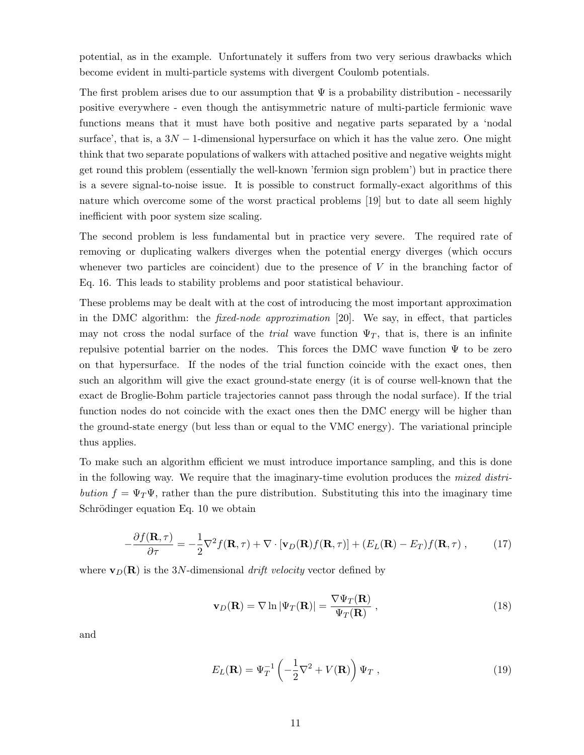potential, as in the example. Unfortunately it suffers from two very serious drawbacks which become evident in multi-particle systems with divergent Coulomb potentials.

The first problem arises due to our assumption that $\Psi$ is a probability distribution - necessarily positive everywhere - even though the antisymmetric nature of multi-particle fermionic wave functions means that it must have both positive and negative parts separated by a 'nodal surface', that is, a $3N-1$-dimensional hypersurface on which it has the value zero. One might think that two separate populations of walkers with attached positive and negative weights might get round this problem (essentially the well-known 'fermion sign problem') but in practice there is a severe signal-to-noise issue. It is possible to construct formally-exact algorithms of this nature which overcome some of the worst practical problems [19] but to date all seem highly inefficient with poor system size scaling.

The second problem is less fundamental but in practice very severe. The required rate of removing or duplicating walkers diverges when the potential energy diverges (which occurs whenever two particles are coincident) due to the presence of $V$ in the branching factor of Eq. 16. This leads to stability problems and poor statistical behaviour.

These problems may be dealt with at the cost of introducing the most important approximation in the DMC algorithm: the *fixed-node approximation* [20]. We say, in effect, that particles may not cross the nodal surface of the *trial* wave function $\Psi_T$, that is, there is an infinite repulsive potential barrier on the nodes. This forces the DMC wave function $\Psi$ to be zero on that hypersurface. If the nodes of the trial function coincide with the exact ones, then such an algorithm will give the exact ground-state energy (it is of course well-known that the exact de Broglie-Bohm particle trajectories cannot pass through the nodal surface). If the trial function nodes do not coincide with the exact ones then the DMC energy will be higher than the ground-state energy (but less than or equal to the VMC energy). The variational principle thus applies.

To make such an algorithm efficient we must introduce importance sampling, and this is done in the following way. We require that the imaginary-time evolution produces the *mixed distribution* $f = \Psi_T \Psi$, rather than the pure distribution. Substituting this into the imaginary time Schrödinger equation Eq. 10 we obtain

$$-\frac{\partial f(\mathbf{R},\tau)}{\partial \tau} = -\frac{1}{2}\nabla^2 f(\mathbf{R},\tau) + \nabla \cdot [\mathbf{v}_D(\mathbf{R}) f(\mathbf{R},\tau)] + (E_L(\mathbf{R}) - E_T) f(\mathbf{R},\tau) \; , \tag{17}$$

where $\mathbf{v}_D(\mathbf{R})$ is the $3N$-dimensional *drift velocity* vector defined by

$$\mathbf{v}_D(\mathbf{R}) = \nabla \ln |\Psi_T(\mathbf{R})| = \frac{\nabla \Psi_T(\mathbf{R})}{\Psi_T(\mathbf{R})} \; , \tag{18}$$

and

$$E_L(\mathbf{R}) = \Psi_T^{-1} \left( -\frac{1}{2}\nabla^2 + V(\mathbf{R}) \right) \Psi_T \; , \tag{19}$$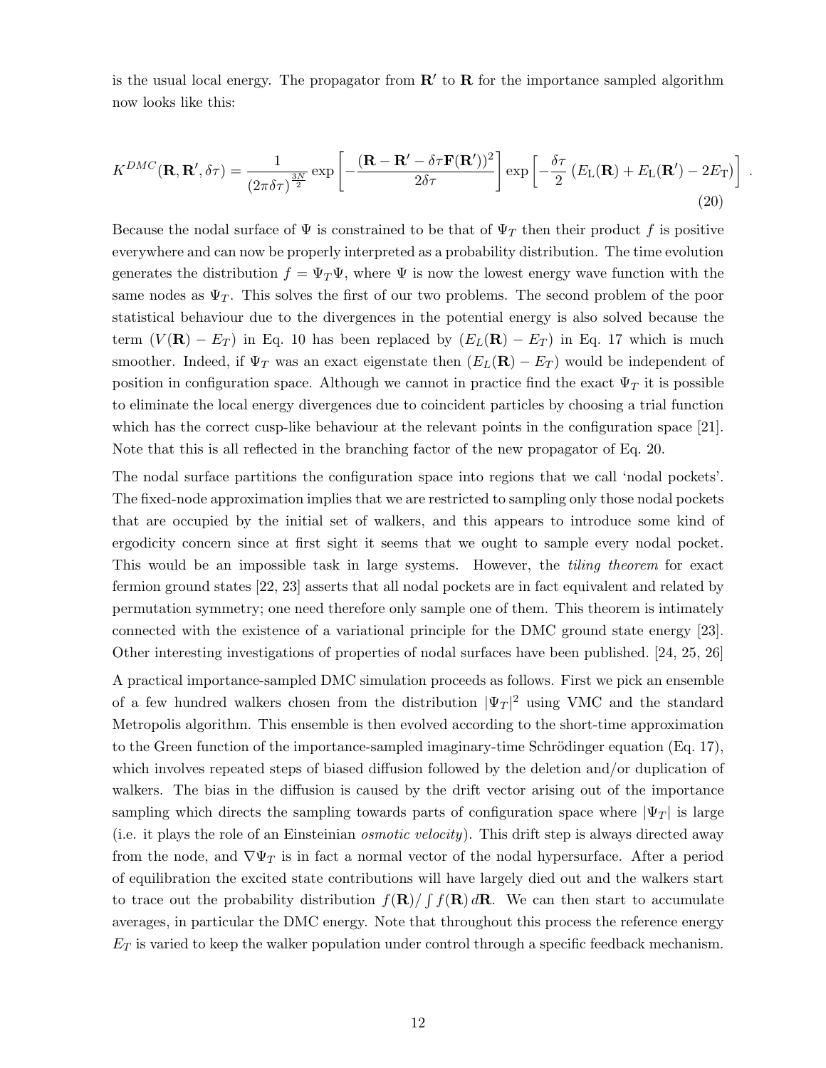is the usual local energy. The propagator from $\mathbf{R}'$ to $\mathbf{R}$ for the importance sampled algorithm now looks like this:

$$
K^{DMC}(\mathbf{R},\mathbf{R}',\delta\tau) = \frac{1}{(2\pi\delta\tau)^{\frac{3N}{2}}} \exp\left[-\frac{(\mathbf{R}-\mathbf{R}'-\delta\tau\mathbf{F}(\mathbf{R}'))^2}{2\delta\tau}\right] \exp\left[-\frac{\delta\tau}{2}\left(E_{\rm L}(\mathbf{R})+E_{\rm L}(\mathbf{R}')-2E_{\rm T}\right)\right] . \tag{20}
$$

Because the nodal surface of $\Psi$ is constrained to be that of $\Psi_T$ then their product $f$ is positive everywhere and can now be properly interpreted as a probability distribution. The time evolution generates the distribution $f = \Psi_T \Psi$, where $\Psi$ is now the lowest energy wave function with the same nodes as $\Psi_T$. This solves the first of our two problems. The second problem of the poor statistical behaviour due to the divergences in the potential energy is also solved because the term $(V(\mathbf{R}) - E_T)$ in Eq. 10 has been replaced by $(E_L(\mathbf{R}) - E_T)$ in Eq. 17 which is much smoother. Indeed, if $\Psi_T$ was an exact eigenstate then $(E_L(\mathbf{R}) - E_T)$ would be independent of position in configuration space. Although we cannot in practice find the exact $\Psi_T$ it is possible to eliminate the local energy divergences due to coincident particles by choosing a trial function which has the correct cusp-like behaviour at the relevant points in the configuration space [21]. Note that this is all reflected in the branching factor of the new propagator of Eq. 20.

The nodal surface partitions the configuration space into regions that we call 'nodal pockets'. The fixed-node approximation implies that we are restricted to sampling only those nodal pockets that are occupied by the initial set of walkers, and this appears to introduce some kind of ergodicity concern since at first sight it seems that we ought to sample every nodal pocket. This would be an impossible task in large systems. However, the *tiling theorem* for exact fermion ground states [22, 23] asserts that all nodal pockets are in fact equivalent and related by permutation symmetry; one need therefore only sample one of them. This theorem is intimately connected with the existence of a variational principle for the DMC ground state energy [23]. Other interesting investigations of properties of nodal surfaces have been published. [24, 25, 26]

A practical importance-sampled DMC simulation proceeds as follows. First we pick an ensemble of a few hundred walkers chosen from the distribution $|\Psi_T|^2$ using VMC and the standard Metropolis algorithm. This ensemble is then evolved according to the short-time approximation to the Green function of the importance-sampled imaginary-time Schrödinger equation (Eq. 17), which involves repeated steps of biased diffusion followed by the deletion and/or duplication of walkers. The bias in the diffusion is caused by the drift vector arising out of the importance sampling which directs the sampling towards parts of configuration space where $|\Psi_T|$ is large (i.e. it plays the role of an Einsteinian *osmotic velocity*). This drift step is always directed away from the node, and $\nabla\Psi_T$ is in fact a normal vector of the nodal hypersurface. After a period of equilibration the excited state contributions will have largely died out and the walkers start to trace out the probability distribution $f(\mathbf{R})/\int f(\mathbf{R})\,d\mathbf{R}$. We can then start to accumulate averages, in particular the DMC energy. Note that throughout this process the reference energy $E_T$ is varied to keep the walker population under control through a specific feedback mechanism.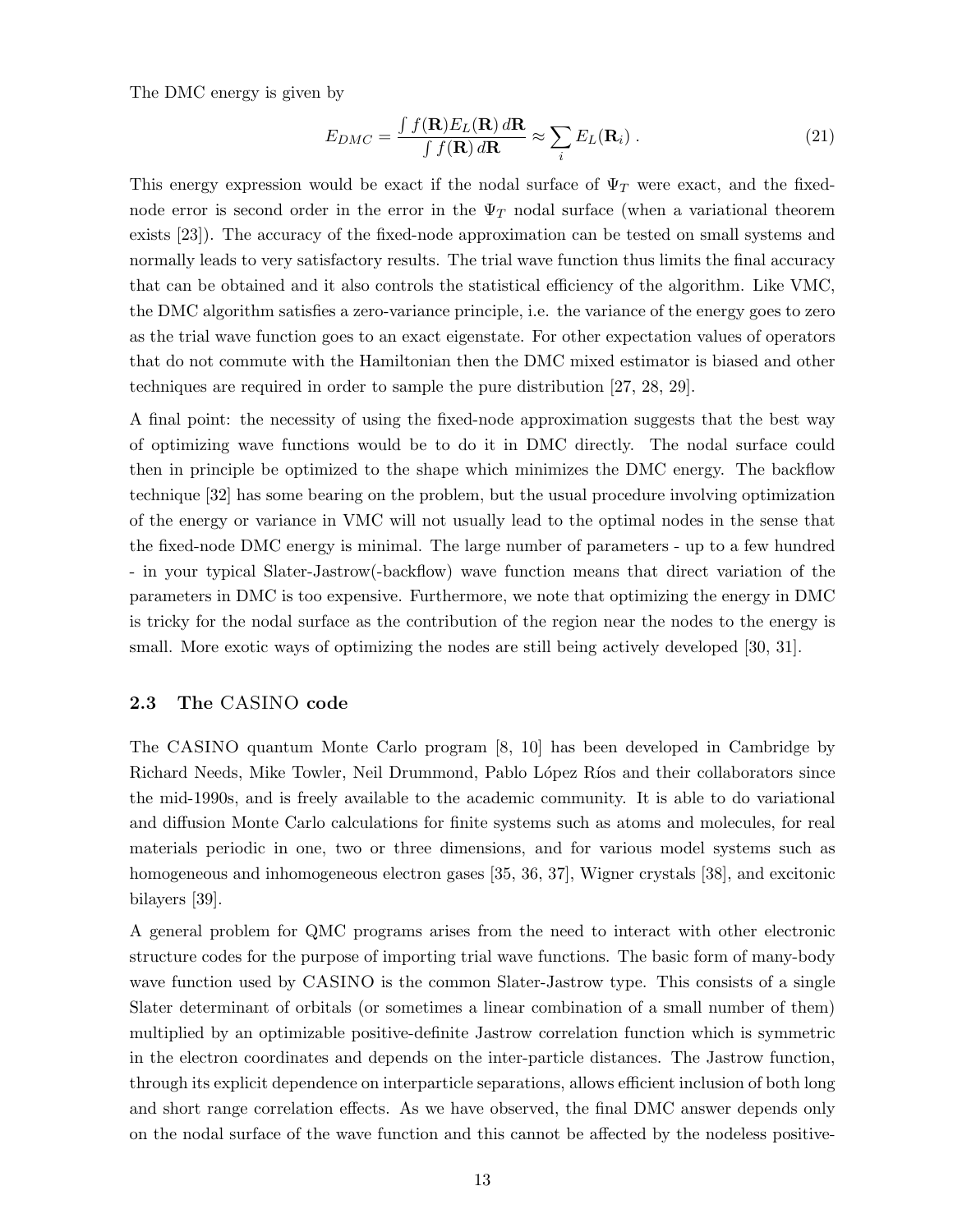The DMC energy is given by

$$E_{DMC} = \frac{\int f(\mathbf{R}) E_L(\mathbf{R})\, d\mathbf{R}}{\int f(\mathbf{R})\, d\mathbf{R}} \approx \sum_i E_L(\mathbf{R}_i)\ . \tag{21}$$

This energy expression would be exact if the nodal surface of $\Psi_T$ were exact, and the fixed-node error is second order in the error in the $\Psi_T$ nodal surface (when a variational theorem exists [23]). The accuracy of the fixed-node approximation can be tested on small systems and normally leads to very satisfactory results. The trial wave function thus limits the final accuracy that can be obtained and it also controls the statistical efficiency of the algorithm. Like VMC, the DMC algorithm satisfies a zero-variance principle, i.e. the variance of the energy goes to zero as the trial wave function goes to an exact eigenstate. For other expectation values of operators that do not commute with the Hamiltonian then the DMC mixed estimator is biased and other techniques are required in order to sample the pure distribution [27, 28, 29].

A final point: the necessity of using the fixed-node approximation suggests that the best way of optimizing wave functions would be to do it in DMC directly. The nodal surface could then in principle be optimized to the shape which minimizes the DMC energy. The backflow technique [32] has some bearing on the problem, but the usual procedure involving optimization of the energy or variance in VMC will not usually lead to the optimal nodes in the sense that the fixed-node DMC energy is minimal. The large number of parameters - up to a few hundred - in your typical Slater-Jastrow(-backflow) wave function means that direct variation of the parameters in DMC is too expensive. Furthermore, we note that optimizing the energy in DMC is tricky for the nodal surface as the contribution of the region near the nodes to the energy is small. More exotic ways of optimizing the nodes are still being actively developed [30, 31].

### 2.3 The CASINO code

The CASINO quantum Monte Carlo program [8, 10] has been developed in Cambridge by Richard Needs, Mike Towler, Neil Drummond, Pablo López Ríos and their collaborators since the mid-1990s, and is freely available to the academic community. It is able to do variational and diffusion Monte Carlo calculations for finite systems such as atoms and molecules, for real materials periodic in one, two or three dimensions, and for various model systems such as homogeneous and inhomogeneous electron gases [35, 36, 37], Wigner crystals [38], and excitonic bilayers [39].

A general problem for QMC programs arises from the need to interact with other electronic structure codes for the purpose of importing trial wave functions. The basic form of many-body wave function used by CASINO is the common Slater-Jastrow type. This consists of a single Slater determinant of orbitals (or sometimes a linear combination of a small number of them) multiplied by an optimizable positive-definite Jastrow correlation function which is symmetric in the electron coordinates and depends on the inter-particle distances. The Jastrow function, through its explicit dependence on interparticle separations, allows efficient inclusion of both long and short range correlation effects. As we have observed, the final DMC answer depends only on the nodal surface of the wave function and this cannot be affected by the nodeless positive-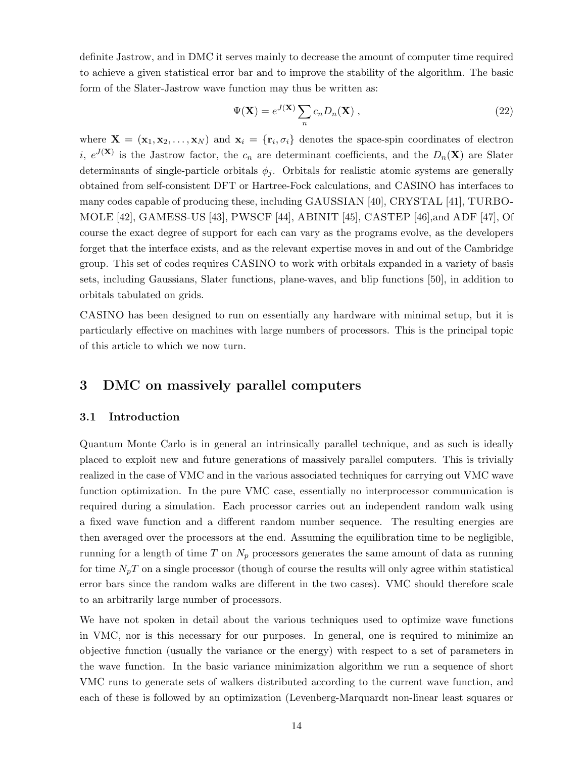definite Jastrow, and in DMC it serves mainly to decrease the amount of computer time required to achieve a given statistical error bar and to improve the stability of the algorithm. The basic form of the Slater-Jastrow wave function may thus be written as:

$$\Psi(\mathbf{X}) = e^{J(\mathbf{X})} \sum_n c_n D_n(\mathbf{X}) \;, \tag{22}$$

where $\mathbf{X} = (\mathbf{x}_1, \mathbf{x}_2, \ldots, \mathbf{x}_N)$ and $\mathbf{x}_i = \{\mathbf{r}_i, \sigma_i\}$ denotes the space-spin coordinates of electron $i$, $e^{J(\mathbf{X})}$ is the Jastrow factor, the $c_n$ are determinant coefficients, and the $D_n(\mathbf{X})$ are Slater determinants of single-particle orbitals $\phi_j$. Orbitals for realistic atomic systems are generally obtained from self-consistent DFT or Hartree-Fock calculations, and CASINO has interfaces to many codes capable of producing these, including GAUSSIAN [40], CRYSTAL [41], TURBOMOLE [42], GAMESS-US [43], PWSCF [44], ABINIT [45], CASTEP [46],and ADF [47], Of course the exact degree of support for each can vary as the programs evolve, as the developers forget that the interface exists, and as the relevant expertise moves in and out of the Cambridge group. This set of codes requires CASINO to work with orbitals expanded in a variety of basis sets, including Gaussians, Slater functions, plane-waves, and blip functions [50], in addition to orbitals tabulated on grids.

CASINO has been designed to run on essentially any hardware with minimal setup, but it is particularly effective on machines with large numbers of processors. This is the principal topic of this article to which we now turn.

## 3 DMC on massively parallel computers

### 3.1 Introduction

Quantum Monte Carlo is in general an intrinsically parallel technique, and as such is ideally placed to exploit new and future generations of massively parallel computers. This is trivially realized in the case of VMC and in the various associated techniques for carrying out VMC wave function optimization. In the pure VMC case, essentially no interprocessor communication is required during a simulation. Each processor carries out an independent random walk using a fixed wave function and a different random number sequence. The resulting energies are then averaged over the processors at the end. Assuming the equilibration time to be negligible, running for a length of time $T$ on $N_p$ processors generates the same amount of data as running for time $N_pT$ on a single processor (though of course the results will only agree within statistical error bars since the random walks are different in the two cases). VMC should therefore scale to an arbitrarily large number of processors.

We have not spoken in detail about the various techniques used to optimize wave functions in VMC, nor is this necessary for our purposes. In general, one is required to minimize an objective function (usually the variance or the energy) with respect to a set of parameters in the wave function. In the basic variance minimization algorithm we run a sequence of short VMC runs to generate sets of walkers distributed according to the current wave function, and each of these is followed by an optimization (Levenberg-Marquardt non-linear least squares or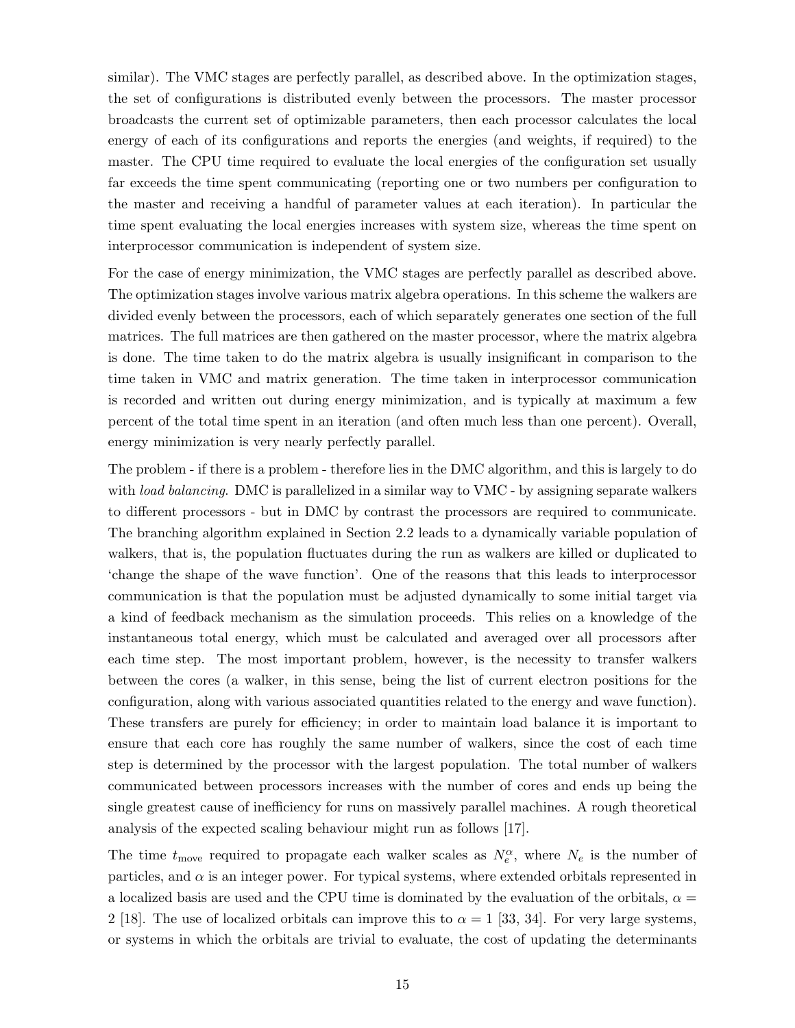similar). The VMC stages are perfectly parallel, as described above. In the optimization stages, the set of configurations is distributed evenly between the processors. The master processor broadcasts the current set of optimizable parameters, then each processor calculates the local energy of each of its configurations and reports the energies (and weights, if required) to the master. The CPU time required to evaluate the local energies of the configuration set usually far exceeds the time spent communicating (reporting one or two numbers per configuration to the master and receiving a handful of parameter values at each iteration). In particular the time spent evaluating the local energies increases with system size, whereas the time spent on interprocessor communication is independent of system size.

For the case of energy minimization, the VMC stages are perfectly parallel as described above. The optimization stages involve various matrix algebra operations. In this scheme the walkers are divided evenly between the processors, each of which separately generates one section of the full matrices. The full matrices are then gathered on the master processor, where the matrix algebra is done. The time taken to do the matrix algebra is usually insignificant in comparison to the time taken in VMC and matrix generation. The time taken in interprocessor communication is recorded and written out during energy minimization, and is typically at maximum a few percent of the total time spent in an iteration (and often much less than one percent). Overall, energy minimization is very nearly perfectly parallel.

The problem - if there is a problem - therefore lies in the DMC algorithm, and this is largely to do with *load balancing*. DMC is parallelized in a similar way to VMC - by assigning separate walkers to different processors - but in DMC by contrast the processors are required to communicate. The branching algorithm explained in Section 2.2 leads to a dynamically variable population of walkers, that is, the population fluctuates during the run as walkers are killed or duplicated to 'change the shape of the wave function'. One of the reasons that this leads to interprocessor communication is that the population must be adjusted dynamically to some initial target via a kind of feedback mechanism as the simulation proceeds. This relies on a knowledge of the instantaneous total energy, which must be calculated and averaged over all processors after each time step. The most important problem, however, is the necessity to transfer walkers between the cores (a walker, in this sense, being the list of current electron positions for the configuration, along with various associated quantities related to the energy and wave function). These transfers are purely for efficiency; in order to maintain load balance it is important to ensure that each core has roughly the same number of walkers, since the cost of each time step is determined by the processor with the largest population. The total number of walkers communicated between processors increases with the number of cores and ends up being the single greatest cause of inefficiency for runs on massively parallel machines. A rough theoretical analysis of the expected scaling behaviour might run as follows [17].

The time $t_{\rm move}$ required to propagate each walker scales as $N_e^{\alpha}$, where $N_e$ is the number of particles, and $\alpha$ is an integer power. For typical systems, where extended orbitals represented in a localized basis are used and the CPU time is dominated by the evaluation of the orbitals, $\alpha = 2$ [18]. The use of localized orbitals can improve this to $\alpha = 1$ [33, 34]. For very large systems, or systems in which the orbitals are trivial to evaluate, the cost of updating the determinants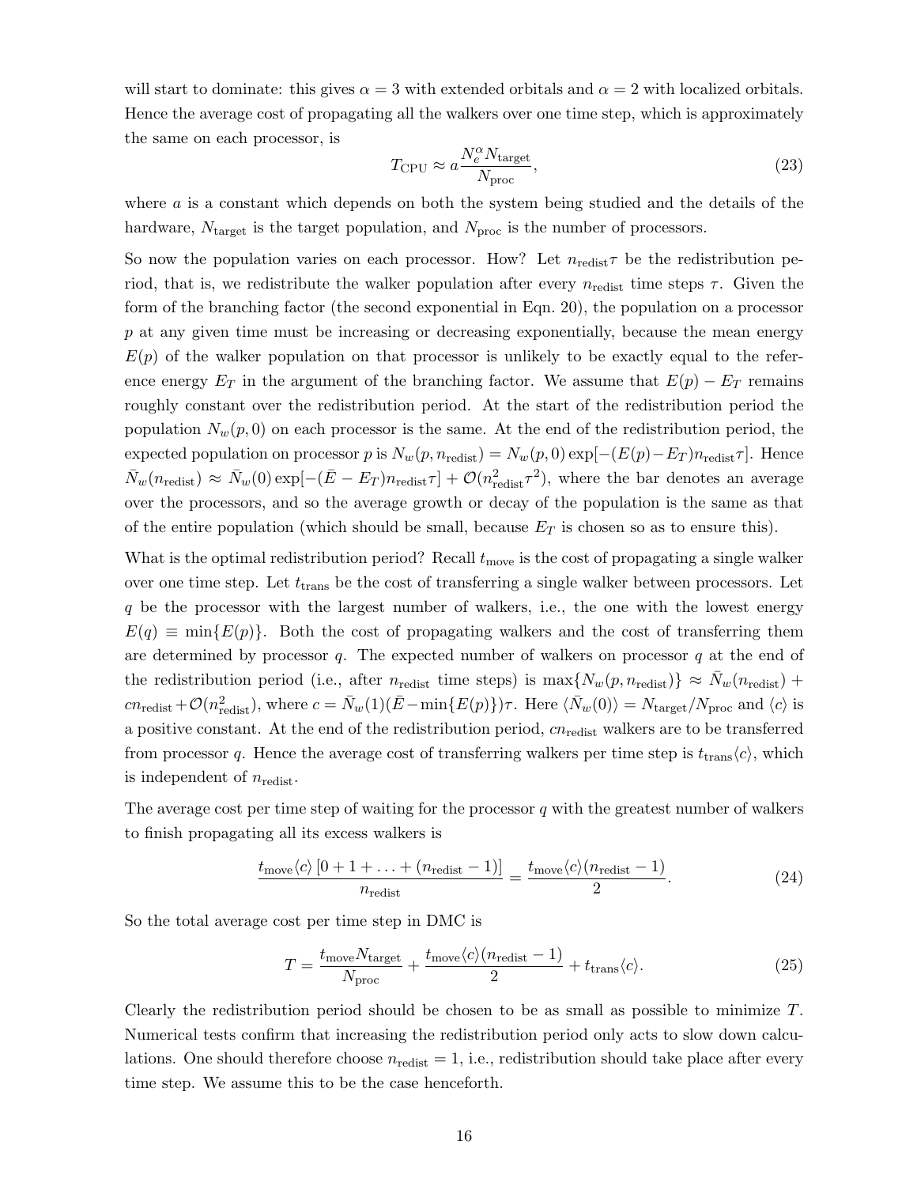will start to dominate: this gives $\alpha = 3$ with extended orbitals and $\alpha = 2$ with localized orbitals. Hence the average cost of propagating all the walkers over one time step, which is approximately the same on each processor, is

$$T_{\rm CPU} \approx a \frac{N_e^\alpha N_{\rm target}}{N_{\rm proc}}, \tag{23}$$

where $a$ is a constant which depends on both the system being studied and the details of the hardware, $N_{\rm target}$ is the target population, and $N_{\rm proc}$ is the number of processors.

So now the population varies on each processor. How? Let $n_{\rm redist}\tau$ be the redistribution period, that is, we redistribute the walker population after every $n_{\rm redist}$ time steps $\tau$. Given the form of the branching factor (the second exponential in Eqn. 20), the population on a processor $p$ at any given time must be increasing or decreasing exponentially, because the mean energy $E(p)$ of the walker population on that processor is unlikely to be exactly equal to the reference energy $E_T$ in the argument of the branching factor. We assume that $E(p) - E_T$ remains roughly constant over the redistribution period. At the start of the redistribution period the population $N_w(p, 0)$ on each processor is the same. At the end of the redistribution period, the expected population on processor $p$ is $N_w(p, n_{\rm redist}) = N_w(p, 0) \exp[-(E(p) - E_T) n_{\rm redist}\tau]$. Hence $\bar{N}_w(n_{\rm redist}) \approx \bar{N}_w(0) \exp[-(\bar{E} - E_T) n_{\rm redist}\tau] + \mathcal{O}(n_{\rm redist}^2 \tau^2)$, where the bar denotes an average over the processors, and so the average growth or decay of the population is the same as that of the entire population (which should be small, because $E_T$ is chosen so as to ensure this).

What is the optimal redistribution period? Recall $t_{\rm move}$ is the cost of propagating a single walker over one time step. Let $t_{\rm trans}$ be the cost of transferring a single walker between processors. Let $q$ be the processor with the largest number of walkers, i.e., the one with the lowest energy $E(q) \equiv \min\{E(p)\}$. Both the cost of propagating walkers and the cost of transferring them are determined by processor $q$. The expected number of walkers on processor $q$ at the end of the redistribution period (i.e., after $n_{\rm redist}$ time steps) is $\max\{N_w(p, n_{\rm redist})\} \approx \bar{N}_w(n_{\rm redist}) + c n_{\rm redist} + \mathcal{O}(n_{\rm redist}^2)$, where $c = \bar{N}_w(1)(\bar{E} - \min\{E(p)\})\tau$. Here $\langle \bar{N}_w(0) \rangle = N_{\rm target}/N_{\rm proc}$ and $\langle c \rangle$ is a positive constant. At the end of the redistribution period, $c n_{\rm redist}$ walkers are to be transferred from processor $q$. Hence the average cost of transferring walkers per time step is $t_{\rm trans}\langle c \rangle$, which is independent of $n_{\rm redist}$.

The average cost per time step of waiting for the processor $q$ with the greatest number of walkers to finish propagating all its excess walkers is

$$\frac{t_{\rm move}\langle c \rangle \left[0 + 1 + \ldots + (n_{\rm redist} - 1)\right]}{n_{\rm redist}} = \frac{t_{\rm move}\langle c \rangle (n_{\rm redist} - 1)}{2}. \tag{24}$$

So the total average cost per time step in DMC is

$$T = \frac{t_{\rm move} N_{\rm target}}{N_{\rm proc}} + \frac{t_{\rm move}\langle c \rangle (n_{\rm redist} - 1)}{2} + t_{\rm trans}\langle c \rangle. \tag{25}$$

Clearly the redistribution period should be chosen to be as small as possible to minimize $T$. Numerical tests confirm that increasing the redistribution period only acts to slow down calculations. One should therefore choose $n_{\rm redist} = 1$, i.e., redistribution should take place after every time step. We assume this to be the case henceforth.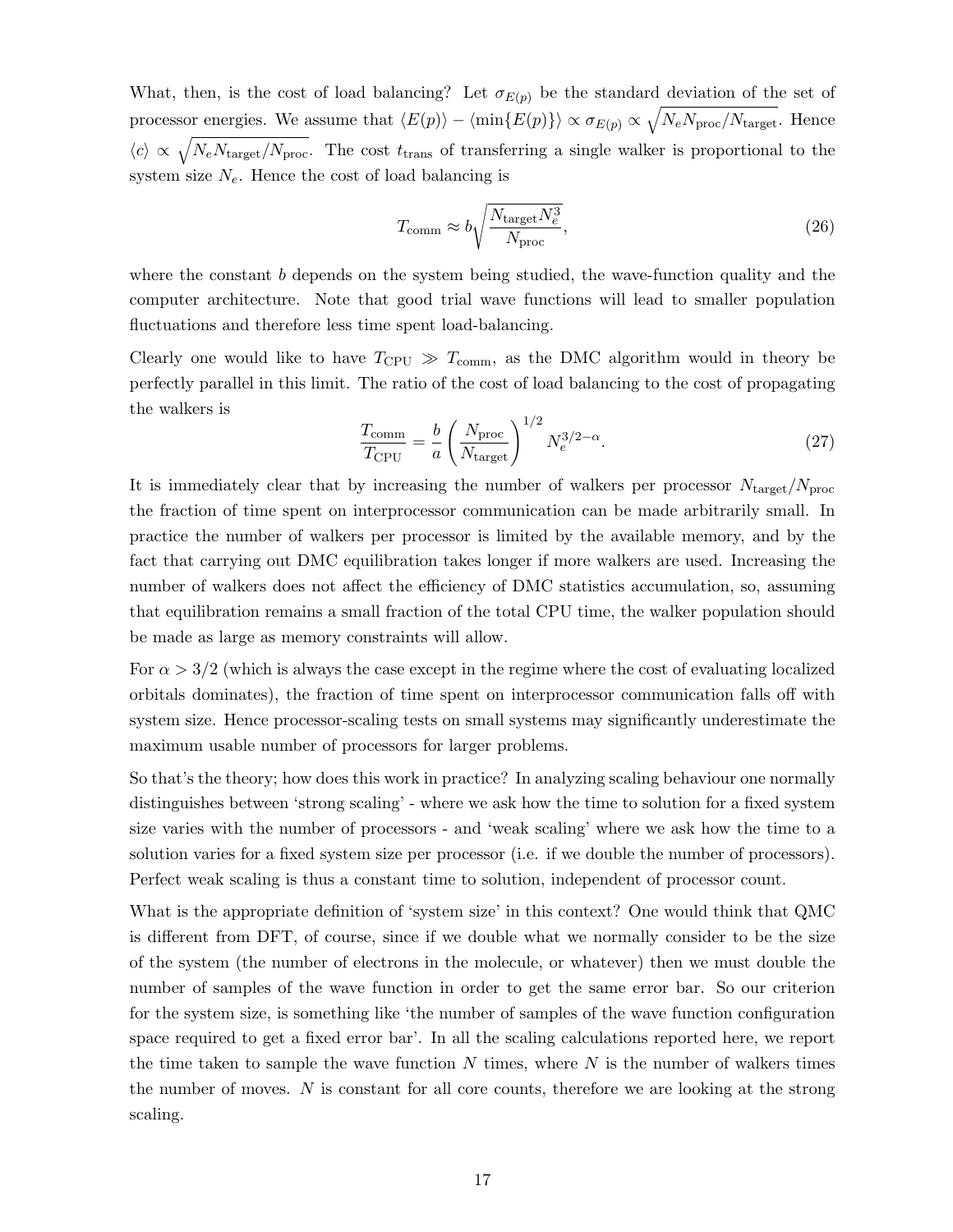What, then, is the cost of load balancing? Let $\sigma_{E(p)}$ be the standard deviation of the set of processor energies. We assume that $\langle E(p)\rangle - \langle \min\{E(p)\}\rangle \propto \sigma_{E(p)} \propto \sqrt{N_e N_{\rm proc}/N_{\rm target}}$. Hence $\langle c \rangle \propto \sqrt{N_e N_{\rm target}/N_{\rm proc}}$. The cost $t_{\rm trans}$ of transferring a single walker is proportional to the system size $N_e$. Hence the cost of load balancing is

$$T_{\rm comm} \approx b\sqrt{\frac{N_{\rm target} N_e^3}{N_{\rm proc}}}, \tag{26}$$

where the constant $b$ depends on the system being studied, the wave-function quality and the computer architecture. Note that good trial wave functions will lead to smaller population fluctuations and therefore less time spent load-balancing.

Clearly one would like to have $T_{\rm CPU} \gg T_{\rm comm}$, as the DMC algorithm would in theory be perfectly parallel in this limit. The ratio of the cost of load balancing to the cost of propagating the walkers is

$$\frac{T_{\rm comm}}{T_{\rm CPU}} = \frac{b}{a}\left(\frac{N_{\rm proc}}{N_{\rm target}}\right)^{1/2} N_e^{3/2-\alpha}. \tag{27}$$

It is immediately clear that by increasing the number of walkers per processor $N_{\rm target}/N_{\rm proc}$ the fraction of time spent on interprocessor communication can be made arbitrarily small. In practice the number of walkers per processor is limited by the available memory, and by the fact that carrying out DMC equilibration takes longer if more walkers are used. Increasing the number of walkers does not affect the efficiency of DMC statistics accumulation, so, assuming that equilibration remains a small fraction of the total CPU time, the walker population should be made as large as memory constraints will allow.

For $\alpha > 3/2$ (which is always the case except in the regime where the cost of evaluating localized orbitals dominates), the fraction of time spent on interprocessor communication falls off with system size. Hence processor-scaling tests on small systems may significantly underestimate the maximum usable number of processors for larger problems.

So that's the theory; how does this work in practice? In analyzing scaling behaviour one normally distinguishes between 'strong scaling' - where we ask how the time to solution for a fixed system size varies with the number of processors - and 'weak scaling' where we ask how the time to a solution varies for a fixed system size per processor (i.e. if we double the number of processors). Perfect weak scaling is thus a constant time to solution, independent of processor count.

What is the appropriate definition of 'system size' in this context? One would think that QMC is different from DFT, of course, since if we double what we normally consider to be the size of the system (the number of electrons in the molecule, or whatever) then we must double the number of samples of the wave function in order to get the same error bar. So our criterion for the system size, is something like 'the number of samples of the wave function configuration space required to get a fixed error bar'. In all the scaling calculations reported here, we report the time taken to sample the wave function $N$ times, where $N$ is the number of walkers times the number of moves. $N$ is constant for all core counts, therefore we are looking at the strong scaling.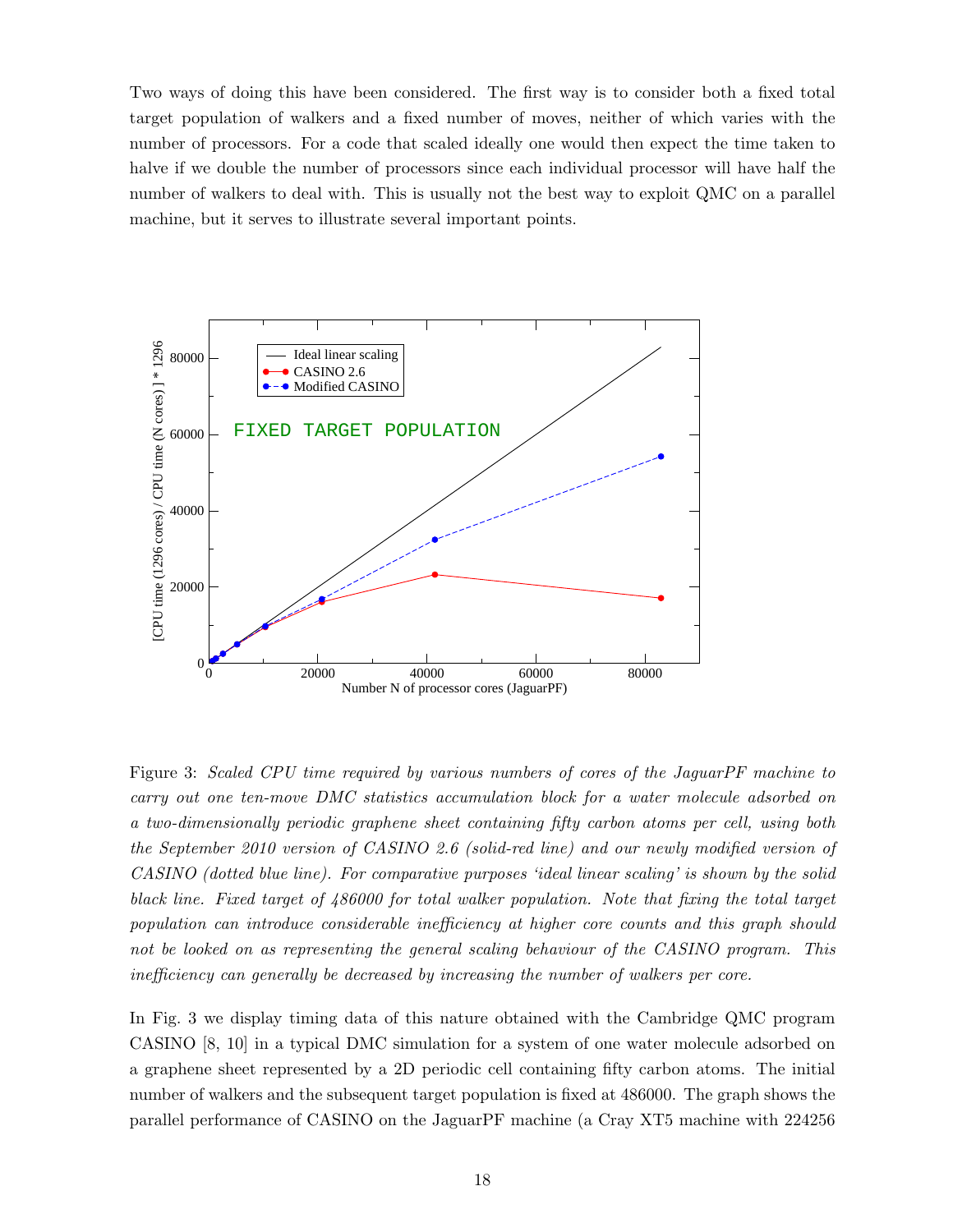Two ways of doing this have been considered. The first way is to consider both a fixed total target population of walkers and a fixed number of moves, neither of which varies with the number of processors. For a code that scaled ideally one would then expect the time taken to halve if we double the number of processors since each individual processor will have half the number of walkers to deal with. This is usually not the best way to exploit QMC on a parallel machine, but it serves to illustrate several important points.

Figure 3: *Scaled CPU time required by various numbers of cores of the JaguarPF machine to carry out one ten-move DMC statistics accumulation block for a water molecule adsorbed on a two-dimensionally periodic graphene sheet containing fifty carbon atoms per cell, using both the September 2010 version of CASINO 2.6 (solid-red line) and our newly modified version of CASINO (dotted blue line). For comparative purposes 'ideal linear scaling' is shown by the solid black line. Fixed target of 486000 for total walker population. Note that fixing the total target population can introduce considerable inefficiency at higher core counts and this graph should not be looked on as representing the general scaling behaviour of the CASINO program. This inefficiency can generally be decreased by increasing the number of walkers per core.*

In Fig. 3 we display timing data of this nature obtained with the Cambridge QMC program CASINO [8, 10] in a typical DMC simulation for a system of one water molecule adsorbed on a graphene sheet represented by a 2D periodic cell containing fifty carbon atoms. The initial number of walkers and the subsequent target population is fixed at 486000. The graph shows the parallel performance of CASINO on the JaguarPF machine (a Cray XT5 machine with 224256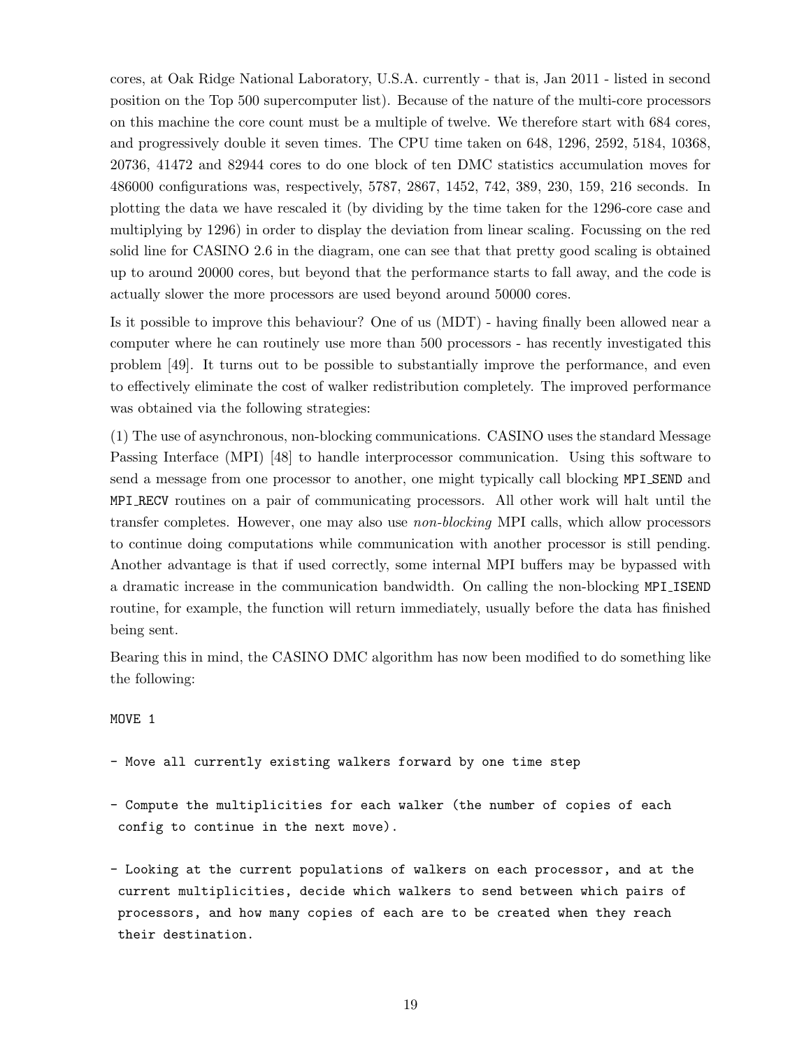cores, at Oak Ridge National Laboratory, U.S.A. currently - that is, Jan 2011 - listed in second position on the Top 500 supercomputer list). Because of the nature of the multi-core processors on this machine the core count must be a multiple of twelve. We therefore start with 684 cores, and progressively double it seven times. The CPU time taken on 648, 1296, 2592, 5184, 10368, 20736, 41472 and 82944 cores to do one block of ten DMC statistics accumulation moves for 486000 configurations was, respectively, 5787, 2867, 1452, 742, 389, 230, 159, 216 seconds. In plotting the data we have rescaled it (by dividing by the time taken for the 1296-core case and multiplying by 1296) in order to display the deviation from linear scaling. Focussing on the red solid line for CASINO 2.6 in the diagram, one can see that that pretty good scaling is obtained up to around 20000 cores, but beyond that the performance starts to fall away, and the code is actually slower the more processors are used beyond around 50000 cores.

Is it possible to improve this behaviour? One of us (MDT) - having finally been allowed near a computer where he can routinely use more than 500 processors - has recently investigated this problem [49]. It turns out to be possible to substantially improve the performance, and even to effectively eliminate the cost of walker redistribution completely. The improved performance was obtained via the following strategies:

(1) The use of asynchronous, non-blocking communications. CASINO uses the standard Message Passing Interface (MPI) [48] to handle interprocessor communication. Using this software to send a message from one processor to another, one might typically call blocking `MPI_SEND` and `MPI_RECV` routines on a pair of communicating processors. All other work will halt until the transfer completes. However, one may also use *non-blocking* MPI calls, which allow processors to continue doing computations while communication with another processor is still pending. Another advantage is that if used correctly, some internal MPI buffers may be bypassed with a dramatic increase in the communication bandwidth. On calling the non-blocking `MPI_ISEND` routine, for example, the function will return immediately, usually before the data has finished being sent.

Bearing this in mind, the CASINO DMC algorithm has now been modified to do something like the following:

```
MOVE 1

- Move all currently existing walkers forward by one time step

- Compute the multiplicities for each walker (the number of copies of each
  config to continue in the next move).

- Looking at the current populations of walkers on each processor, and at the
  current multiplicities, decide which walkers to send between which pairs of
  processors, and how many copies of each are to be created when they reach
  their destination.
```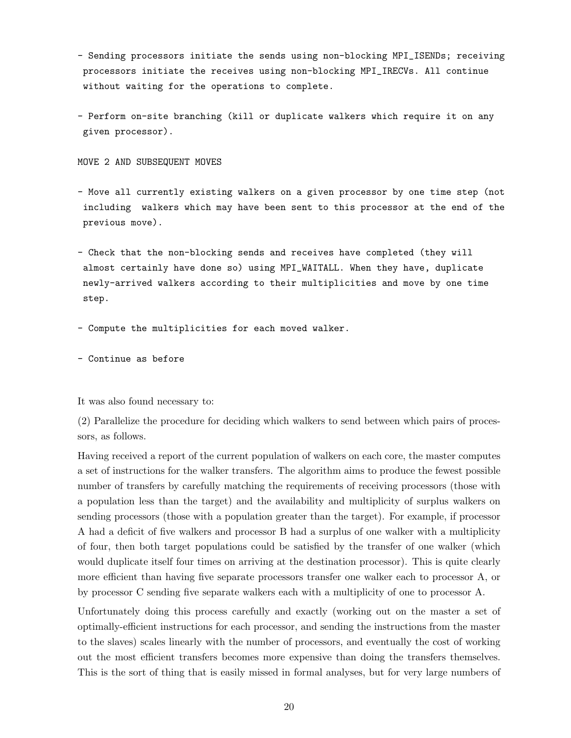```
- Sending processors initiate the sends using non-blocking MPI_ISENDs; receiving
  processors initiate the receives using non-blocking MPI_IRECVs. All continue
  without waiting for the operations to complete.

- Perform on-site branching (kill or duplicate walkers which require it on any
  given processor).

MOVE 2 AND SUBSEQUENT MOVES

- Move all currently existing walkers on a given processor by one time step (not
  including  walkers which may have been sent to this processor at the end of the
  previous move).

- Check that the non-blocking sends and receives have completed (they will
  almost certainly have done so) using MPI_WAITALL. When they have, duplicate
  newly-arrived walkers according to their multiplicities and move by one time
  step.

- Compute the multiplicities for each moved walker.

- Continue as before
```

It was also found necessary to:

(2) Parallelize the procedure for deciding which walkers to send between which pairs of processors, as follows.

Having received a report of the current population of walkers on each core, the master computes a set of instructions for the walker transfers. The algorithm aims to produce the fewest possible number of transfers by carefully matching the requirements of receiving processors (those with a population less than the target) and the availability and multiplicity of surplus walkers on sending processors (those with a population greater than the target). For example, if processor A had a deficit of five walkers and processor B had a surplus of one walker with a multiplicity of four, then both target populations could be satisfied by the transfer of one walker (which would duplicate itself four times on arriving at the destination processor). This is quite clearly more efficient than having five separate processors transfer one walker each to processor A, or by processor C sending five separate walkers each with a multiplicity of one to processor A.

Unfortunately doing this process carefully and exactly (working out on the master a set of optimally-efficient instructions for each processor, and sending the instructions from the master to the slaves) scales linearly with the number of processors, and eventually the cost of working out the most efficient transfers becomes more expensive than doing the transfers themselves. This is the sort of thing that is easily missed in formal analyses, but for very large numbers of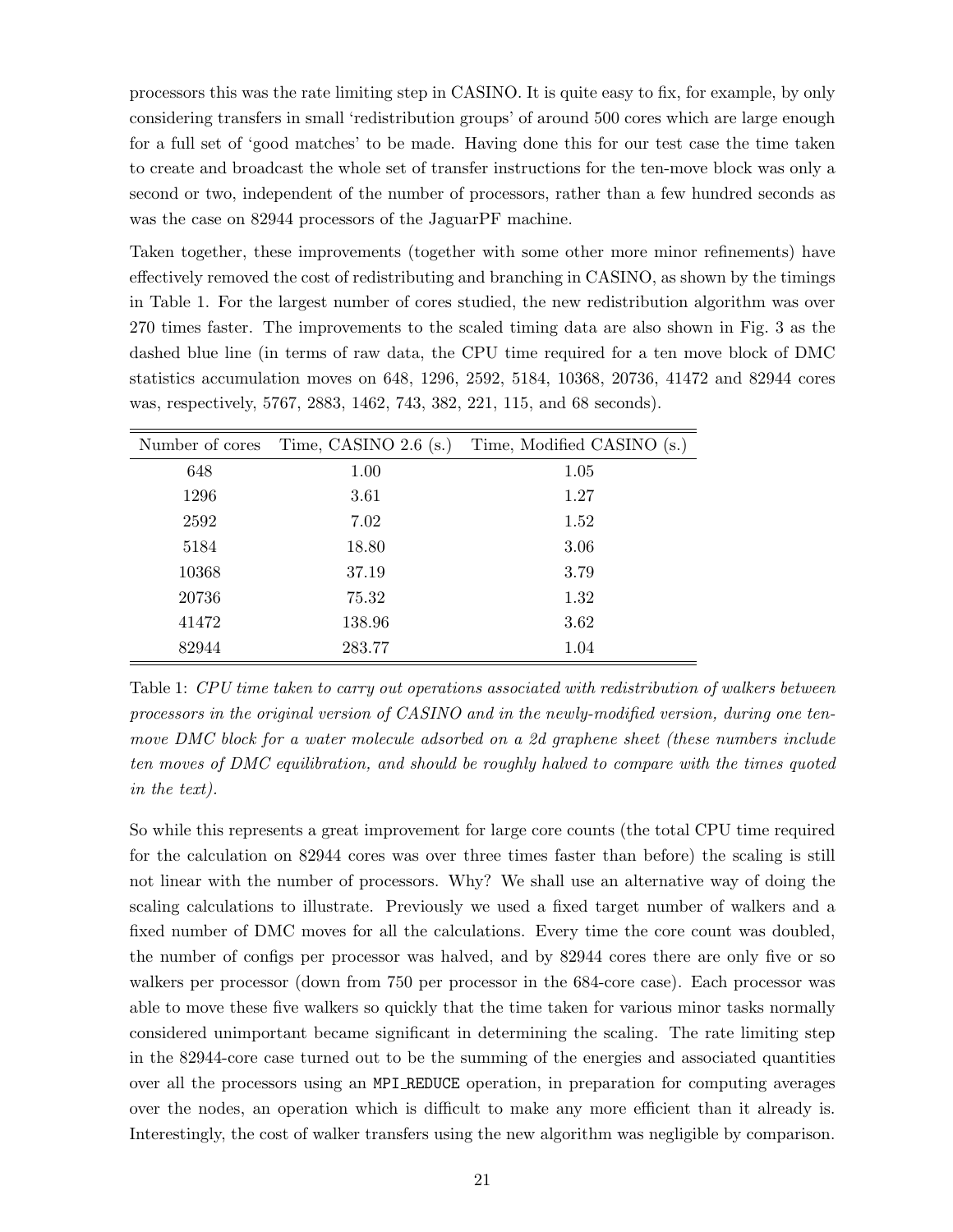processors this was the rate limiting step in CASINO. It is quite easy to fix, for example, by only considering transfers in small 'redistribution groups' of around 500 cores which are large enough for a full set of 'good matches' to be made. Having done this for our test case the time taken to create and broadcast the whole set of transfer instructions for the ten-move block was only a second or two, independent of the number of processors, rather than a few hundred seconds as was the case on 82944 processors of the JaguarPF machine.

Taken together, these improvements (together with some other more minor refinements) have effectively removed the cost of redistributing and branching in CASINO, as shown by the timings in Table 1. For the largest number of cores studied, the new redistribution algorithm was over 270 times faster. The improvements to the scaled timing data are also shown in Fig. 3 as the dashed blue line (in terms of raw data, the CPU time required for a ten move block of DMC statistics accumulation moves on 648, 1296, 2592, 5184, 10368, 20736, 41472 and 82944 cores was, respectively, 5767, 2883, 1462, 743, 382, 221, 115, and 68 seconds).

| Number of cores | Time, CASINO 2.6 (s.) | Time, Modified CASINO (s.) |
|---|---|---|
| 648 | 1.00 | 1.05 |
| 1296 | 3.61 | 1.27 |
| 2592 | 7.02 | 1.52 |
| 5184 | 18.80 | 3.06 |
| 10368 | 37.19 | 3.79 |
| 20736 | 75.32 | 1.32 |
| 41472 | 138.96 | 3.62 |
| 82944 | 283.77 | 1.04 |

Table 1: *CPU time taken to carry out operations associated with redistribution of walkers between processors in the original version of CASINO and in the newly-modified version, during one ten-move DMC block for a water molecule adsorbed on a 2d graphene sheet (these numbers include ten moves of DMC equilibration, and should be roughly halved to compare with the times quoted in the text).*

So while this represents a great improvement for large core counts (the total CPU time required for the calculation on 82944 cores was over three times faster than before) the scaling is still not linear with the number of processors. Why? We shall use an alternative way of doing the scaling calculations to illustrate. Previously we used a fixed target number of walkers and a fixed number of DMC moves for all the calculations. Every time the core count was doubled, the number of configs per processor was halved, and by 82944 cores there are only five or so walkers per processor (down from 750 per processor in the 684-core case). Each processor was able to move these five walkers so quickly that the time taken for various minor tasks normally considered unimportant became significant in determining the scaling. The rate limiting step in the 82944-core case turned out to be the summing of the energies and associated quantities over all the processors using an `MPI_REDUCE` operation, in preparation for computing averages over the nodes, an operation which is difficult to make any more efficient than it already is. Interestingly, the cost of walker transfers using the new algorithm was negligible by comparison.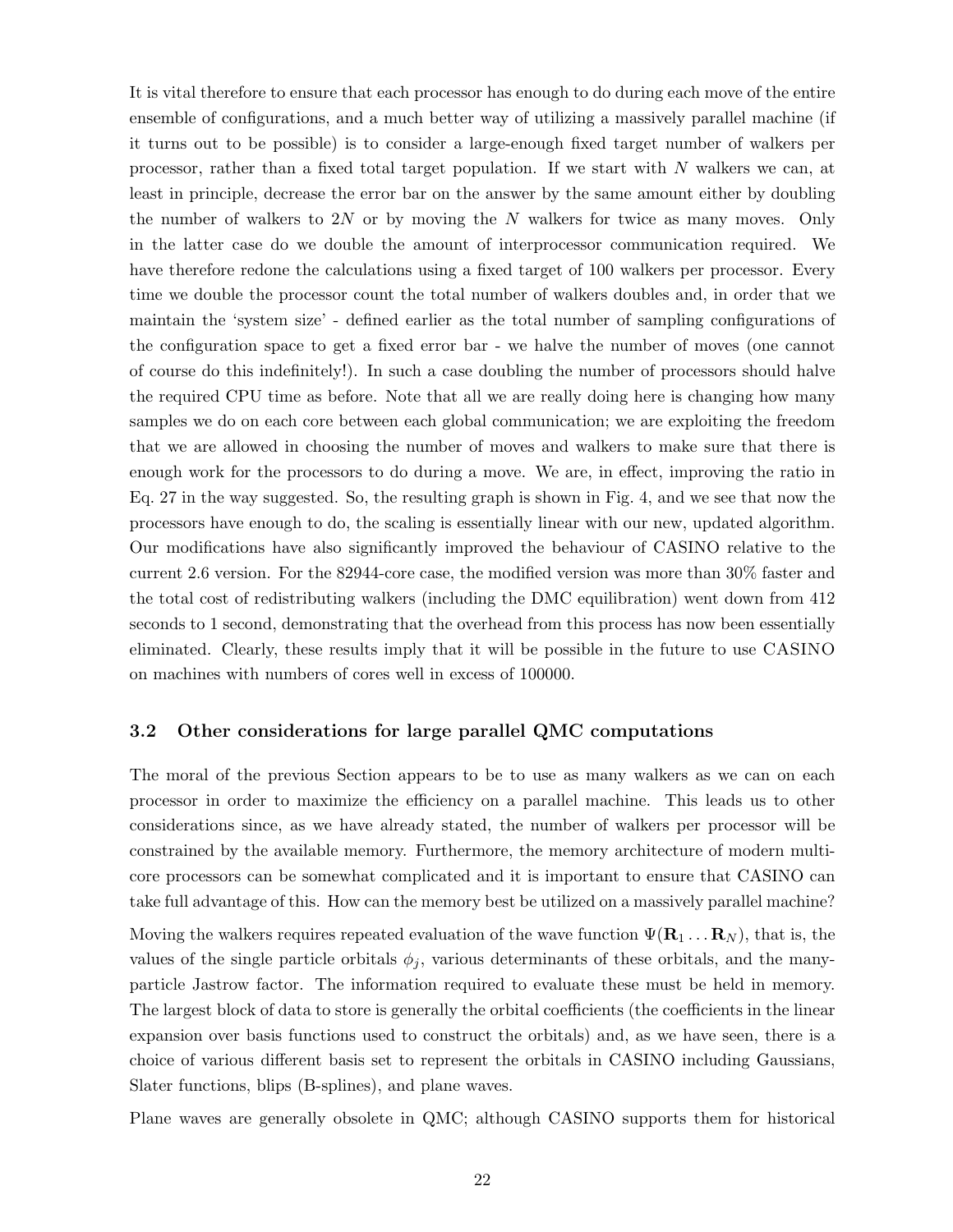It is vital therefore to ensure that each processor has enough to do during each move of the entire ensemble of configurations, and a much better way of utilizing a massively parallel machine (if it turns out to be possible) is to consider a large-enough fixed target number of walkers per processor, rather than a fixed total target population. If we start with $N$ walkers we can, at least in principle, decrease the error bar on the answer by the same amount either by doubling the number of walkers to $2N$ or by moving the $N$ walkers for twice as many moves. Only in the latter case do we double the amount of interprocessor communication required. We have therefore redone the calculations using a fixed target of 100 walkers per processor. Every time we double the processor count the total number of walkers doubles and, in order that we maintain the 'system size' - defined earlier as the total number of sampling configurations of the configuration space to get a fixed error bar - we halve the number of moves (one cannot of course do this indefinitely!). In such a case doubling the number of processors should halve the required CPU time as before. Note that all we are really doing here is changing how many samples we do on each core between each global communication; we are exploiting the freedom that we are allowed in choosing the number of moves and walkers to make sure that there is enough work for the processors to do during a move. We are, in effect, improving the ratio in Eq. 27 in the way suggested. So, the resulting graph is shown in Fig. 4, and we see that now the processors have enough to do, the scaling is essentially linear with our new, updated algorithm. Our modifications have also significantly improved the behaviour of CASINO relative to the current 2.6 version. For the 82944-core case, the modified version was more than 30% faster and the total cost of redistributing walkers (including the DMC equilibration) went down from 412 seconds to 1 second, demonstrating that the overhead from this process has now been essentially eliminated. Clearly, these results imply that it will be possible in the future to use CASINO on machines with numbers of cores well in excess of 100000.

### 3.2 Other considerations for large parallel QMC computations

The moral of the previous Section appears to be to use as many walkers as we can on each processor in order to maximize the efficiency on a parallel machine. This leads us to other considerations since, as we have already stated, the number of walkers per processor will be constrained by the available memory. Furthermore, the memory architecture of modern multi-core processors can be somewhat complicated and it is important to ensure that CASINO can take full advantage of this. How can the memory best be utilized on a massively parallel machine?

Moving the walkers requires repeated evaluation of the wave function $\Psi(\mathbf{R}_1 \ldots \mathbf{R}_N)$, that is, the values of the single particle orbitals $\phi_j$, various determinants of these orbitals, and the many-particle Jastrow factor. The information required to evaluate these must be held in memory. The largest block of data to store is generally the orbital coefficients (the coefficients in the linear expansion over basis functions used to construct the orbitals) and, as we have seen, there is a choice of various different basis set to represent the orbitals in CASINO including Gaussians, Slater functions, blips (B-splines), and plane waves.

Plane waves are generally obsolete in QMC; although CASINO supports them for historical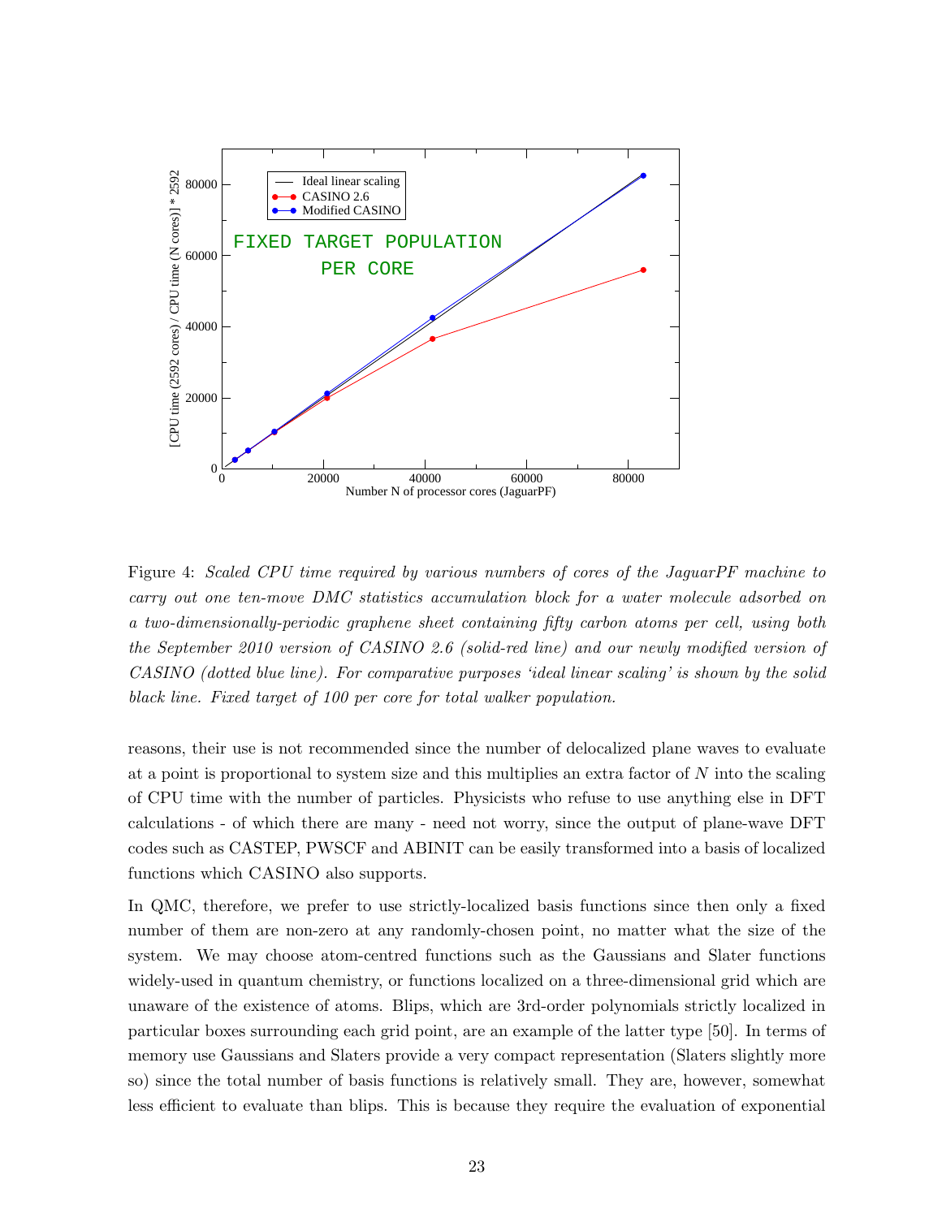Figure 4: *Scaled CPU time required by various numbers of cores of the JaguarPF machine to carry out one ten-move DMC statistics accumulation block for a water molecule adsorbed on a two-dimensionally-periodic graphene sheet containing fifty carbon atoms per cell, using both the September 2010 version of CASINO 2.6 (solid-red line) and our newly modified version of CASINO (dotted blue line). For comparative purposes 'ideal linear scaling' is shown by the solid black line. Fixed target of 100 per core for total walker population.*

reasons, their use is not recommended since the number of delocalized plane waves to evaluate at a point is proportional to system size and this multiplies an extra factor of $N$ into the scaling of CPU time with the number of particles. Physicists who refuse to use anything else in DFT calculations - of which there are many - need not worry, since the output of plane-wave DFT codes such as CASTEP, PWSCF and ABINIT can be easily transformed into a basis of localized functions which CASINO also supports.

In QMC, therefore, we prefer to use strictly-localized basis functions since then only a fixed number of them are non-zero at any randomly-chosen point, no matter what the size of the system. We may choose atom-centred functions such as the Gaussians and Slater functions widely-used in quantum chemistry, or functions localized on a three-dimensional grid which are unaware of the existence of atoms. Blips, which are 3rd-order polynomials strictly localized in particular boxes surrounding each grid point, are an example of the latter type [50]. In terms of memory use Gaussians and Slaters provide a very compact representation (Slaters slightly more so) since the total number of basis functions is relatively small. They are, however, somewhat less efficient to evaluate than blips. This is because they require the evaluation of exponential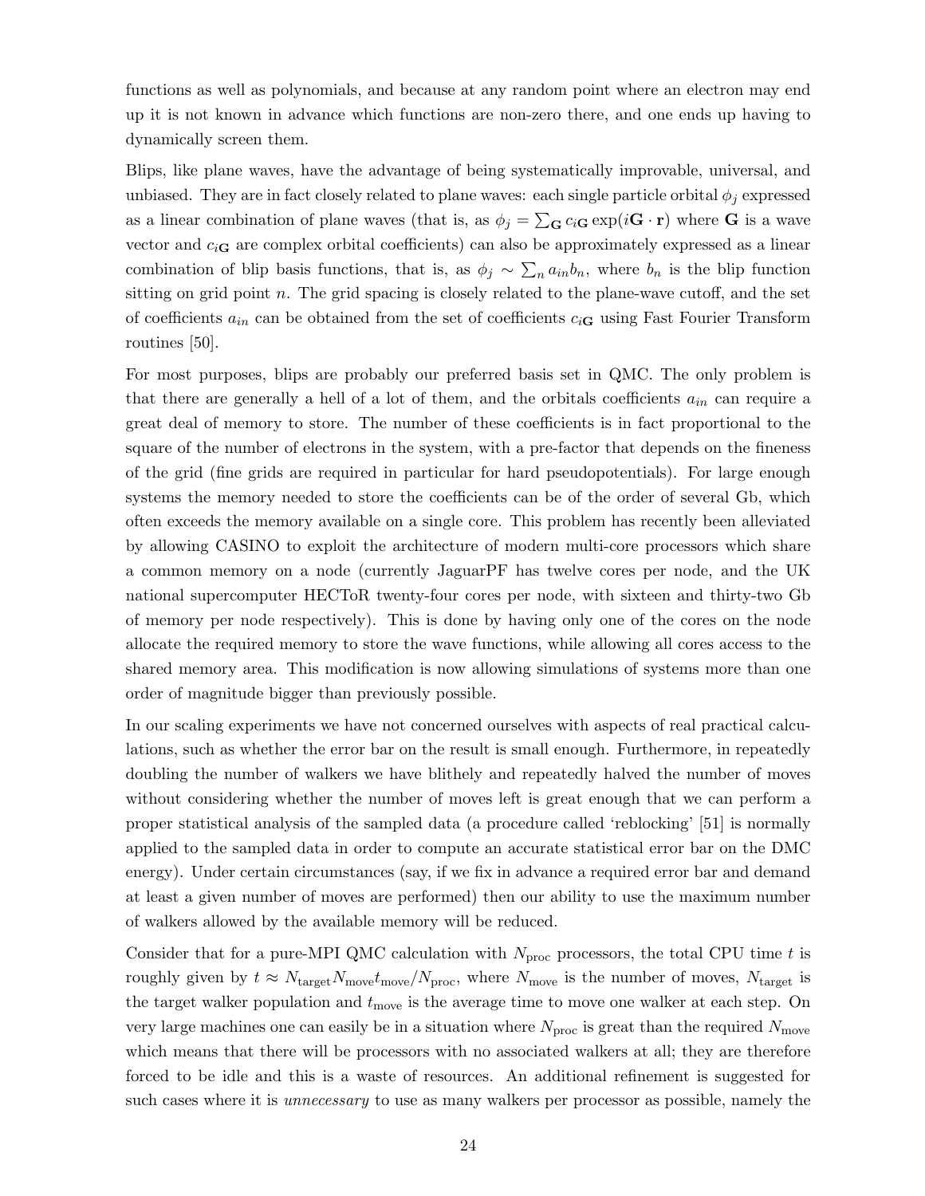functions as well as polynomials, and because at any random point where an electron may end up it is not known in advance which functions are non-zero there, and one ends up having to dynamically screen them.

Blips, like plane waves, have the advantage of being systematically improvable, universal, and unbiased. They are in fact closely related to plane waves: each single particle orbital $\phi_j$ expressed as a linear combination of plane waves (that is, as $\phi_j = \sum_{\mathbf{G}} c_{i\mathbf{G}} \exp(i\mathbf{G}\cdot\mathbf{r})$ where $\mathbf{G}$ is a wave vector and $c_{i\mathbf{G}}$ are complex orbital coefficients) can also be approximately expressed as a linear combination of blip basis functions, that is, as $\phi_j \sim \sum_n a_{in} b_n$, where $b_n$ is the blip function sitting on grid point $n$. The grid spacing is closely related to the plane-wave cutoff, and the set of coefficients $a_{in}$ can be obtained from the set of coefficients $c_{i\mathbf{G}}$ using Fast Fourier Transform routines [50].

For most purposes, blips are probably our preferred basis set in QMC. The only problem is that there are generally a hell of a lot of them, and the orbitals coefficients $a_{in}$ can require a great deal of memory to store. The number of these coefficients is in fact proportional to the square of the number of electrons in the system, with a pre-factor that depends on the fineness of the grid (fine grids are required in particular for hard pseudopotentials). For large enough systems the memory needed to store the coefficients can be of the order of several Gb, which often exceeds the memory available on a single core. This problem has recently been alleviated by allowing CASINO to exploit the architecture of modern multi-core processors which share a common memory on a node (currently JaguarPF has twelve cores per node, and the UK national supercomputer HECToR twenty-four cores per node, with sixteen and thirty-two Gb of memory per node respectively). This is done by having only one of the cores on the node allocate the required memory to store the wave functions, while allowing all cores access to the shared memory area. This modification is now allowing simulations of systems more than one order of magnitude bigger than previously possible.

In our scaling experiments we have not concerned ourselves with aspects of real practical calculations, such as whether the error bar on the result is small enough. Furthermore, in repeatedly doubling the number of walkers we have blithely and repeatedly halved the number of moves without considering whether the number of moves left is great enough that we can perform a proper statistical analysis of the sampled data (a procedure called 'reblocking' [51] is normally applied to the sampled data in order to compute an accurate statistical error bar on the DMC energy). Under certain circumstances (say, if we fix in advance a required error bar and demand at least a given number of moves are performed) then our ability to use the maximum number of walkers allowed by the available memory will be reduced.

Consider that for a pure-MPI QMC calculation with $N_{\mathrm{proc}}$ processors, the total CPU time $t$ is roughly given by $t \approx N_{\mathrm{target}} N_{\mathrm{move}} t_{\mathrm{move}} / N_{\mathrm{proc}}$, where $N_{\mathrm{move}}$ is the number of moves, $N_{\mathrm{target}}$ is the target walker population and $t_{\mathrm{move}}$ is the average time to move one walker at each step. On very large machines one can easily be in a situation where $N_{\mathrm{proc}}$ is great than the required $N_{\mathrm{move}}$ which means that there will be processors with no associated walkers at all; they are therefore forced to be idle and this is a waste of resources. An additional refinement is suggested for such cases where it is *unnecessary* to use as many walkers per processor as possible, namely the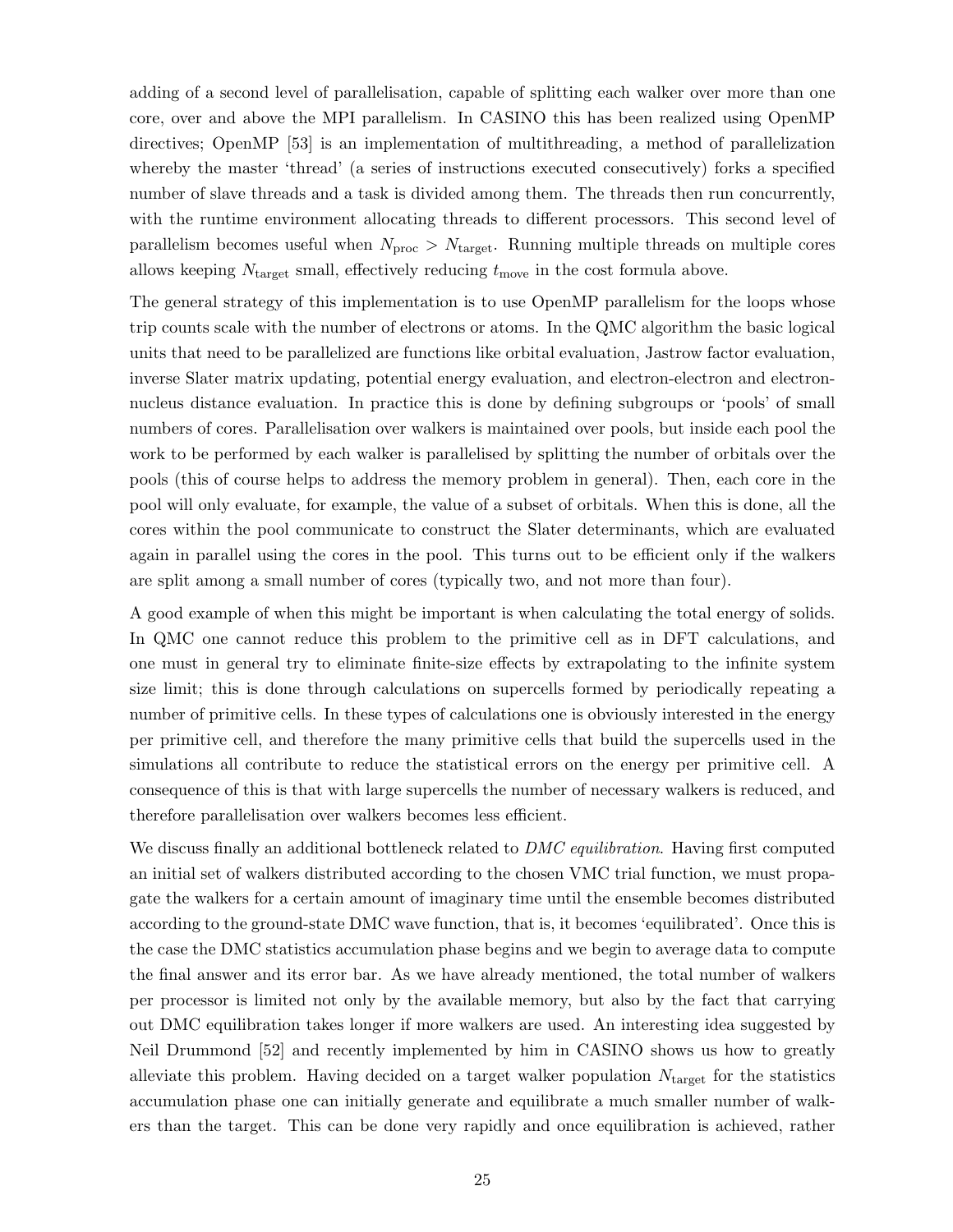adding of a second level of parallelisation, capable of splitting each walker over more than one core, over and above the MPI parallelism. In CASINO this has been realized using OpenMP directives; OpenMP [53] is an implementation of multithreading, a method of parallelization whereby the master 'thread' (a series of instructions executed consecutively) forks a specified number of slave threads and a task is divided among them. The threads then run concurrently, with the runtime environment allocating threads to different processors. This second level of parallelism becomes useful when $N_{\rm proc} > N_{\rm target}$. Running multiple threads on multiple cores allows keeping $N_{\rm target}$ small, effectively reducing $t_{\rm move}$ in the cost formula above.

The general strategy of this implementation is to use OpenMP parallelism for the loops whose trip counts scale with the number of electrons or atoms. In the QMC algorithm the basic logical units that need to be parallelized are functions like orbital evaluation, Jastrow factor evaluation, inverse Slater matrix updating, potential energy evaluation, and electron-electron and electron-nucleus distance evaluation. In practice this is done by defining subgroups or 'pools' of small numbers of cores. Parallelisation over walkers is maintained over pools, but inside each pool the work to be performed by each walker is parallelised by splitting the number of orbitals over the pools (this of course helps to address the memory problem in general). Then, each core in the pool will only evaluate, for example, the value of a subset of orbitals. When this is done, all the cores within the pool communicate to construct the Slater determinants, which are evaluated again in parallel using the cores in the pool. This turns out to be efficient only if the walkers are split among a small number of cores (typically two, and not more than four).

A good example of when this might be important is when calculating the total energy of solids. In QMC one cannot reduce this problem to the primitive cell as in DFT calculations, and one must in general try to eliminate finite-size effects by extrapolating to the infinite system size limit; this is done through calculations on supercells formed by periodically repeating a number of primitive cells. In these types of calculations one is obviously interested in the energy per primitive cell, and therefore the many primitive cells that build the supercells used in the simulations all contribute to reduce the statistical errors on the energy per primitive cell. A consequence of this is that with large supercells the number of necessary walkers is reduced, and therefore parallelisation over walkers becomes less efficient.

We discuss finally an additional bottleneck related to *DMC equilibration*. Having first computed an initial set of walkers distributed according to the chosen VMC trial function, we must propagate the walkers for a certain amount of imaginary time until the ensemble becomes distributed according to the ground-state DMC wave function, that is, it becomes 'equilibrated'. Once this is the case the DMC statistics accumulation phase begins and we begin to average data to compute the final answer and its error bar. As we have already mentioned, the total number of walkers per processor is limited not only by the available memory, but also by the fact that carrying out DMC equilibration takes longer if more walkers are used. An interesting idea suggested by Neil Drummond [52] and recently implemented by him in CASINO shows us how to greatly alleviate this problem. Having decided on a target walker population $N_{\rm target}$ for the statistics accumulation phase one can initially generate and equilibrate a much smaller number of walkers than the target. This can be done very rapidly and once equilibration is achieved, rather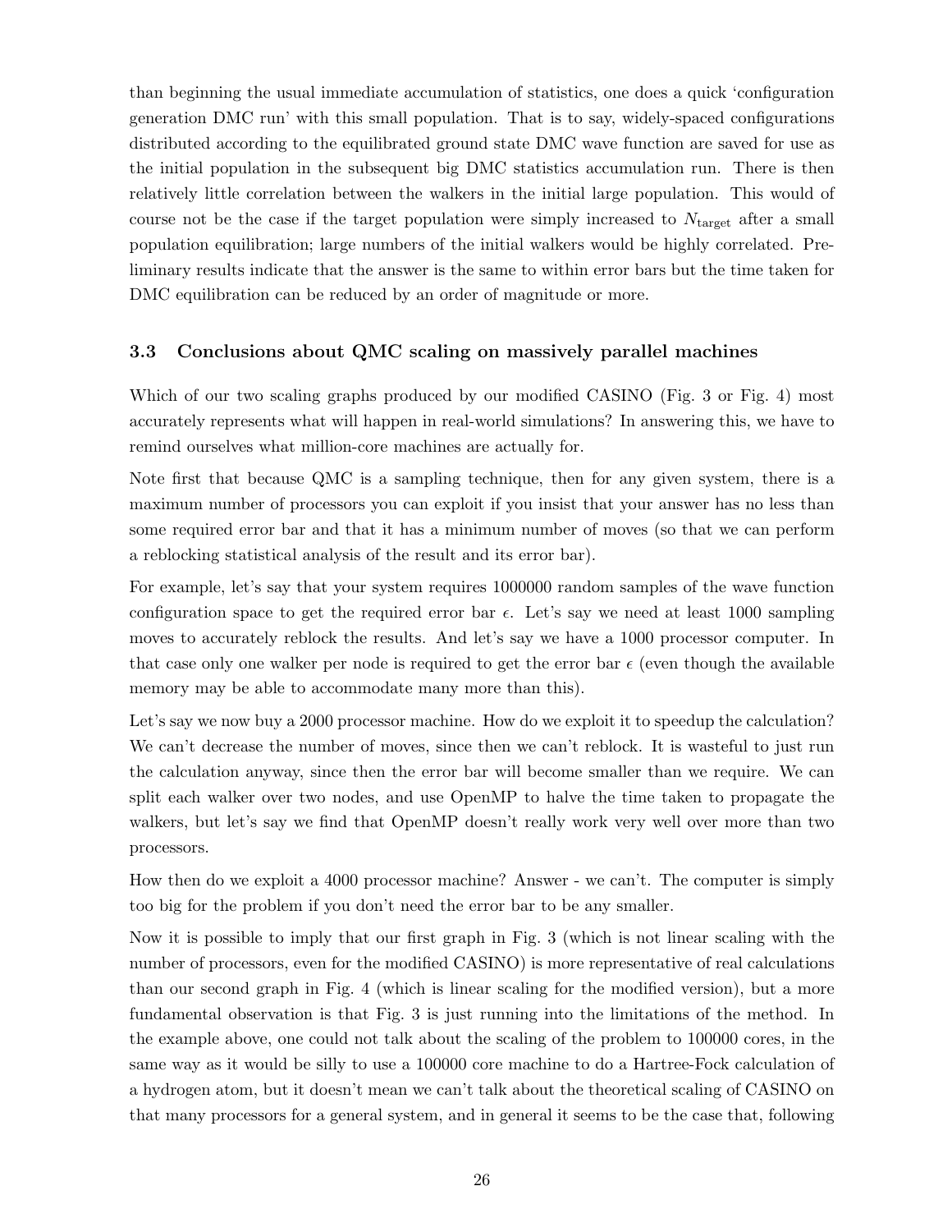than beginning the usual immediate accumulation of statistics, one does a quick 'configuration generation DMC run' with this small population. That is to say, widely-spaced configurations distributed according to the equilibrated ground state DMC wave function are saved for use as the initial population in the subsequent big DMC statistics accumulation run. There is then relatively little correlation between the walkers in the initial large population. This would of course not be the case if the target population were simply increased to $N_{\text{target}}$ after a small population equilibration; large numbers of the initial walkers would be highly correlated. Preliminary results indicate that the answer is the same to within error bars but the time taken for DMC equilibration can be reduced by an order of magnitude or more.

### 3.3 Conclusions about QMC scaling on massively parallel machines

Which of our two scaling graphs produced by our modified CASINO (Fig. 3 or Fig. 4) most accurately represents what will happen in real-world simulations? In answering this, we have to remind ourselves what million-core machines are actually for.

Note first that because QMC is a sampling technique, then for any given system, there is a maximum number of processors you can exploit if you insist that your answer has no less than some required error bar and that it has a minimum number of moves (so that we can perform a reblocking statistical analysis of the result and its error bar).

For example, let's say that your system requires 1000000 random samples of the wave function configuration space to get the required error bar $\epsilon$. Let's say we need at least 1000 sampling moves to accurately reblock the results. And let's say we have a 1000 processor computer. In that case only one walker per node is required to get the error bar $\epsilon$ (even though the available memory may be able to accommodate many more than this).

Let's say we now buy a 2000 processor machine. How do we exploit it to speedup the calculation? We can't decrease the number of moves, since then we can't reblock. It is wasteful to just run the calculation anyway, since then the error bar will become smaller than we require. We can split each walker over two nodes, and use OpenMP to halve the time taken to propagate the walkers, but let's say we find that OpenMP doesn't really work very well over more than two processors.

How then do we exploit a 4000 processor machine? Answer - we can't. The computer is simply too big for the problem if you don't need the error bar to be any smaller.

Now it is possible to imply that our first graph in Fig. 3 (which is not linear scaling with the number of processors, even for the modified CASINO) is more representative of real calculations than our second graph in Fig. 4 (which is linear scaling for the modified version), but a more fundamental observation is that Fig. 3 is just running into the limitations of the method. In the example above, one could not talk about the scaling of the problem to 100000 cores, in the same way as it would be silly to use a 100000 core machine to do a Hartree-Fock calculation of a hydrogen atom, but it doesn't mean we can't talk about the theoretical scaling of CASINO on that many processors for a general system, and in general it seems to be the case that, following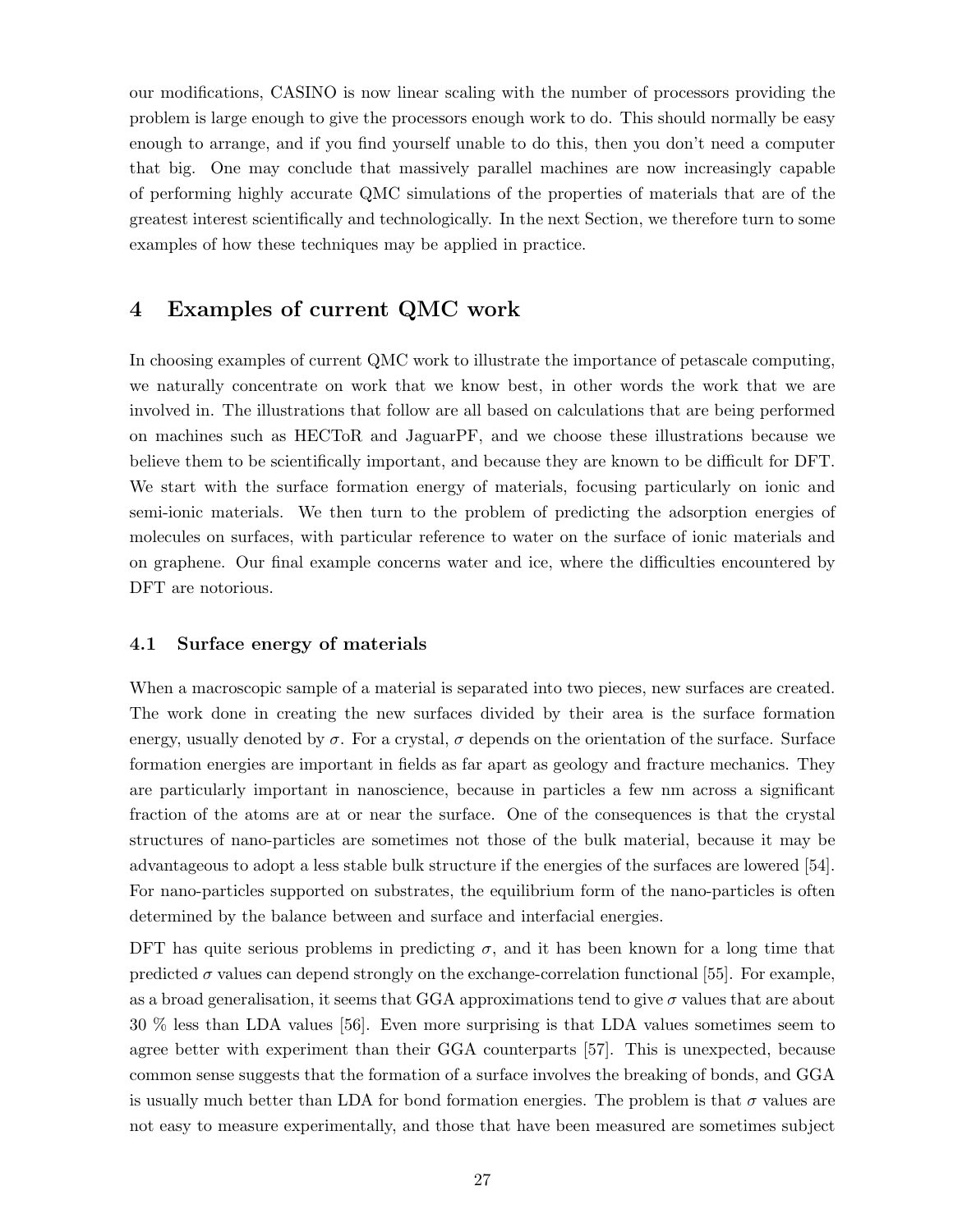our modifications, CASINO is now linear scaling with the number of processors providing the problem is large enough to give the processors enough work to do. This should normally be easy enough to arrange, and if you find yourself unable to do this, then you don't need a computer that big. One may conclude that massively parallel machines are now increasingly capable of performing highly accurate QMC simulations of the properties of materials that are of the greatest interest scientifically and technologically. In the next Section, we therefore turn to some examples of how these techniques may be applied in practice.

## 4 Examples of current QMC work

In choosing examples of current QMC work to illustrate the importance of petascale computing, we naturally concentrate on work that we know best, in other words the work that we are involved in. The illustrations that follow are all based on calculations that are being performed on machines such as HECToR and JaguarPF, and we choose these illustrations because we believe them to be scientifically important, and because they are known to be difficult for DFT. We start with the surface formation energy of materials, focusing particularly on ionic and semi-ionic materials. We then turn to the problem of predicting the adsorption energies of molecules on surfaces, with particular reference to water on the surface of ionic materials and on graphene. Our final example concerns water and ice, where the difficulties encountered by DFT are notorious.

### 4.1 Surface energy of materials

When a macroscopic sample of a material is separated into two pieces, new surfaces are created. The work done in creating the new surfaces divided by their area is the surface formation energy, usually denoted by $\sigma$. For a crystal, $\sigma$ depends on the orientation of the surface. Surface formation energies are important in fields as far apart as geology and fracture mechanics. They are particularly important in nanoscience, because in particles a few nm across a significant fraction of the atoms are at or near the surface. One of the consequences is that the crystal structures of nano-particles are sometimes not those of the bulk material, because it may be advantageous to adopt a less stable bulk structure if the energies of the surfaces are lowered [54]. For nano-particles supported on substrates, the equilibrium form of the nano-particles is often determined by the balance between and surface and interfacial energies.

DFT has quite serious problems in predicting $\sigma$, and it has been known for a long time that predicted $\sigma$ values can depend strongly on the exchange-correlation functional [55]. For example, as a broad generalisation, it seems that GGA approximations tend to give $\sigma$ values that are about 30 % less than LDA values [56]. Even more surprising is that LDA values sometimes seem to agree better with experiment than their GGA counterparts [57]. This is unexpected, because common sense suggests that the formation of a surface involves the breaking of bonds, and GGA is usually much better than LDA for bond formation energies. The problem is that $\sigma$ values are not easy to measure experimentally, and those that have been measured are sometimes subject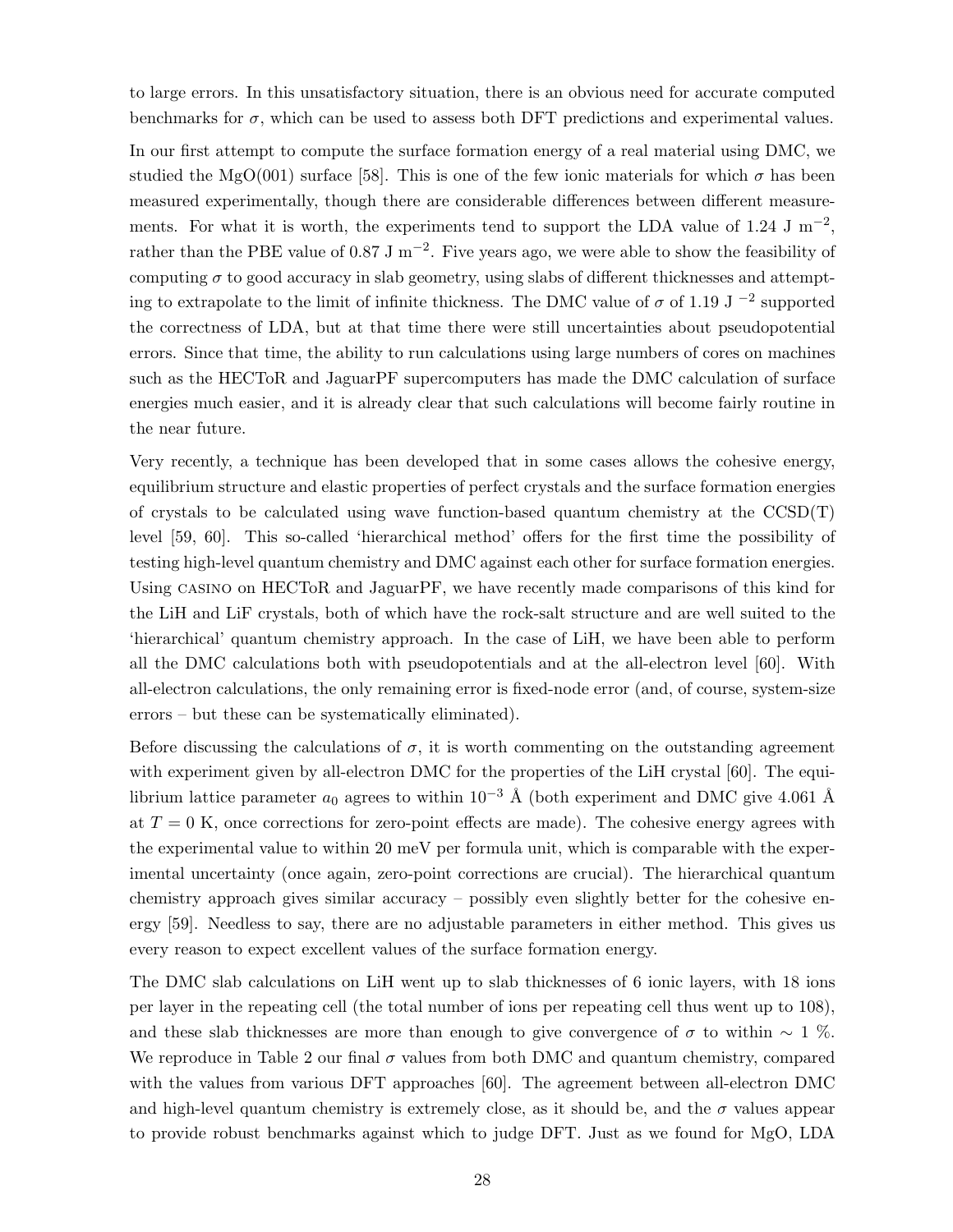to large errors. In this unsatisfactory situation, there is an obvious need for accurate computed benchmarks for $\sigma$, which can be used to assess both DFT predictions and experimental values.

In our first attempt to compute the surface formation energy of a real material using DMC, we studied the MgO(001) surface [58]. This is one of the few ionic materials for which $\sigma$ has been measured experimentally, though there are considerable differences between different measurements. For what it is worth, the experiments tend to support the LDA value of 1.24 J m$^{-2}$, rather than the PBE value of 0.87 J m$^{-2}$. Five years ago, we were able to show the feasibility of computing $\sigma$ to good accuracy in slab geometry, using slabs of different thicknesses and attempting to extrapolate to the limit of infinite thickness. The DMC value of $\sigma$ of 1.19 J $^{-2}$ supported the correctness of LDA, but at that time there were still uncertainties about pseudopotential errors. Since that time, the ability to run calculations using large numbers of cores on machines such as the HECToR and JaguarPF supercomputers has made the DMC calculation of surface energies much easier, and it is already clear that such calculations will become fairly routine in the near future.

Very recently, a technique has been developed that in some cases allows the cohesive energy, equilibrium structure and elastic properties of perfect crystals and the surface formation energies of crystals to be calculated using wave function-based quantum chemistry at the CCSD(T) level [59, 60]. This so-called 'hierarchical method' offers for the first time the possibility of testing high-level quantum chemistry and DMC against each other for surface formation energies. Using CASINO on HECToR and JaguarPF, we have recently made comparisons of this kind for the LiH and LiF crystals, both of which have the rock-salt structure and are well suited to the 'hierarchical' quantum chemistry approach. In the case of LiH, we have been able to perform all the DMC calculations both with pseudopotentials and at the all-electron level [60]. With all-electron calculations, the only remaining error is fixed-node error (and, of course, system-size errors – but these can be systematically eliminated).

Before discussing the calculations of $\sigma$, it is worth commenting on the outstanding agreement with experiment given by all-electron DMC for the properties of the LiH crystal [60]. The equilibrium lattice parameter $a_0$ agrees to within $10^{-3}$ Å (both experiment and DMC give 4.061 Å at $T = 0$ K, once corrections for zero-point effects are made). The cohesive energy agrees with the experimental value to within 20 meV per formula unit, which is comparable with the experimental uncertainty (once again, zero-point corrections are crucial). The hierarchical quantum chemistry approach gives similar accuracy – possibly even slightly better for the cohesive energy [59]. Needless to say, there are no adjustable parameters in either method. This gives us every reason to expect excellent values of the surface formation energy.

The DMC slab calculations on LiH went up to slab thicknesses of 6 ionic layers, with 18 ions per layer in the repeating cell (the total number of ions per repeating cell thus went up to 108), and these slab thicknesses are more than enough to give convergence of $\sigma$ to within $\sim 1$ %. We reproduce in Table 2 our final $\sigma$ values from both DMC and quantum chemistry, compared with the values from various DFT approaches [60]. The agreement between all-electron DMC and high-level quantum chemistry is extremely close, as it should be, and the $\sigma$ values appear to provide robust benchmarks against which to judge DFT. Just as we found for MgO, LDA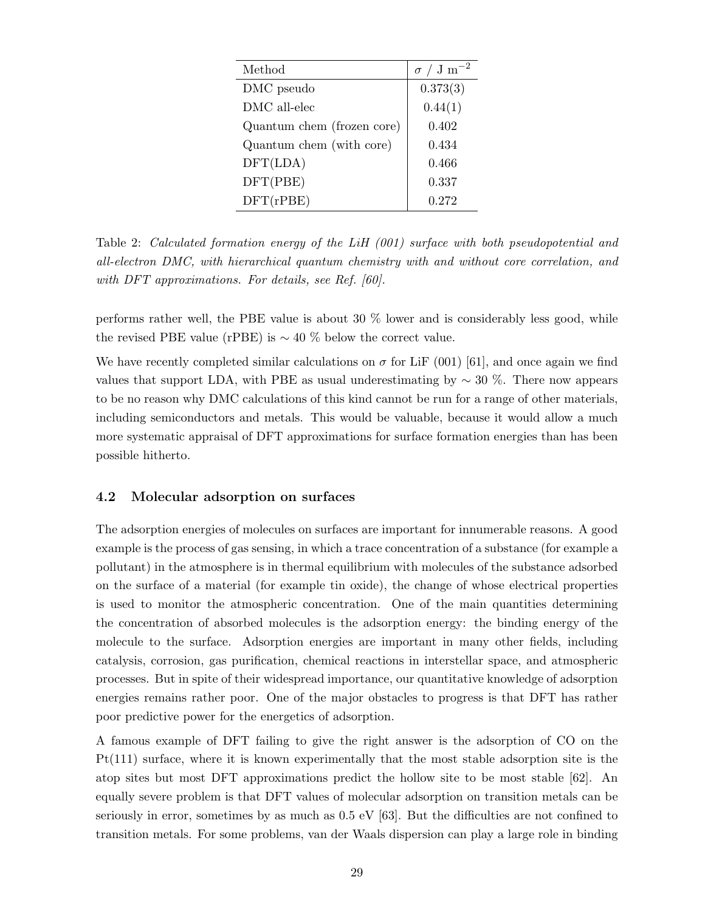| Method | $\sigma$ / J m$^{-2}$ |
|---|---|
| DMC pseudo | 0.373(3) |
| DMC all-elec | 0.44(1) |
| Quantum chem (frozen core) | 0.402 |
| Quantum chem (with core) | 0.434 |
| DFT(LDA) | 0.466 |
| DFT(PBE) | 0.337 |
| DFT(rPBE) | 0.272 |

Table 2: *Calculated formation energy of the LiH (001) surface with both pseudopotential and all-electron DMC, with hierarchical quantum chemistry with and without core correlation, and with DFT approximations. For details, see Ref. [60].*

performs rather well, the PBE value is about 30 % lower and is considerably less good, while the revised PBE value (rPBE) is $\sim 40$ % below the correct value.

We have recently completed similar calculations on $\sigma$ for LiF (001) [61], and once again we find values that support LDA, with PBE as usual underestimating by $\sim 30$ %. There now appears to be no reason why DMC calculations of this kind cannot be run for a range of other materials, including semiconductors and metals. This would be valuable, because it would allow a much more systematic appraisal of DFT approximations for surface formation energies than has been possible hitherto.

### 4.2 Molecular adsorption on surfaces

The adsorption energies of molecules on surfaces are important for innumerable reasons. A good example is the process of gas sensing, in which a trace concentration of a substance (for example a pollutant) in the atmosphere is in thermal equilibrium with molecules of the substance adsorbed on the surface of a material (for example tin oxide), the change of whose electrical properties is used to monitor the atmospheric concentration. One of the main quantities determining the concentration of absorbed molecules is the adsorption energy: the binding energy of the molecule to the surface. Adsorption energies are important in many other fields, including catalysis, corrosion, gas purification, chemical reactions in interstellar space, and atmospheric processes. But in spite of their widespread importance, our quantitative knowledge of adsorption energies remains rather poor. One of the major obstacles to progress is that DFT has rather poor predictive power for the energetics of adsorption.

A famous example of DFT failing to give the right answer is the adsorption of CO on the Pt(111) surface, where it is known experimentally that the most stable adsorption site is the atop sites but most DFT approximations predict the hollow site to be most stable [62]. An equally severe problem is that DFT values of molecular adsorption on transition metals can be seriously in error, sometimes by as much as 0.5 eV [63]. But the difficulties are not confined to transition metals. For some problems, van der Waals dispersion can play a large role in binding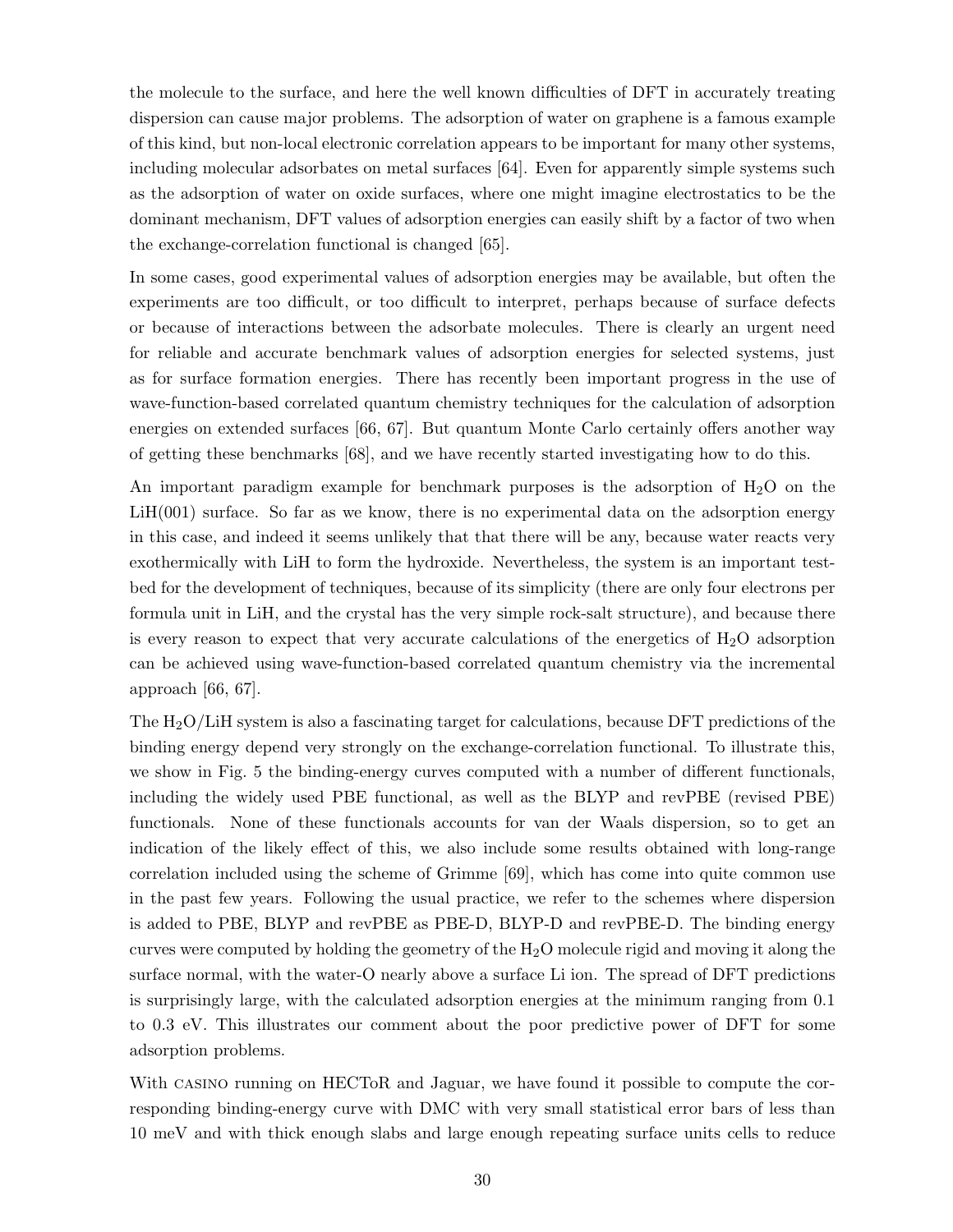the molecule to the surface, and here the well known difficulties of DFT in accurately treating dispersion can cause major problems. The adsorption of water on graphene is a famous example of this kind, but non-local electronic correlation appears to be important for many other systems, including molecular adsorbates on metal surfaces [64]. Even for apparently simple systems such as the adsorption of water on oxide surfaces, where one might imagine electrostatics to be the dominant mechanism, DFT values of adsorption energies can easily shift by a factor of two when the exchange-correlation functional is changed [65].

In some cases, good experimental values of adsorption energies may be available, but often the experiments are too difficult, or too difficult to interpret, perhaps because of surface defects or because of interactions between the adsorbate molecules. There is clearly an urgent need for reliable and accurate benchmark values of adsorption energies for selected systems, just as for surface formation energies. There has recently been important progress in the use of wave-function-based correlated quantum chemistry techniques for the calculation of adsorption energies on extended surfaces [66, 67]. But quantum Monte Carlo certainly offers another way of getting these benchmarks [68], and we have recently started investigating how to do this.

An important paradigm example for benchmark purposes is the adsorption of $H_2O$ on the LiH(001) surface. So far as we know, there is no experimental data on the adsorption energy in this case, and indeed it seems unlikely that that there will be any, because water reacts very exothermically with LiH to form the hydroxide. Nevertheless, the system is an important test-bed for the development of techniques, because of its simplicity (there are only four electrons per formula unit in LiH, and the crystal has the very simple rock-salt structure), and because there is every reason to expect that very accurate calculations of the energetics of $H_2O$ adsorption can be achieved using wave-function-based correlated quantum chemistry via the incremental approach [66, 67].

The $H_2O$/LiH system is also a fascinating target for calculations, because DFT predictions of the binding energy depend very strongly on the exchange-correlation functional. To illustrate this, we show in Fig. 5 the binding-energy curves computed with a number of different functionals, including the widely used PBE functional, as well as the BLYP and revPBE (revised PBE) functionals. None of these functionals accounts for van der Waals dispersion, so to get an indication of the likely effect of this, we also include some results obtained with long-range correlation included using the scheme of Grimme [69], which has come into quite common use in the past few years. Following the usual practice, we refer to the schemes where dispersion is added to PBE, BLYP and revPBE as PBE-D, BLYP-D and revPBE-D. The binding energy curves were computed by holding the geometry of the $H_2O$ molecule rigid and moving it along the surface normal, with the water-O nearly above a surface Li ion. The spread of DFT predictions is surprisingly large, with the calculated adsorption energies at the minimum ranging from 0.1 to 0.3 eV. This illustrates our comment about the poor predictive power of DFT for some adsorption problems.

With CASINO running on HECToR and Jaguar, we have found it possible to compute the corresponding binding-energy curve with DMC with very small statistical error bars of less than 10 meV and with thick enough slabs and large enough repeating surface units cells to reduce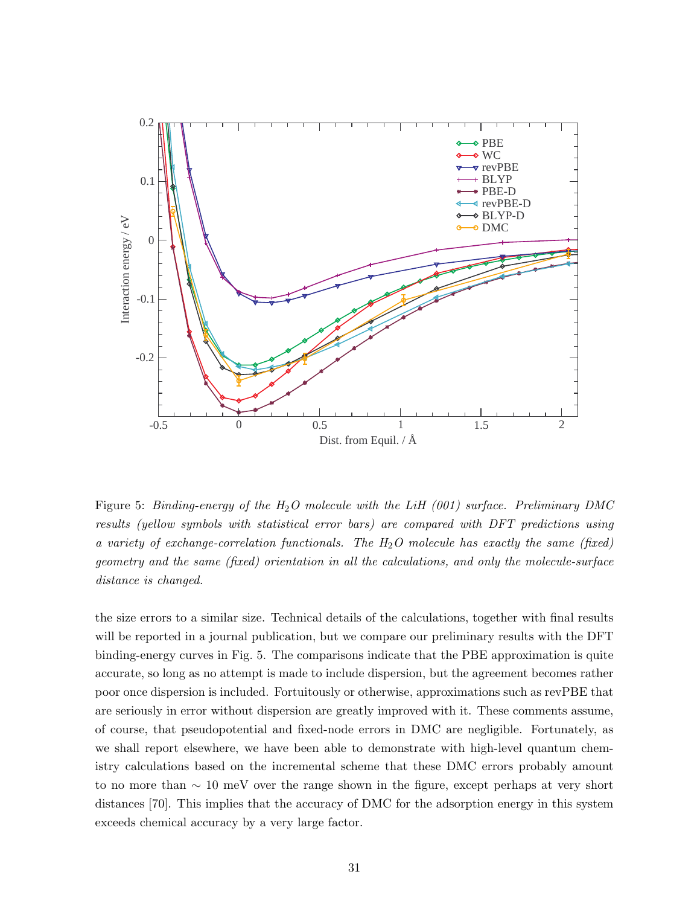Figure 5: *Binding-energy of the $H_2O$ molecule with the LiH (001) surface. Preliminary DMC results (yellow symbols with statistical error bars) are compared with DFT predictions using a variety of exchange-correlation functionals. The $H_2O$ molecule has exactly the same (fixed) geometry and the same (fixed) orientation in all the calculations, and only the molecule-surface distance is changed.*

the size errors to a similar size. Technical details of the calculations, together with final results will be reported in a journal publication, but we compare our preliminary results with the DFT binding-energy curves in Fig. 5. The comparisons indicate that the PBE approximation is quite accurate, so long as no attempt is made to include dispersion, but the agreement becomes rather poor once dispersion is included. Fortuitously or otherwise, approximations such as revPBE that are seriously in error without dispersion are greatly improved with it. These comments assume, of course, that pseudopotential and fixed-node errors in DMC are negligible. Fortunately, as we shall report elsewhere, we have been able to demonstrate with high-level quantum chemistry calculations based on the incremental scheme that these DMC errors probably amount to no more than $\sim$ 10 meV over the range shown in the figure, except perhaps at very short distances [70]. This implies that the accuracy of DMC for the adsorption energy in this system exceeds chemical accuracy by a very large factor.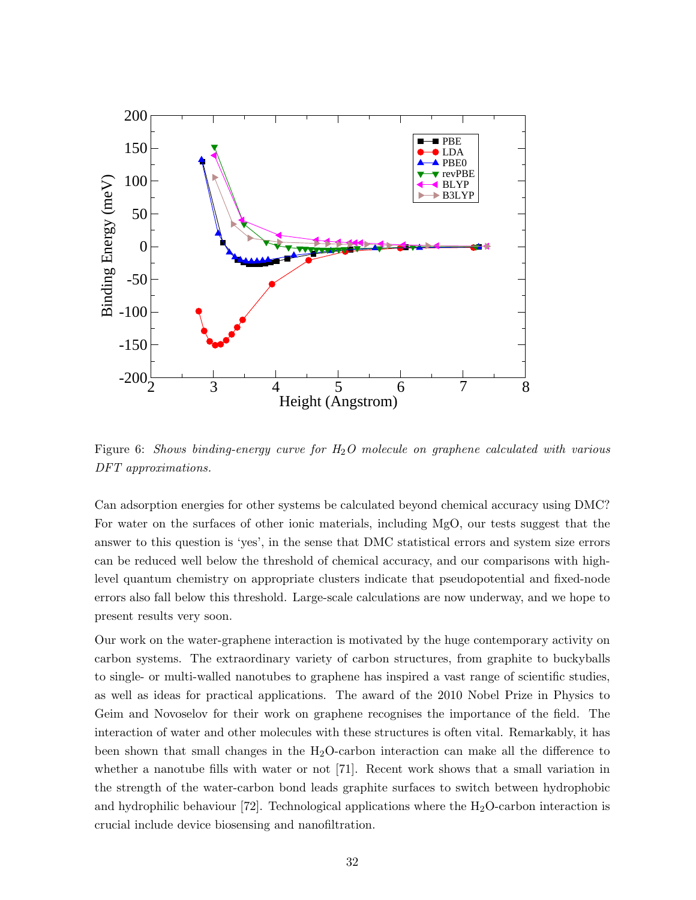Figure 6: *Shows binding-energy curve for $H_2O$ molecule on graphene calculated with various DFT approximations.*

Can adsorption energies for other systems be calculated beyond chemical accuracy using DMC? For water on the surfaces of other ionic materials, including MgO, our tests suggest that the answer to this question is 'yes', in the sense that DMC statistical errors and system size errors can be reduced well below the threshold of chemical accuracy, and our comparisons with high-level quantum chemistry on appropriate clusters indicate that pseudopotential and fixed-node errors also fall below this threshold. Large-scale calculations are now underway, and we hope to present results very soon.

Our work on the water-graphene interaction is motivated by the huge contemporary activity on carbon systems. The extraordinary variety of carbon structures, from graphite to buckyballs to single- or multi-walled nanotubes to graphene has inspired a vast range of scientific studies, as well as ideas for practical applications. The award of the 2010 Nobel Prize in Physics to Geim and Novoselov for their work on graphene recognises the importance of the field. The interaction of water and other molecules with these structures is often vital. Remarkably, it has been shown that small changes in the $H_2O$-carbon interaction can make all the difference to whether a nanotube fills with water or not [71]. Recent work shows that a small variation in the strength of the water-carbon bond leads graphite surfaces to switch between hydrophobic and hydrophilic behaviour [72]. Technological applications where the $H_2O$-carbon interaction is crucial include device biosensing and nanofiltration.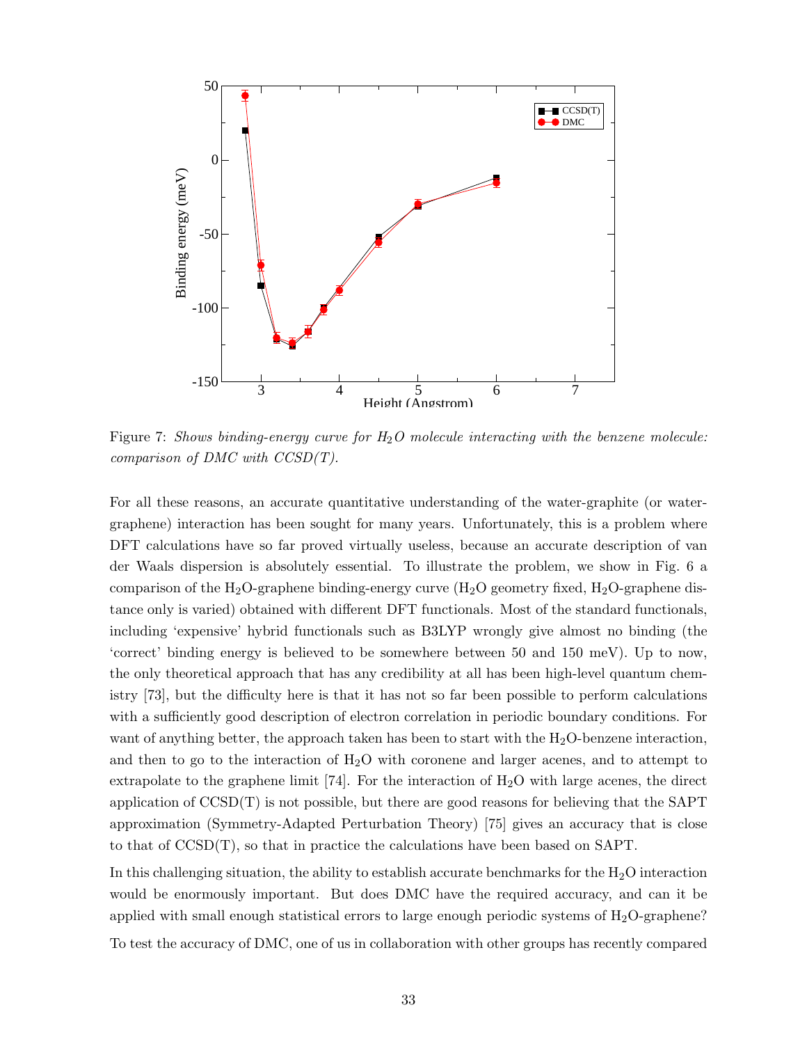Figure 7: *Shows binding-energy curve for $H_2O$ molecule interacting with the benzene molecule: comparison of DMC with CCSD(T).*

For all these reasons, an accurate quantitative understanding of the water-graphite (or water-graphene) interaction has been sought for many years. Unfortunately, this is a problem where DFT calculations have so far proved virtually useless, because an accurate description of van der Waals dispersion is absolutely essential. To illustrate the problem, we show in Fig. 6 a comparison of the $H_2O$-graphene binding-energy curve ($H_2O$ geometry fixed, $H_2O$-graphene distance only is varied) obtained with different DFT functionals. Most of the standard functionals, including 'expensive' hybrid functionals such as B3LYP wrongly give almost no binding (the 'correct' binding energy is believed to be somewhere between 50 and 150 meV). Up to now, the only theoretical approach that has any credibility at all has been high-level quantum chemistry [73], but the difficulty here is that it has not so far been possible to perform calculations with a sufficiently good description of electron correlation in periodic boundary conditions. For want of anything better, the approach taken has been to start with the $H_2O$-benzene interaction, and then to go to the interaction of $H_2O$ with coronene and larger acenes, and to attempt to extrapolate to the graphene limit [74]. For the interaction of $H_2O$ with large acenes, the direct application of CCSD(T) is not possible, but there are good reasons for believing that the SAPT approximation (Symmetry-Adapted Perturbation Theory) [75] gives an accuracy that is close to that of CCSD(T), so that in practice the calculations have been based on SAPT.

In this challenging situation, the ability to establish accurate benchmarks for the $H_2O$ interaction would be enormously important. But does DMC have the required accuracy, and can it be applied with small enough statistical errors to large enough periodic systems of $H_2O$-graphene?

To test the accuracy of DMC, one of us in collaboration with other groups has recently compared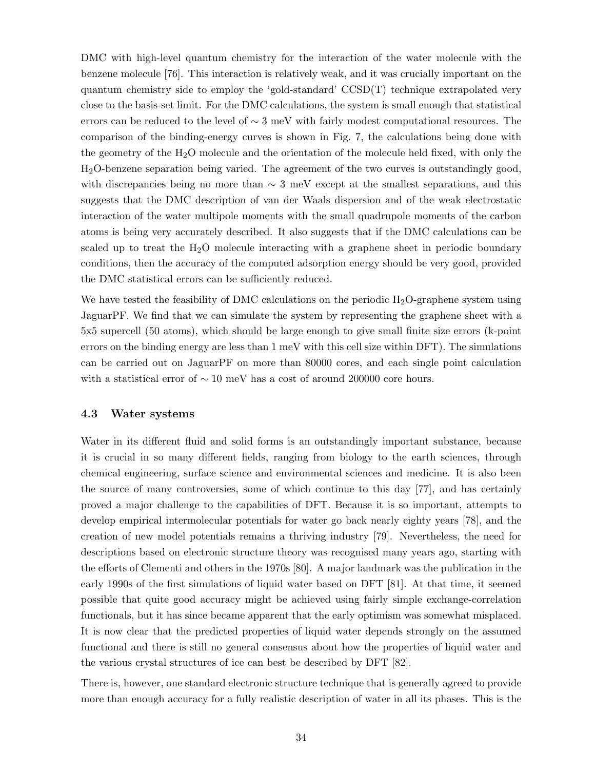DMC with high-level quantum chemistry for the interaction of the water molecule with the benzene molecule [76]. This interaction is relatively weak, and it was crucially important on the quantum chemistry side to employ the 'gold-standard' CCSD(T) technique extrapolated very close to the basis-set limit. For the DMC calculations, the system is small enough that statistical errors can be reduced to the level of $\sim 3$ meV with fairly modest computational resources. The comparison of the binding-energy curves is shown in Fig. 7, the calculations being done with the geometry of the $H_2O$ molecule and the orientation of the molecule held fixed, with only the $H_2O$-benzene separation being varied. The agreement of the two curves is outstandingly good, with discrepancies being no more than $\sim 3$ meV except at the smallest separations, and this suggests that the DMC description of van der Waals dispersion and of the weak electrostatic interaction of the water multipole moments with the small quadrupole moments of the carbon atoms is being very accurately described. It also suggests that if the DMC calculations can be scaled up to treat the $H_2O$ molecule interacting with a graphene sheet in periodic boundary conditions, then the accuracy of the computed adsorption energy should be very good, provided the DMC statistical errors can be sufficiently reduced.

We have tested the feasibility of DMC calculations on the periodic $H_2O$-graphene system using JaguarPF. We find that we can simulate the system by representing the graphene sheet with a 5x5 supercell (50 atoms), which should be large enough to give small finite size errors (k-point errors on the binding energy are less than 1 meV with this cell size within DFT). The simulations can be carried out on JaguarPF on more than 80000 cores, and each single point calculation with a statistical error of $\sim 10$ meV has a cost of around 200000 core hours.

### 4.3 Water systems

Water in its different fluid and solid forms is an outstandingly important substance, because it is crucial in so many different fields, ranging from biology to the earth sciences, through chemical engineering, surface science and environmental sciences and medicine. It is also been the source of many controversies, some of which continue to this day [77], and has certainly proved a major challenge to the capabilities of DFT. Because it is so important, attempts to develop empirical intermolecular potentials for water go back nearly eighty years [78], and the creation of new model potentials remains a thriving industry [79]. Nevertheless, the need for descriptions based on electronic structure theory was recognised many years ago, starting with the efforts of Clementi and others in the 1970s [80]. A major landmark was the publication in the early 1990s of the first simulations of liquid water based on DFT [81]. At that time, it seemed possible that quite good accuracy might be achieved using fairly simple exchange-correlation functionals, but it has since became apparent that the early optimism was somewhat misplaced. It is now clear that the predicted properties of liquid water depends strongly on the assumed functional and there is still no general consensus about how the properties of liquid water and the various crystal structures of ice can best be described by DFT [82].

There is, however, one standard electronic structure technique that is generally agreed to provide more than enough accuracy for a fully realistic description of water in all its phases. This is the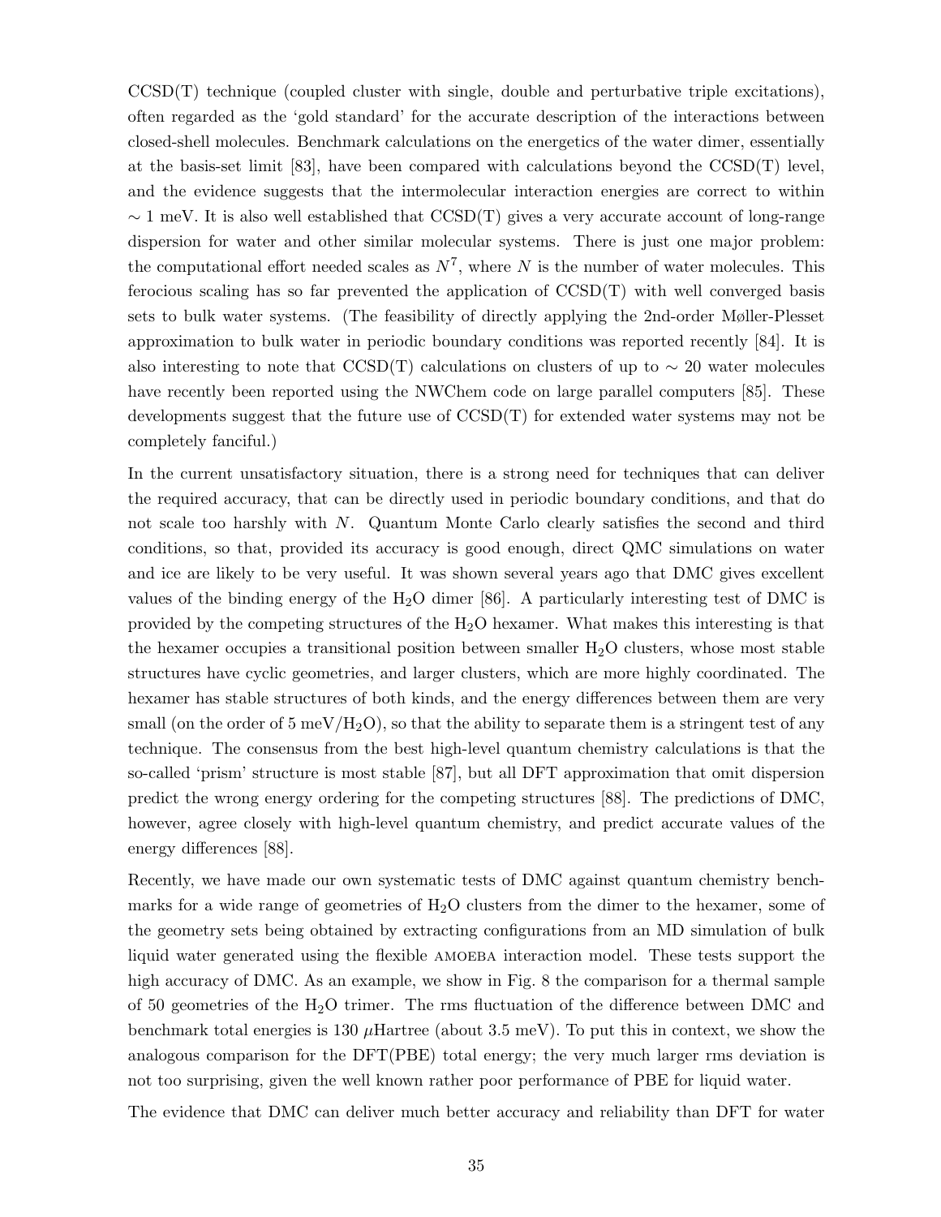CCSD(T) technique (coupled cluster with single, double and perturbative triple excitations), often regarded as the 'gold standard' for the accurate description of the interactions between closed-shell molecules. Benchmark calculations on the energetics of the water dimer, essentially at the basis-set limit [83], have been compared with calculations beyond the CCSD(T) level, and the evidence suggests that the intermolecular interaction energies are correct to within $\sim 1$ meV. It is also well established that CCSD(T) gives a very accurate account of long-range dispersion for water and other similar molecular systems. There is just one major problem: the computational effort needed scales as $N^7$, where $N$ is the number of water molecules. This ferocious scaling has so far prevented the application of CCSD(T) with well converged basis sets to bulk water systems. (The feasibility of directly applying the 2nd-order Møller-Plesset approximation to bulk water in periodic boundary conditions was reported recently [84]. It is also interesting to note that CCSD(T) calculations on clusters of up to $\sim 20$ water molecules have recently been reported using the NWChem code on large parallel computers [85]. These developments suggest that the future use of CCSD(T) for extended water systems may not be completely fanciful.)

In the current unsatisfactory situation, there is a strong need for techniques that can deliver the required accuracy, that can be directly used in periodic boundary conditions, and that do not scale too harshly with $N$. Quantum Monte Carlo clearly satisfies the second and third conditions, so that, provided its accuracy is good enough, direct QMC simulations on water and ice are likely to be very useful. It was shown several years ago that DMC gives excellent values of the binding energy of the $H_2O$ dimer [86]. A particularly interesting test of DMC is provided by the competing structures of the $H_2O$ hexamer. What makes this interesting is that the hexamer occupies a transitional position between smaller $H_2O$ clusters, whose most stable structures have cyclic geometries, and larger clusters, which are more highly coordinated. The hexamer has stable structures of both kinds, and the energy differences between them are very small (on the order of 5 meV/$H_2O$), so that the ability to separate them is a stringent test of any technique. The consensus from the best high-level quantum chemistry calculations is that the so-called 'prism' structure is most stable [87], but all DFT approximation that omit dispersion predict the wrong energy ordering for the competing structures [88]. The predictions of DMC, however, agree closely with high-level quantum chemistry, and predict accurate values of the energy differences [88].

Recently, we have made our own systematic tests of DMC against quantum chemistry benchmarks for a wide range of geometries of $H_2O$ clusters from the dimer to the hexamer, some of the geometry sets being obtained by extracting configurations from an MD simulation of bulk liquid water generated using the flexible AMOEBA interaction model. These tests support the high accuracy of DMC. As an example, we show in Fig. 8 the comparison for a thermal sample of 50 geometries of the $H_2O$ trimer. The rms fluctuation of the difference between DMC and benchmark total energies is 130 $\mu$Hartree (about 3.5 meV). To put this in context, we show the analogous comparison for the DFT(PBE) total energy; the very much larger rms deviation is not too surprising, given the well known rather poor performance of PBE for liquid water.

The evidence that DMC can deliver much better accuracy and reliability than DFT for water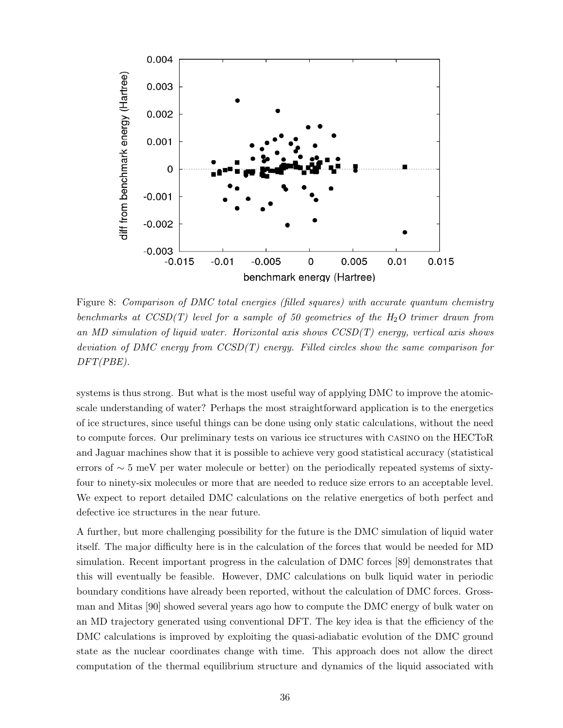Figure 8: *Comparison of DMC total energies (filled squares) with accurate quantum chemistry benchmarks at CCSD(T) level for a sample of 50 geometries of the $H_2O$ trimer drawn from an MD simulation of liquid water. Horizontal axis shows CCSD(T) energy, vertical axis shows deviation of DMC energy from CCSD(T) energy. Filled circles show the same comparison for DFT(PBE).*

systems is thus strong. But what is the most useful way of applying DMC to improve the atomic-scale understanding of water? Perhaps the most straightforward application is to the energetics of ice structures, since useful things can be done using only static calculations, without the need to compute forces. Our preliminary tests on various ice structures with CASINO on the HECToR and Jaguar machines show that it is possible to achieve very good statistical accuracy (statistical errors of $\sim 5$ meV per water molecule or better) on the periodically repeated systems of sixty-four to ninety-six molecules or more that are needed to reduce size errors to an acceptable level. We expect to report detailed DMC calculations on the relative energetics of both perfect and defective ice structures in the near future.

A further, but more challenging possibility for the future is the DMC simulation of liquid water itself. The major difficulty here is in the calculation of the forces that would be needed for MD simulation. Recent important progress in the calculation of DMC forces [89] demonstrates that this will eventually be feasible. However, DMC calculations on bulk liquid water in periodic boundary conditions have already been reported, without the calculation of DMC forces. Grossman and Mitas [90] showed several years ago how to compute the DMC energy of bulk water on an MD trajectory generated using conventional DFT. The key idea is that the efficiency of the DMC calculations is improved by exploiting the quasi-adiabatic evolution of the DMC ground state as the nuclear coordinates change with time. This approach does not allow the direct computation of the thermal equilibrium structure and dynamics of the liquid associated with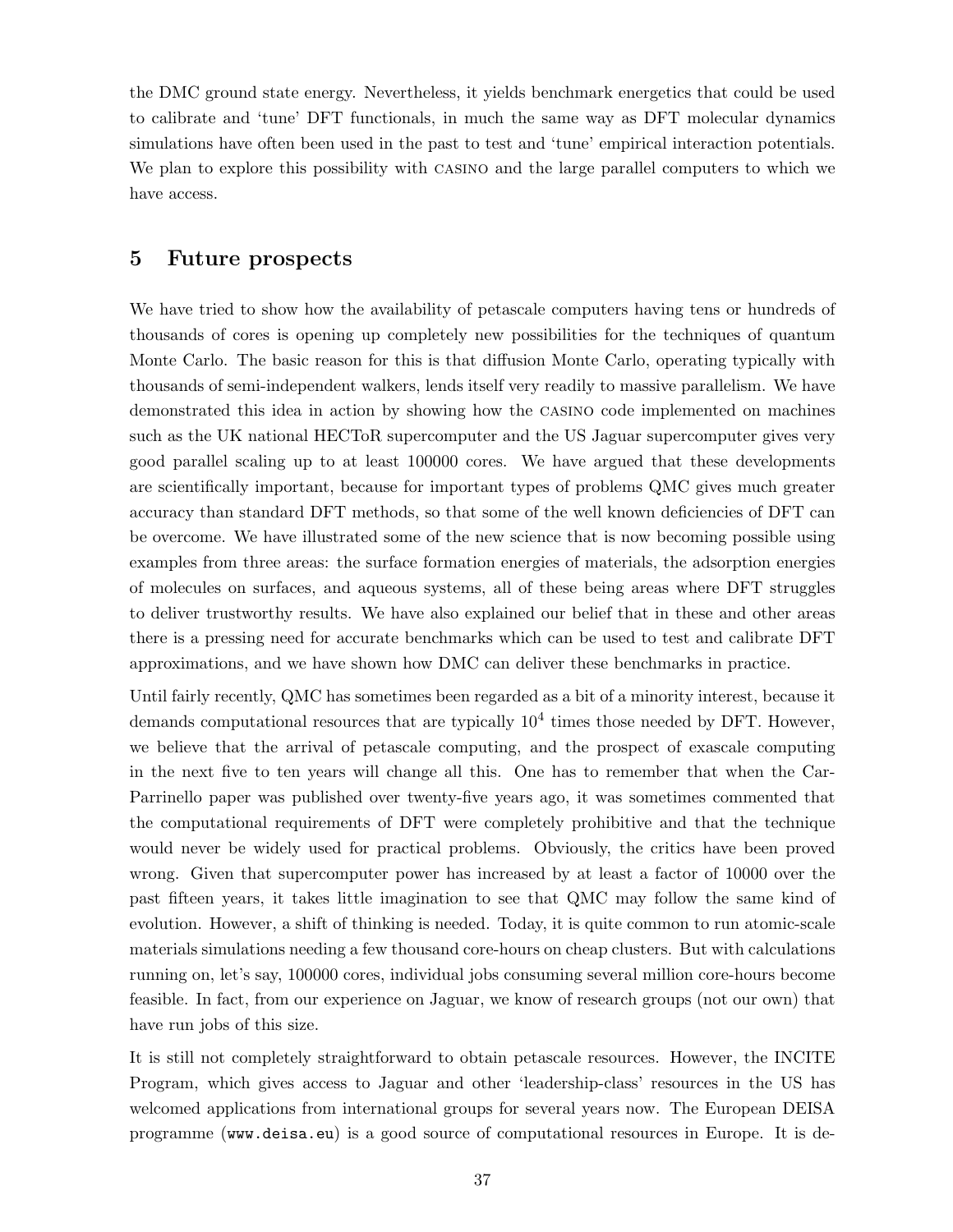the DMC ground state energy. Nevertheless, it yields benchmark energetics that could be used to calibrate and 'tune' DFT functionals, in much the same way as DFT molecular dynamics simulations have often been used in the past to test and 'tune' empirical interaction potentials. We plan to explore this possibility with CASINO and the large parallel computers to which we have access.

## 5 Future prospects

We have tried to show how the availability of petascale computers having tens or hundreds of thousands of cores is opening up completely new possibilities for the techniques of quantum Monte Carlo. The basic reason for this is that diffusion Monte Carlo, operating typically with thousands of semi-independent walkers, lends itself very readily to massive parallelism. We have demonstrated this idea in action by showing how the CASINO code implemented on machines such as the UK national HECToR supercomputer and the US Jaguar supercomputer gives very good parallel scaling up to at least 100000 cores. We have argued that these developments are scientifically important, because for important types of problems QMC gives much greater accuracy than standard DFT methods, so that some of the well known deficiencies of DFT can be overcome. We have illustrated some of the new science that is now becoming possible using examples from three areas: the surface formation energies of materials, the adsorption energies of molecules on surfaces, and aqueous systems, all of these being areas where DFT struggles to deliver trustworthy results. We have also explained our belief that in these and other areas there is a pressing need for accurate benchmarks which can be used to test and calibrate DFT approximations, and we have shown how DMC can deliver these benchmarks in practice.

Until fairly recently, QMC has sometimes been regarded as a bit of a minority interest, because it demands computational resources that are typically $10^4$ times those needed by DFT. However, we believe that the arrival of petascale computing, and the prospect of exascale computing in the next five to ten years will change all this. One has to remember that when the Car-Parrinello paper was published over twenty-five years ago, it was sometimes commented that the computational requirements of DFT were completely prohibitive and that the technique would never be widely used for practical problems. Obviously, the critics have been proved wrong. Given that supercomputer power has increased by at least a factor of 10000 over the past fifteen years, it takes little imagination to see that QMC may follow the same kind of evolution. However, a shift of thinking is needed. Today, it is quite common to run atomic-scale materials simulations needing a few thousand core-hours on cheap clusters. But with calculations running on, let's say, 100000 cores, individual jobs consuming several million core-hours become feasible. In fact, from our experience on Jaguar, we know of research groups (not our own) that have run jobs of this size.

It is still not completely straightforward to obtain petascale resources. However, the INCITE Program, which gives access to Jaguar and other 'leadership-class' resources in the US has welcomed applications from international groups for several years now. The European DEISA programme (`www.deisa.eu`) is a good source of computational resources in Europe. It is de-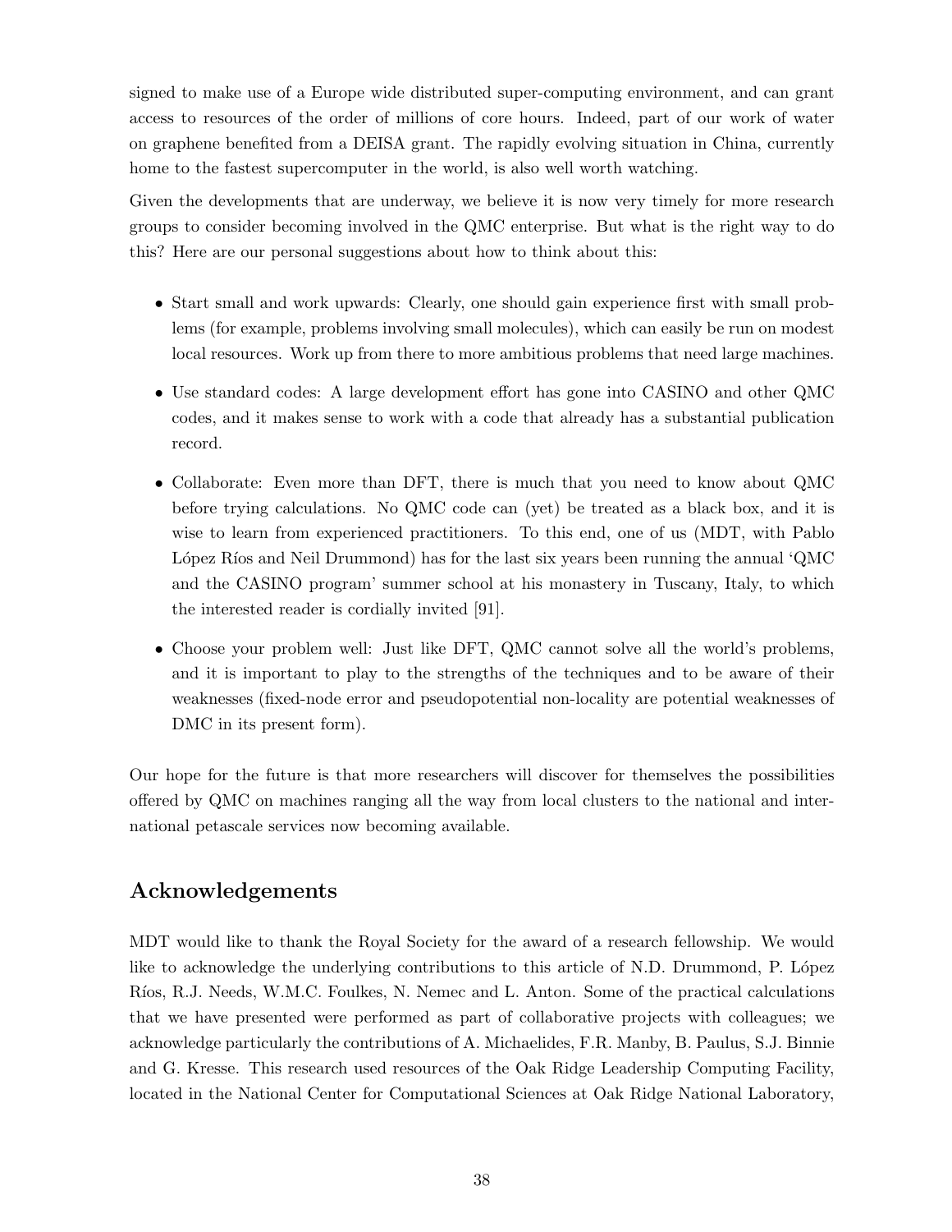signed to make use of a Europe wide distributed super-computing environment, and can grant access to resources of the order of millions of core hours. Indeed, part of our work of water on graphene benefited from a DEISA grant. The rapidly evolving situation in China, currently home to the fastest supercomputer in the world, is also well worth watching.

Given the developments that are underway, we believe it is now very timely for more research groups to consider becoming involved in the QMC enterprise. But what is the right way to do this? Here are our personal suggestions about how to think about this:

- Start small and work upwards: Clearly, one should gain experience first with small problems (for example, problems involving small molecules), which can easily be run on modest local resources. Work up from there to more ambitious problems that need large machines.
- Use standard codes: A large development effort has gone into CASINO and other QMC codes, and it makes sense to work with a code that already has a substantial publication record.
- Collaborate: Even more than DFT, there is much that you need to know about QMC before trying calculations. No QMC code can (yet) be treated as a black box, and it is wise to learn from experienced practitioners. To this end, one of us (MDT, with Pablo López Ríos and Neil Drummond) has for the last six years been running the annual 'QMC and the CASINO program' summer school at his monastery in Tuscany, Italy, to which the interested reader is cordially invited [91].
- Choose your problem well: Just like DFT, QMC cannot solve all the world's problems, and it is important to play to the strengths of the techniques and to be aware of their weaknesses (fixed-node error and pseudopotential non-locality are potential weaknesses of DMC in its present form).

Our hope for the future is that more researchers will discover for themselves the possibilities offered by QMC on machines ranging all the way from local clusters to the national and international petascale services now becoming available.

## Acknowledgements

MDT would like to thank the Royal Society for the award of a research fellowship. We would like to acknowledge the underlying contributions to this article of N.D. Drummond, P. López Ríos, R.J. Needs, W.M.C. Foulkes, N. Nemec and L. Anton. Some of the practical calculations that we have presented were performed as part of collaborative projects with colleagues; we acknowledge particularly the contributions of A. Michaelides, F.R. Manby, B. Paulus, S.J. Binnie and G. Kresse. This research used resources of the Oak Ridge Leadership Computing Facility, located in the National Center for Computational Sciences at Oak Ridge National Laboratory,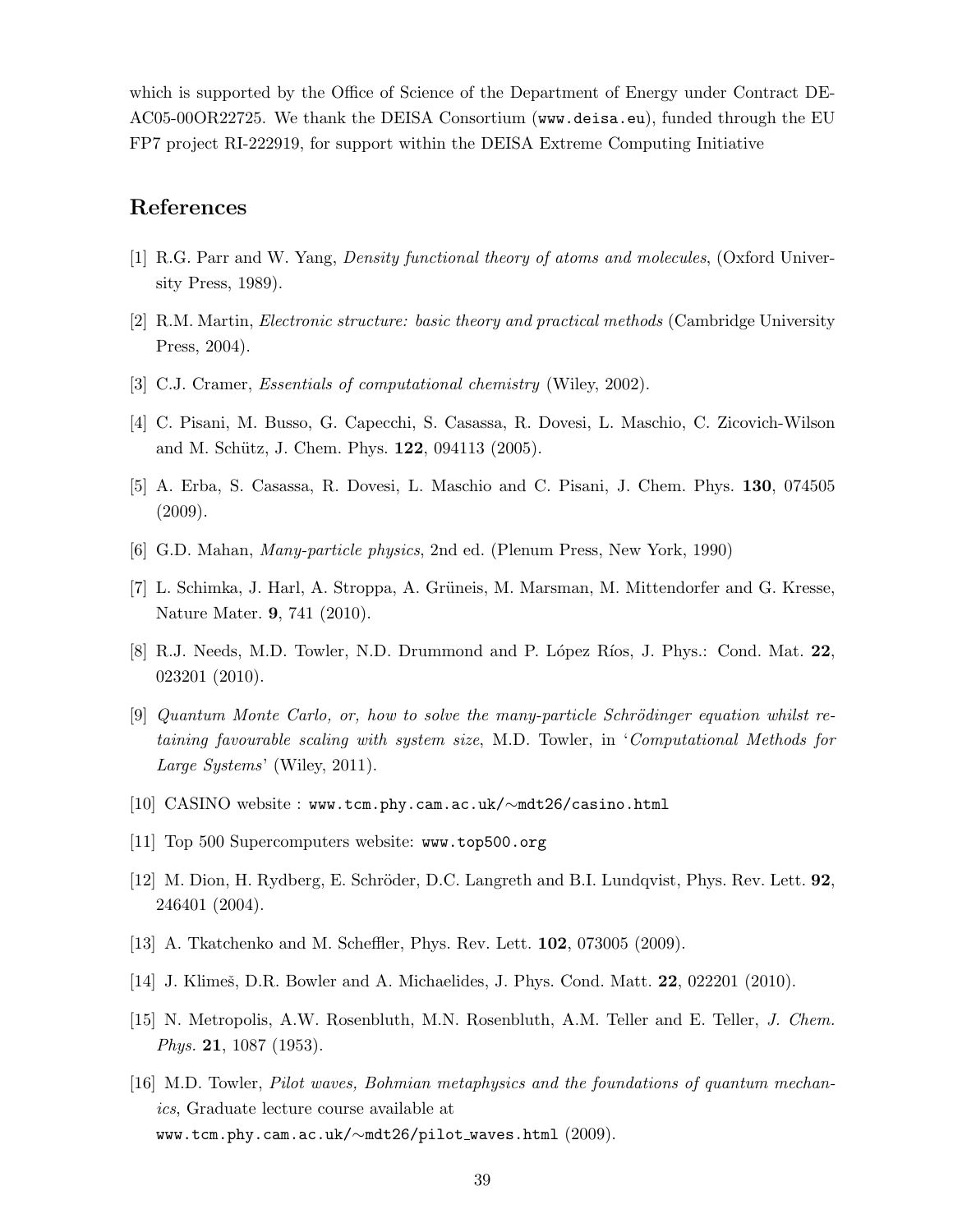which is supported by the Office of Science of the Department of Energy under Contract DE-AC05-00OR22725. We thank the DEISA Consortium (`www.deisa.eu`), funded through the EU FP7 project RI-222919, for support within the DEISA Extreme Computing Initiative

## References

[1] R.G. Parr and W. Yang, *Density functional theory of atoms and molecules*, (Oxford University Press, 1989).

[2] R.M. Martin, *Electronic structure: basic theory and practical methods* (Cambridge University Press, 2004).

[3] C.J. Cramer, *Essentials of computational chemistry* (Wiley, 2002).

[4] C. Pisani, M. Busso, G. Capecchi, S. Casassa, R. Dovesi, L. Maschio, C. Zicovich-Wilson and M. Schütz, J. Chem. Phys. **122**, 094113 (2005).

[5] A. Erba, S. Casassa, R. Dovesi, L. Maschio and C. Pisani, J. Chem. Phys. **130**, 074505 (2009).

[6] G.D. Mahan, *Many-particle physics*, 2nd ed. (Plenum Press, New York, 1990)

[7] L. Schimka, J. Harl, A. Stroppa, A. Grüneis, M. Marsman, M. Mittendorfer and G. Kresse, Nature Mater. **9**, 741 (2010).

[8] R.J. Needs, M.D. Towler, N.D. Drummond and P. López Ríos, J. Phys.: Cond. Mat. **22**, 023201 (2010).

[9] *Quantum Monte Carlo, or, how to solve the many-particle Schrödinger equation whilst retaining favourable scaling with system size*, M.D. Towler, in '*Computational Methods for Large Systems*' (Wiley, 2011).

[10] CASINO website : `www.tcm.phy.cam.ac.uk/∼mdt26/casino.html`

[11] Top 500 Supercomputers website: `www.top500.org`

[12] M. Dion, H. Rydberg, E. Schröder, D.C. Langreth and B.I. Lundqvist, Phys. Rev. Lett. **92**, 246401 (2004).

[13] A. Tkatchenko and M. Scheffler, Phys. Rev. Lett. **102**, 073005 (2009).

[14] J. Klimeš, D.R. Bowler and A. Michaelides, J. Phys. Cond. Matt. **22**, 022201 (2010).

[15] N. Metropolis, A.W. Rosenbluth, M.N. Rosenbluth, A.M. Teller and E. Teller, *J. Chem. Phys.* **21**, 1087 (1953).

[16] M.D. Towler, *Pilot waves, Bohmian metaphysics and the foundations of quantum mechanics*, Graduate lecture course available at `www.tcm.phy.cam.ac.uk/∼mdt26/pilot_waves.html` (2009).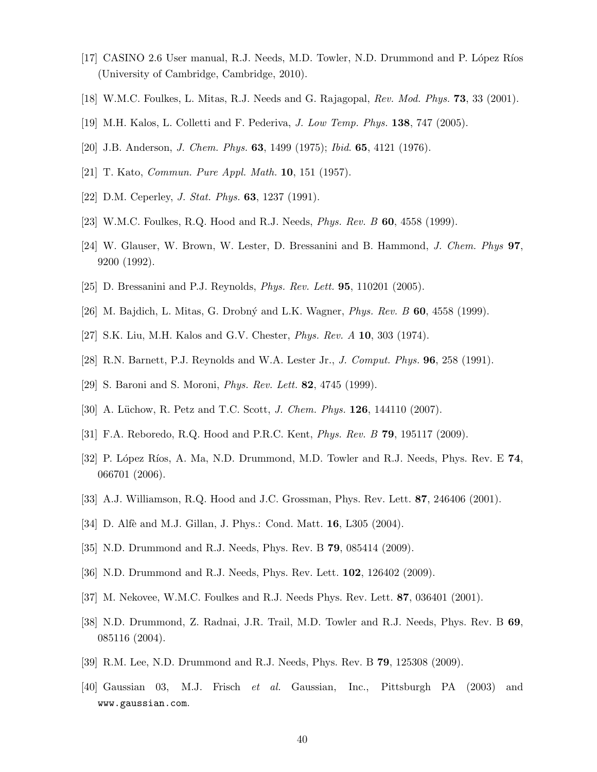[17] CASINO 2.6 User manual, R.J. Needs, M.D. Towler, N.D. Drummond and P. López Ríos (University of Cambridge, Cambridge, 2010).

[18] W.M.C. Foulkes, L. Mitas, R.J. Needs and G. Rajagopal, *Rev. Mod. Phys.* **73**, 33 (2001).

[19] M.H. Kalos, L. Colletti and F. Pederiva, *J. Low Temp. Phys.* **138**, 747 (2005).

[20] J.B. Anderson, *J. Chem. Phys.* **63**, 1499 (1975); *Ibid*. **65**, 4121 (1976).

[21] T. Kato, *Commun. Pure Appl. Math.* **10**, 151 (1957).

[22] D.M. Ceperley, *J. Stat. Phys.* **63**, 1237 (1991).

[23] W.M.C. Foulkes, R.Q. Hood and R.J. Needs, *Phys. Rev. B* **60**, 4558 (1999).

[24] W. Glauser, W. Brown, W. Lester, D. Bressanini and B. Hammond, *J. Chem. Phys* **97**, 9200 (1992).

[25] D. Bressanini and P.J. Reynolds, *Phys. Rev. Lett.* **95**, 110201 (2005).

[26] M. Bajdich, L. Mitas, G. Drobný and L.K. Wagner, *Phys. Rev. B* **60**, 4558 (1999).

[27] S.K. Liu, M.H. Kalos and G.V. Chester, *Phys. Rev. A* **10**, 303 (1974).

[28] R.N. Barnett, P.J. Reynolds and W.A. Lester Jr., *J. Comput. Phys.* **96**, 258 (1991).

[29] S. Baroni and S. Moroni, *Phys. Rev. Lett.* **82**, 4745 (1999).

[30] A. Lüchow, R. Petz and T.C. Scott, *J. Chem. Phys.* **126**, 144110 (2007).

[31] F.A. Reboredo, R.Q. Hood and P.R.C. Kent, *Phys. Rev. B* **79**, 195117 (2009).

[32] P. López Ríos, A. Ma, N.D. Drummond, M.D. Towler and R.J. Needs, Phys. Rev. E **74**, 066701 (2006).

[33] A.J. Williamson, R.Q. Hood and J.C. Grossman, Phys. Rev. Lett. **87**, 246406 (2001).

[34] D. Alfè and M.J. Gillan, J. Phys.: Cond. Matt. **16**, L305 (2004).

[35] N.D. Drummond and R.J. Needs, Phys. Rev. B **79**, 085414 (2009).

[36] N.D. Drummond and R.J. Needs, Phys. Rev. Lett. **102**, 126402 (2009).

[37] M. Nekovee, W.M.C. Foulkes and R.J. Needs Phys. Rev. Lett. **87**, 036401 (2001).

[38] N.D. Drummond, Z. Radnai, J.R. Trail, M.D. Towler and R.J. Needs, Phys. Rev. B **69**, 085116 (2004).

[39] R.M. Lee, N.D. Drummond and R.J. Needs, Phys. Rev. B **79**, 125308 (2009).

[40] Gaussian 03, M.J. Frisch *et al.* Gaussian, Inc., Pittsburgh PA (2003) and `www.gaussian.com`.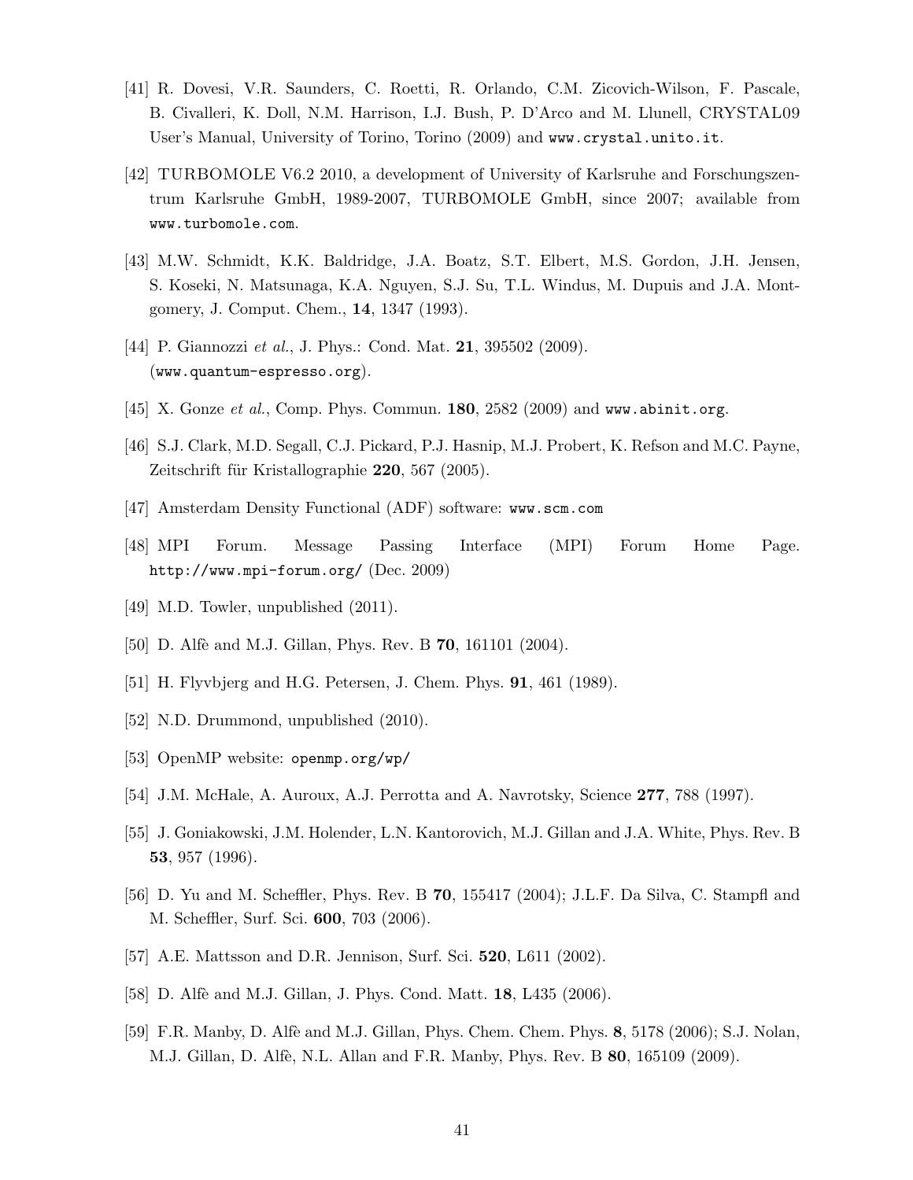[41] R. Dovesi, V.R. Saunders, C. Roetti, R. Orlando, C.M. Zicovich-Wilson, F. Pascale, B. Civalleri, K. Doll, N.M. Harrison, I.J. Bush, P. D'Arco and M. Llunell, CRYSTAL09 User's Manual, University of Torino, Torino (2009) and `www.crystal.unito.it`.

[42] TURBOMOLE V6.2 2010, a development of University of Karlsruhe and Forschungszentrum Karlsruhe GmbH, 1989-2007, TURBOMOLE GmbH, since 2007; available from `www.turbomole.com`.

[43] M.W. Schmidt, K.K. Baldridge, J.A. Boatz, S.T. Elbert, M.S. Gordon, J.H. Jensen, S. Koseki, N. Matsunaga, K.A. Nguyen, S.J. Su, T.L. Windus, M. Dupuis and J.A. Montgomery, J. Comput. Chem., **14**, 1347 (1993).

[44] P. Giannozzi *et al.*, J. Phys.: Cond. Mat. **21**, 395502 (2009). (`www.quantum-espresso.org`).

[45] X. Gonze *et al.*, Comp. Phys. Commun. **180**, 2582 (2009) and `www.abinit.org`.

[46] S.J. Clark, M.D. Segall, C.J. Pickard, P.J. Hasnip, M.J. Probert, K. Refson and M.C. Payne, Zeitschrift für Kristallographie **220**, 567 (2005).

[47] Amsterdam Density Functional (ADF) software: `www.scm.com`

[48] MPI Forum. Message Passing Interface (MPI) Forum Home Page. `http://www.mpi-forum.org/` (Dec. 2009)

[49] M.D. Towler, unpublished (2011).

[50] D. Alfè and M.J. Gillan, Phys. Rev. B **70**, 161101 (2004).

[51] H. Flyvbjerg and H.G. Petersen, J. Chem. Phys. **91**, 461 (1989).

[52] N.D. Drummond, unpublished (2010).

[53] OpenMP website: `openmp.org/wp/`

[54] J.M. McHale, A. Auroux, A.J. Perrotta and A. Navrotsky, Science **277**, 788 (1997).

[55] J. Goniakowski, J.M. Holender, L.N. Kantorovich, M.J. Gillan and J.A. White, Phys. Rev. B **53**, 957 (1996).

[56] D. Yu and M. Scheffler, Phys. Rev. B **70**, 155417 (2004); J.L.F. Da Silva, C. Stampfl and M. Scheffler, Surf. Sci. **600**, 703 (2006).

[57] A.E. Mattsson and D.R. Jennison, Surf. Sci. **520**, L611 (2002).

[58] D. Alfè and M.J. Gillan, J. Phys. Cond. Matt. **18**, L435 (2006).

[59] F.R. Manby, D. Alfè and M.J. Gillan, Phys. Chem. Chem. Phys. **8**, 5178 (2006); S.J. Nolan, M.J. Gillan, D. Alfè, N.L. Allan and F.R. Manby, Phys. Rev. B **80**, 165109 (2009).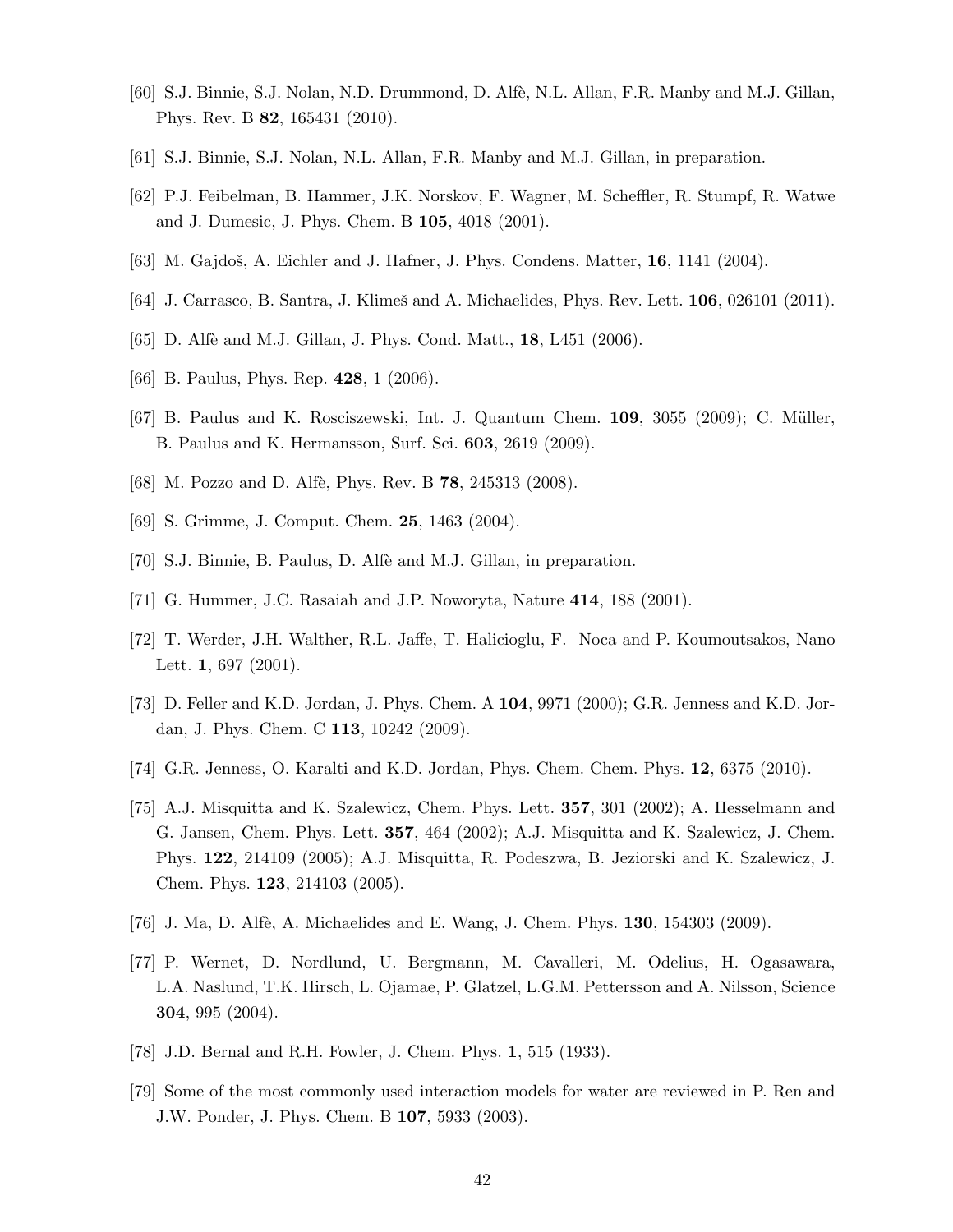[60] S.J. Binnie, S.J. Nolan, N.D. Drummond, D. Alfè, N.L. Allan, F.R. Manby and M.J. Gillan, Phys. Rev. B **82**, 165431 (2010).

[61] S.J. Binnie, S.J. Nolan, N.L. Allan, F.R. Manby and M.J. Gillan, in preparation.

[62] P.J. Feibelman, B. Hammer, J.K. Norskov, F. Wagner, M. Scheffler, R. Stumpf, R. Watwe and J. Dumesic, J. Phys. Chem. B **105**, 4018 (2001).

[63] M. Gajdoš, A. Eichler and J. Hafner, J. Phys. Condens. Matter, **16**, 1141 (2004).

[64] J. Carrasco, B. Santra, J. Klimeš and A. Michaelides, Phys. Rev. Lett. **106**, 026101 (2011).

[65] D. Alfè and M.J. Gillan, J. Phys. Cond. Matt., **18**, L451 (2006).

[66] B. Paulus, Phys. Rep. **428**, 1 (2006).

[67] B. Paulus and K. Rosciszewski, Int. J. Quantum Chem. **109**, 3055 (2009); C. Müller, B. Paulus and K. Hermansson, Surf. Sci. **603**, 2619 (2009).

[68] M. Pozzo and D. Alfè, Phys. Rev. B **78**, 245313 (2008).

[69] S. Grimme, J. Comput. Chem. **25**, 1463 (2004).

[70] S.J. Binnie, B. Paulus, D. Alfè and M.J. Gillan, in preparation.

[71] G. Hummer, J.C. Rasaiah and J.P. Noworyta, Nature **414**, 188 (2001).

[72] T. Werder, J.H. Walther, R.L. Jaffe, T. Halicioglu, F. Noca and P. Koumoutsakos, Nano Lett. **1**, 697 (2001).

[73] D. Feller and K.D. Jordan, J. Phys. Chem. A **104**, 9971 (2000); G.R. Jenness and K.D. Jordan, J. Phys. Chem. C **113**, 10242 (2009).

[74] G.R. Jenness, O. Karalti and K.D. Jordan, Phys. Chem. Chem. Phys. **12**, 6375 (2010).

[75] A.J. Misquitta and K. Szalewicz, Chem. Phys. Lett. **357**, 301 (2002); A. Hesselmann and G. Jansen, Chem. Phys. Lett. **357**, 464 (2002); A.J. Misquitta and K. Szalewicz, J. Chem. Phys. **122**, 214109 (2005); A.J. Misquitta, R. Podeszwa, B. Jeziorski and K. Szalewicz, J. Chem. Phys. **123**, 214103 (2005).

[76] J. Ma, D. Alfè, A. Michaelides and E. Wang, J. Chem. Phys. **130**, 154303 (2009).

[77] P. Wernet, D. Nordlund, U. Bergmann, M. Cavalleri, M. Odelius, H. Ogasawara, L.A. Naslund, T.K. Hirsch, L. Ojamae, P. Glatzel, L.G.M. Pettersson and A. Nilsson, Science **304**, 995 (2004).

[78] J.D. Bernal and R.H. Fowler, J. Chem. Phys. **1**, 515 (1933).

[79] Some of the most commonly used interaction models for water are reviewed in P. Ren and J.W. Ponder, J. Phys. Chem. B **107**, 5933 (2003).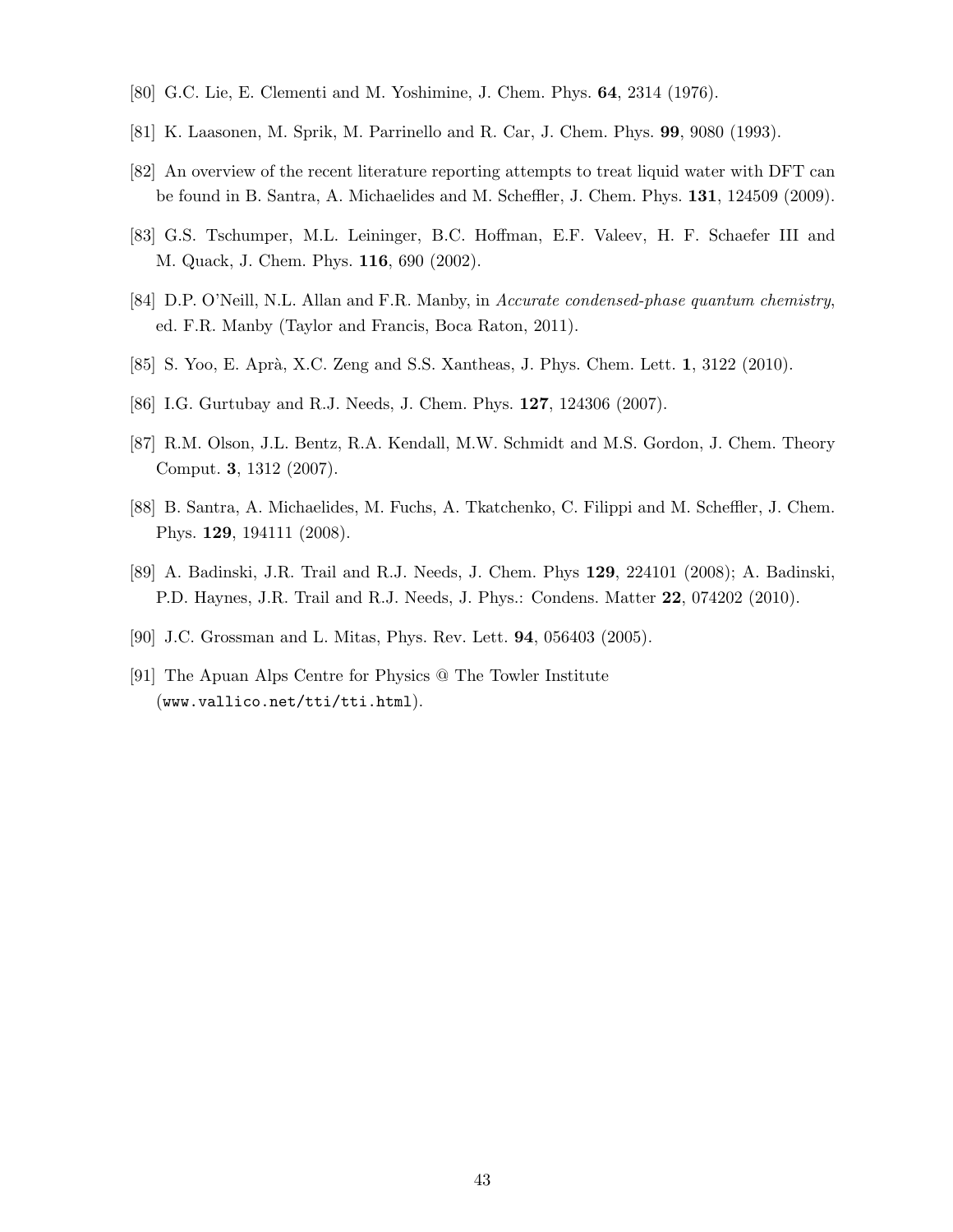[80] G.C. Lie, E. Clementi and M. Yoshimine, J. Chem. Phys. **64**, 2314 (1976).

[81] K. Laasonen, M. Sprik, M. Parrinello and R. Car, J. Chem. Phys. **99**, 9080 (1993).

[82] An overview of the recent literature reporting attempts to treat liquid water with DFT can be found in B. Santra, A. Michaelides and M. Scheffler, J. Chem. Phys. **131**, 124509 (2009).

[83] G.S. Tschumper, M.L. Leininger, B.C. Hoffman, E.F. Valeev, H. F. Schaefer III and M. Quack, J. Chem. Phys. **116**, 690 (2002).

[84] D.P. O'Neill, N.L. Allan and F.R. Manby, in *Accurate condensed-phase quantum chemistry*, ed. F.R. Manby (Taylor and Francis, Boca Raton, 2011).

[85] S. Yoo, E. Aprà, X.C. Zeng and S.S. Xantheas, J. Phys. Chem. Lett. **1**, 3122 (2010).

[86] I.G. Gurtubay and R.J. Needs, J. Chem. Phys. **127**, 124306 (2007).

[87] R.M. Olson, J.L. Bentz, R.A. Kendall, M.W. Schmidt and M.S. Gordon, J. Chem. Theory Comput. **3**, 1312 (2007).

[88] B. Santra, A. Michaelides, M. Fuchs, A. Tkatchenko, C. Filippi and M. Scheffler, J. Chem. Phys. **129**, 194111 (2008).

[89] A. Badinski, J.R. Trail and R.J. Needs, J. Chem. Phys **129**, 224101 (2008); A. Badinski, P.D. Haynes, J.R. Trail and R.J. Needs, J. Phys.: Condens. Matter **22**, 074202 (2010).

[90] J.C. Grossman and L. Mitas, Phys. Rev. Lett. **94**, 056403 (2005).

[91] The Apuan Alps Centre for Physics @ The Towler Institute (`www.vallico.net/tti/tti.html`).